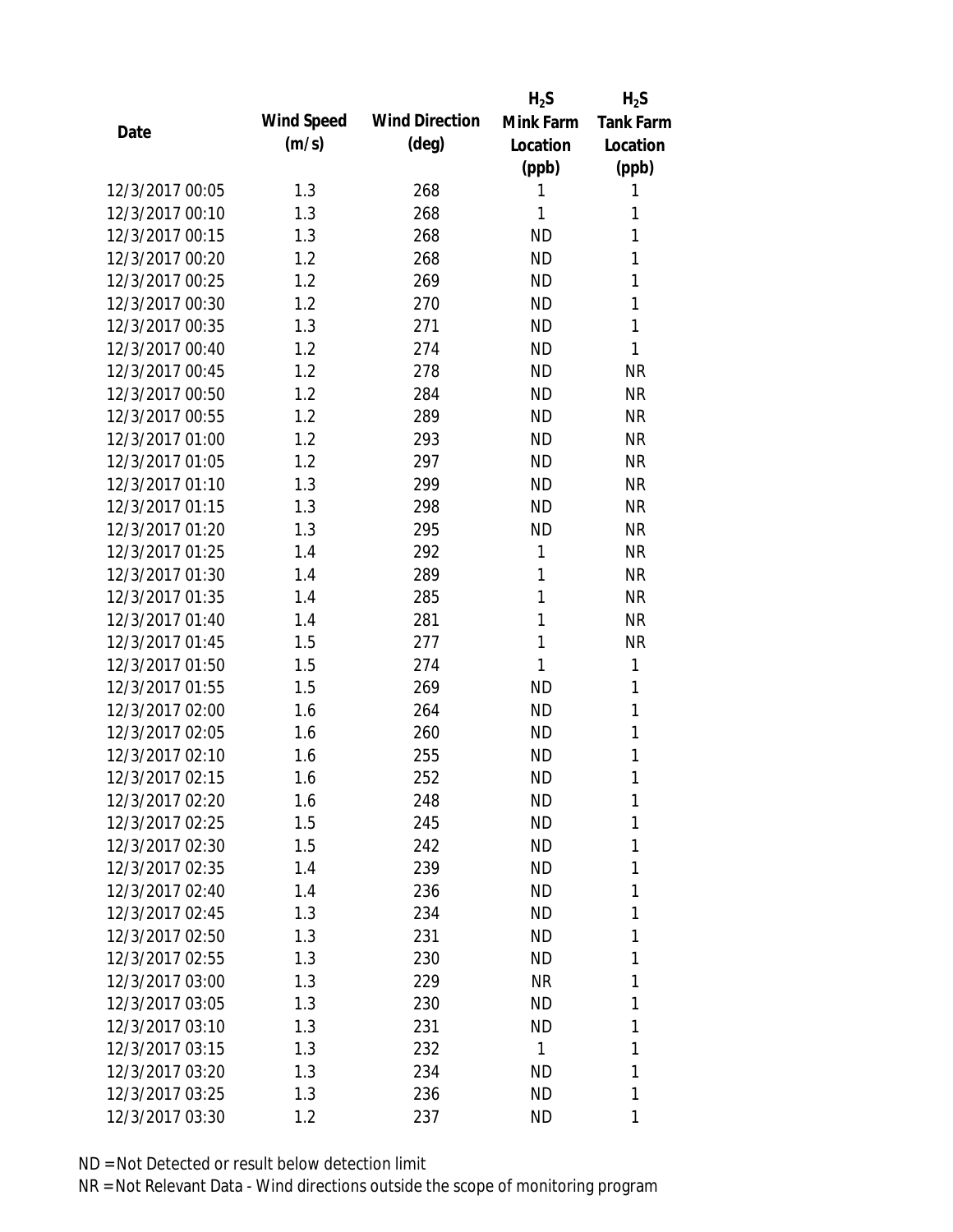| Date | Wind Speed (m/s) | Wind Direction (deg) | $H_2S$ Mink Farm Location (ppb) | $H_2S$ Tank Farm Location (ppb) |
|---|---|---|---|---|
| 12/3/2017 00:05 | 1.3 | 268 | 1 | 1 |
| 12/3/2017 00:10 | 1.3 | 268 | 1 | 1 |
| 12/3/2017 00:15 | 1.3 | 268 | ND | 1 |
| 12/3/2017 00:20 | 1.2 | 268 | ND | 1 |
| 12/3/2017 00:25 | 1.2 | 269 | ND | 1 |
| 12/3/2017 00:30 | 1.2 | 270 | ND | 1 |
| 12/3/2017 00:35 | 1.3 | 271 | ND | 1 |
| 12/3/2017 00:40 | 1.2 | 274 | ND | 1 |
| 12/3/2017 00:45 | 1.2 | 278 | ND | NR |
| 12/3/2017 00:50 | 1.2 | 284 | ND | NR |
| 12/3/2017 00:55 | 1.2 | 289 | ND | NR |
| 12/3/2017 01:00 | 1.2 | 293 | ND | NR |
| 12/3/2017 01:05 | 1.2 | 297 | ND | NR |
| 12/3/2017 01:10 | 1.3 | 299 | ND | NR |
| 12/3/2017 01:15 | 1.3 | 298 | ND | NR |
| 12/3/2017 01:20 | 1.3 | 295 | ND | NR |
| 12/3/2017 01:25 | 1.4 | 292 | 1 | NR |
| 12/3/2017 01:30 | 1.4 | 289 | 1 | NR |
| 12/3/2017 01:35 | 1.4 | 285 | 1 | NR |
| 12/3/2017 01:40 | 1.4 | 281 | 1 | NR |
| 12/3/2017 01:45 | 1.5 | 277 | 1 | NR |
| 12/3/2017 01:50 | 1.5 | 274 | 1 | 1 |
| 12/3/2017 01:55 | 1.5 | 269 | ND | 1 |
| 12/3/2017 02:00 | 1.6 | 264 | ND | 1 |
| 12/3/2017 02:05 | 1.6 | 260 | ND | 1 |
| 12/3/2017 02:10 | 1.6 | 255 | ND | 1 |
| 12/3/2017 02:15 | 1.6 | 252 | ND | 1 |
| 12/3/2017 02:20 | 1.6 | 248 | ND | 1 |
| 12/3/2017 02:25 | 1.5 | 245 | ND | 1 |
| 12/3/2017 02:30 | 1.5 | 242 | ND | 1 |
| 12/3/2017 02:35 | 1.4 | 239 | ND | 1 |
| 12/3/2017 02:40 | 1.4 | 236 | ND | 1 |
| 12/3/2017 02:45 | 1.3 | 234 | ND | 1 |
| 12/3/2017 02:50 | 1.3 | 231 | ND | 1 |
| 12/3/2017 02:55 | 1.3 | 230 | ND | 1 |
| 12/3/2017 03:00 | 1.3 | 229 | NR | 1 |
| 12/3/2017 03:05 | 1.3 | 230 | ND | 1 |
| 12/3/2017 03:10 | 1.3 | 231 | ND | 1 |
| 12/3/2017 03:15 | 1.3 | 232 | 1 | 1 |
| 12/3/2017 03:20 | 1.3 | 234 | ND | 1 |
| 12/3/2017 03:25 | 1.3 | 236 | ND | 1 |
| 12/3/2017 03:30 | 1.2 | 237 | ND | 1 |

ND = Not Detected or result below detection limit

NR = Not Relevant Data - Wind directions outside the scope of monitoring program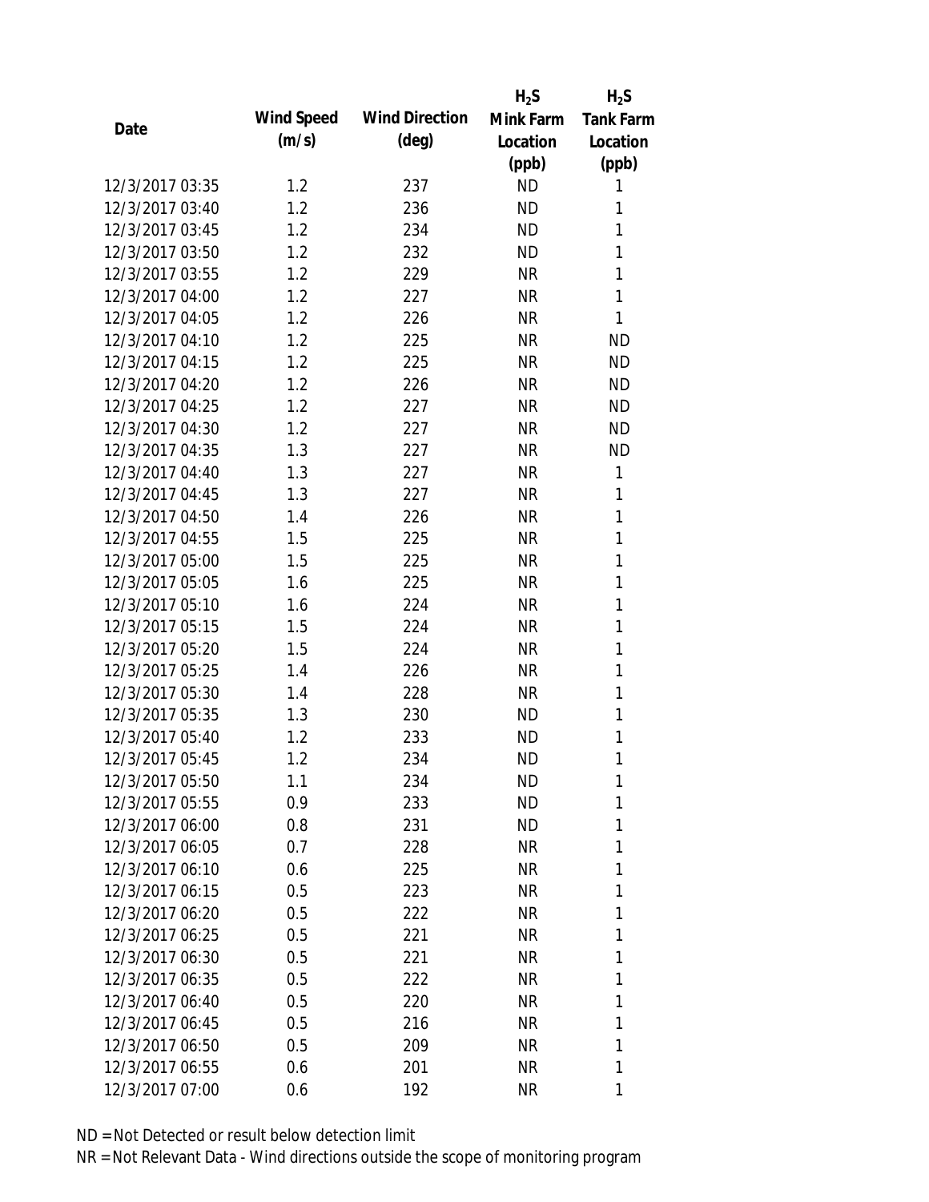| Date | Wind Speed (m/s) | Wind Direction (deg) | $H_2S$ Mink Farm Location (ppb) | $H_2S$ Tank Farm Location (ppb) |
|---|---|---|---|---|
| 12/3/2017 03:35 | 1.2 | 237 | ND | 1 |
| 12/3/2017 03:40 | 1.2 | 236 | ND | 1 |
| 12/3/2017 03:45 | 1.2 | 234 | ND | 1 |
| 12/3/2017 03:50 | 1.2 | 232 | ND | 1 |
| 12/3/2017 03:55 | 1.2 | 229 | NR | 1 |
| 12/3/2017 04:00 | 1.2 | 227 | NR | 1 |
| 12/3/2017 04:05 | 1.2 | 226 | NR | 1 |
| 12/3/2017 04:10 | 1.2 | 225 | NR | ND |
| 12/3/2017 04:15 | 1.2 | 225 | NR | ND |
| 12/3/2017 04:20 | 1.2 | 226 | NR | ND |
| 12/3/2017 04:25 | 1.2 | 227 | NR | ND |
| 12/3/2017 04:30 | 1.2 | 227 | NR | ND |
| 12/3/2017 04:35 | 1.3 | 227 | NR | ND |
| 12/3/2017 04:40 | 1.3 | 227 | NR | 1 |
| 12/3/2017 04:45 | 1.3 | 227 | NR | 1 |
| 12/3/2017 04:50 | 1.4 | 226 | NR | 1 |
| 12/3/2017 04:55 | 1.5 | 225 | NR | 1 |
| 12/3/2017 05:00 | 1.5 | 225 | NR | 1 |
| 12/3/2017 05:05 | 1.6 | 225 | NR | 1 |
| 12/3/2017 05:10 | 1.6 | 224 | NR | 1 |
| 12/3/2017 05:15 | 1.5 | 224 | NR | 1 |
| 12/3/2017 05:20 | 1.5 | 224 | NR | 1 |
| 12/3/2017 05:25 | 1.4 | 226 | NR | 1 |
| 12/3/2017 05:30 | 1.4 | 228 | NR | 1 |
| 12/3/2017 05:35 | 1.3 | 230 | ND | 1 |
| 12/3/2017 05:40 | 1.2 | 233 | ND | 1 |
| 12/3/2017 05:45 | 1.2 | 234 | ND | 1 |
| 12/3/2017 05:50 | 1.1 | 234 | ND | 1 |
| 12/3/2017 05:55 | 0.9 | 233 | ND | 1 |
| 12/3/2017 06:00 | 0.8 | 231 | ND | 1 |
| 12/3/2017 06:05 | 0.7 | 228 | NR | 1 |
| 12/3/2017 06:10 | 0.6 | 225 | NR | 1 |
| 12/3/2017 06:15 | 0.5 | 223 | NR | 1 |
| 12/3/2017 06:20 | 0.5 | 222 | NR | 1 |
| 12/3/2017 06:25 | 0.5 | 221 | NR | 1 |
| 12/3/2017 06:30 | 0.5 | 221 | NR | 1 |
| 12/3/2017 06:35 | 0.5 | 222 | NR | 1 |
| 12/3/2017 06:40 | 0.5 | 220 | NR | 1 |
| 12/3/2017 06:45 | 0.5 | 216 | NR | 1 |
| 12/3/2017 06:50 | 0.5 | 209 | NR | 1 |
| 12/3/2017 06:55 | 0.6 | 201 | NR | 1 |
| 12/3/2017 07:00 | 0.6 | 192 | NR | 1 |

ND = Not Detected or result below detection limit

NR = Not Relevant Data - Wind directions outside the scope of monitoring program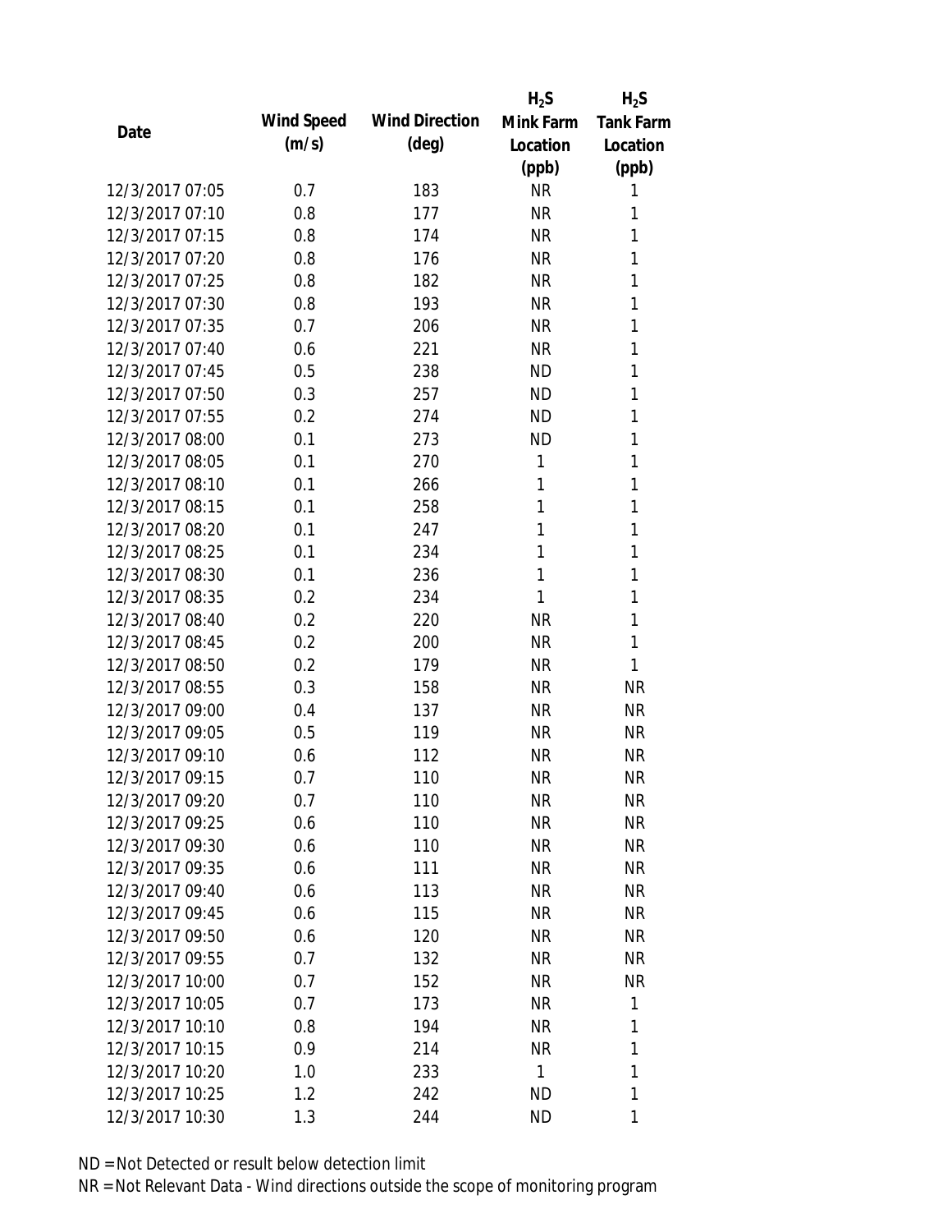| Date | Wind Speed (m/s) | Wind Direction (deg) | $H_2S$ Mink Farm Location (ppb) | $H_2S$ Tank Farm Location (ppb) |
|---|---|---|---|---|
| 12/3/2017 07:05 | 0.7 | 183 | NR | 1 |
| 12/3/2017 07:10 | 0.8 | 177 | NR | 1 |
| 12/3/2017 07:15 | 0.8 | 174 | NR | 1 |
| 12/3/2017 07:20 | 0.8 | 176 | NR | 1 |
| 12/3/2017 07:25 | 0.8 | 182 | NR | 1 |
| 12/3/2017 07:30 | 0.8 | 193 | NR | 1 |
| 12/3/2017 07:35 | 0.7 | 206 | NR | 1 |
| 12/3/2017 07:40 | 0.6 | 221 | NR | 1 |
| 12/3/2017 07:45 | 0.5 | 238 | ND | 1 |
| 12/3/2017 07:50 | 0.3 | 257 | ND | 1 |
| 12/3/2017 07:55 | 0.2 | 274 | ND | 1 |
| 12/3/2017 08:00 | 0.1 | 273 | ND | 1 |
| 12/3/2017 08:05 | 0.1 | 270 | 1 | 1 |
| 12/3/2017 08:10 | 0.1 | 266 | 1 | 1 |
| 12/3/2017 08:15 | 0.1 | 258 | 1 | 1 |
| 12/3/2017 08:20 | 0.1 | 247 | 1 | 1 |
| 12/3/2017 08:25 | 0.1 | 234 | 1 | 1 |
| 12/3/2017 08:30 | 0.1 | 236 | 1 | 1 |
| 12/3/2017 08:35 | 0.2 | 234 | 1 | 1 |
| 12/3/2017 08:40 | 0.2 | 220 | NR | 1 |
| 12/3/2017 08:45 | 0.2 | 200 | NR | 1 |
| 12/3/2017 08:50 | 0.2 | 179 | NR | 1 |
| 12/3/2017 08:55 | 0.3 | 158 | NR | NR |
| 12/3/2017 09:00 | 0.4 | 137 | NR | NR |
| 12/3/2017 09:05 | 0.5 | 119 | NR | NR |
| 12/3/2017 09:10 | 0.6 | 112 | NR | NR |
| 12/3/2017 09:15 | 0.7 | 110 | NR | NR |
| 12/3/2017 09:20 | 0.7 | 110 | NR | NR |
| 12/3/2017 09:25 | 0.6 | 110 | NR | NR |
| 12/3/2017 09:30 | 0.6 | 110 | NR | NR |
| 12/3/2017 09:35 | 0.6 | 111 | NR | NR |
| 12/3/2017 09:40 | 0.6 | 113 | NR | NR |
| 12/3/2017 09:45 | 0.6 | 115 | NR | NR |
| 12/3/2017 09:50 | 0.6 | 120 | NR | NR |
| 12/3/2017 09:55 | 0.7 | 132 | NR | NR |
| 12/3/2017 10:00 | 0.7 | 152 | NR | NR |
| 12/3/2017 10:05 | 0.7 | 173 | NR | 1 |
| 12/3/2017 10:10 | 0.8 | 194 | NR | 1 |
| 12/3/2017 10:15 | 0.9 | 214 | NR | 1 |
| 12/3/2017 10:20 | 1.0 | 233 | 1 | 1 |
| 12/3/2017 10:25 | 1.2 | 242 | ND | 1 |
| 12/3/2017 10:30 | 1.3 | 244 | ND | 1 |

ND = Not Detected or result below detection limit

NR = Not Relevant Data - Wind directions outside the scope of monitoring program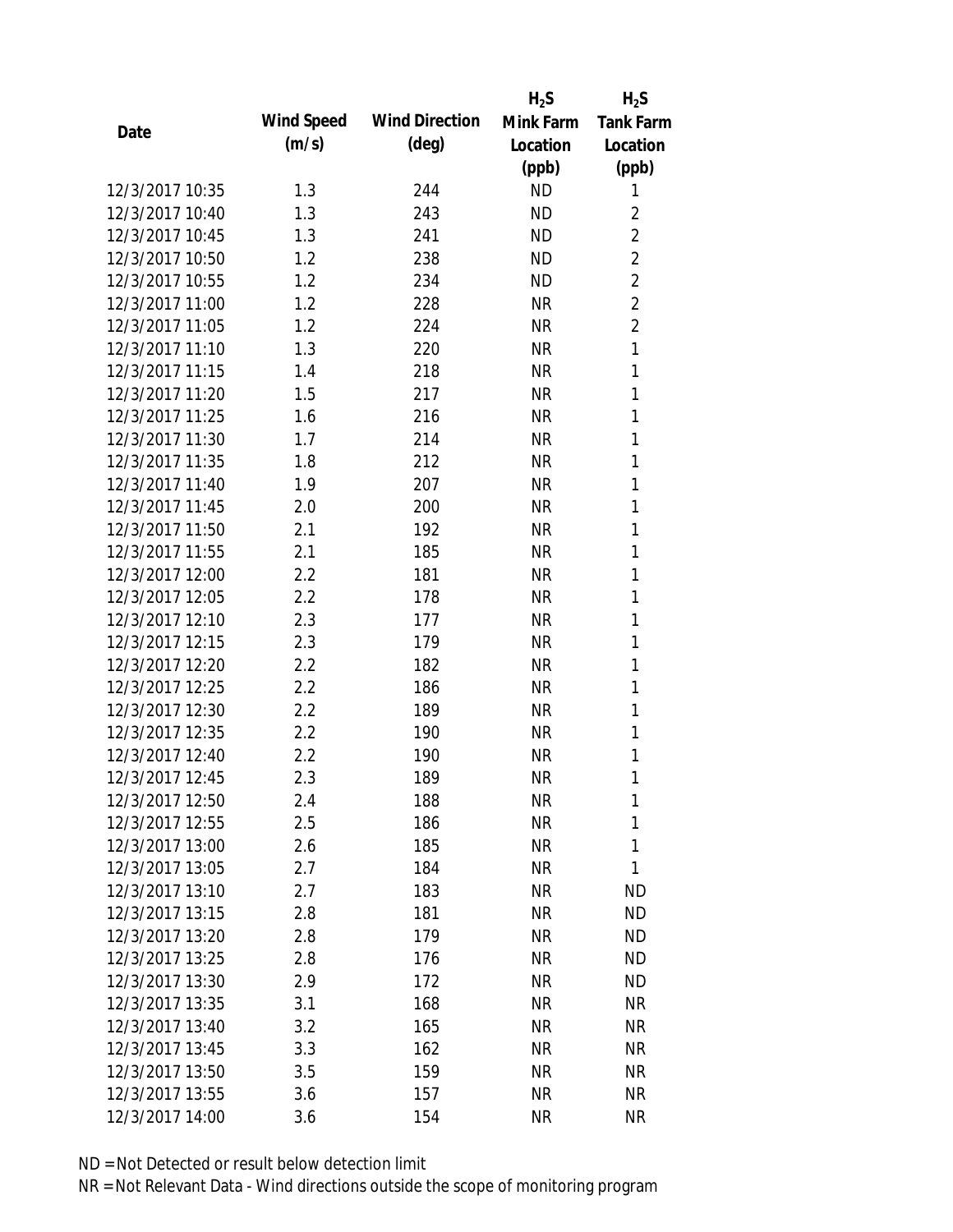| Date | Wind Speed (m/s) | Wind Direction (deg) | $H_2S$ Mink Farm Location (ppb) | $H_2S$ Tank Farm Location (ppb) |
|---|---|---|---|---|
| 12/3/2017 10:35 | 1.3 | 244 | ND | 1 |
| 12/3/2017 10:40 | 1.3 | 243 | ND | 2 |
| 12/3/2017 10:45 | 1.3 | 241 | ND | 2 |
| 12/3/2017 10:50 | 1.2 | 238 | ND | 2 |
| 12/3/2017 10:55 | 1.2 | 234 | ND | 2 |
| 12/3/2017 11:00 | 1.2 | 228 | NR | 2 |
| 12/3/2017 11:05 | 1.2 | 224 | NR | 2 |
| 12/3/2017 11:10 | 1.3 | 220 | NR | 1 |
| 12/3/2017 11:15 | 1.4 | 218 | NR | 1 |
| 12/3/2017 11:20 | 1.5 | 217 | NR | 1 |
| 12/3/2017 11:25 | 1.6 | 216 | NR | 1 |
| 12/3/2017 11:30 | 1.7 | 214 | NR | 1 |
| 12/3/2017 11:35 | 1.8 | 212 | NR | 1 |
| 12/3/2017 11:40 | 1.9 | 207 | NR | 1 |
| 12/3/2017 11:45 | 2.0 | 200 | NR | 1 |
| 12/3/2017 11:50 | 2.1 | 192 | NR | 1 |
| 12/3/2017 11:55 | 2.1 | 185 | NR | 1 |
| 12/3/2017 12:00 | 2.2 | 181 | NR | 1 |
| 12/3/2017 12:05 | 2.2 | 178 | NR | 1 |
| 12/3/2017 12:10 | 2.3 | 177 | NR | 1 |
| 12/3/2017 12:15 | 2.3 | 179 | NR | 1 |
| 12/3/2017 12:20 | 2.2 | 182 | NR | 1 |
| 12/3/2017 12:25 | 2.2 | 186 | NR | 1 |
| 12/3/2017 12:30 | 2.2 | 189 | NR | 1 |
| 12/3/2017 12:35 | 2.2 | 190 | NR | 1 |
| 12/3/2017 12:40 | 2.2 | 190 | NR | 1 |
| 12/3/2017 12:45 | 2.3 | 189 | NR | 1 |
| 12/3/2017 12:50 | 2.4 | 188 | NR | 1 |
| 12/3/2017 12:55 | 2.5 | 186 | NR | 1 |
| 12/3/2017 13:00 | 2.6 | 185 | NR | 1 |
| 12/3/2017 13:05 | 2.7 | 184 | NR | 1 |
| 12/3/2017 13:10 | 2.7 | 183 | NR | ND |
| 12/3/2017 13:15 | 2.8 | 181 | NR | ND |
| 12/3/2017 13:20 | 2.8 | 179 | NR | ND |
| 12/3/2017 13:25 | 2.8 | 176 | NR | ND |
| 12/3/2017 13:30 | 2.9 | 172 | NR | ND |
| 12/3/2017 13:35 | 3.1 | 168 | NR | NR |
| 12/3/2017 13:40 | 3.2 | 165 | NR | NR |
| 12/3/2017 13:45 | 3.3 | 162 | NR | NR |
| 12/3/2017 13:50 | 3.5 | 159 | NR | NR |
| 12/3/2017 13:55 | 3.6 | 157 | NR | NR |
| 12/3/2017 14:00 | 3.6 | 154 | NR | NR |

ND = Not Detected or result below detection limit

NR = Not Relevant Data - Wind directions outside the scope of monitoring program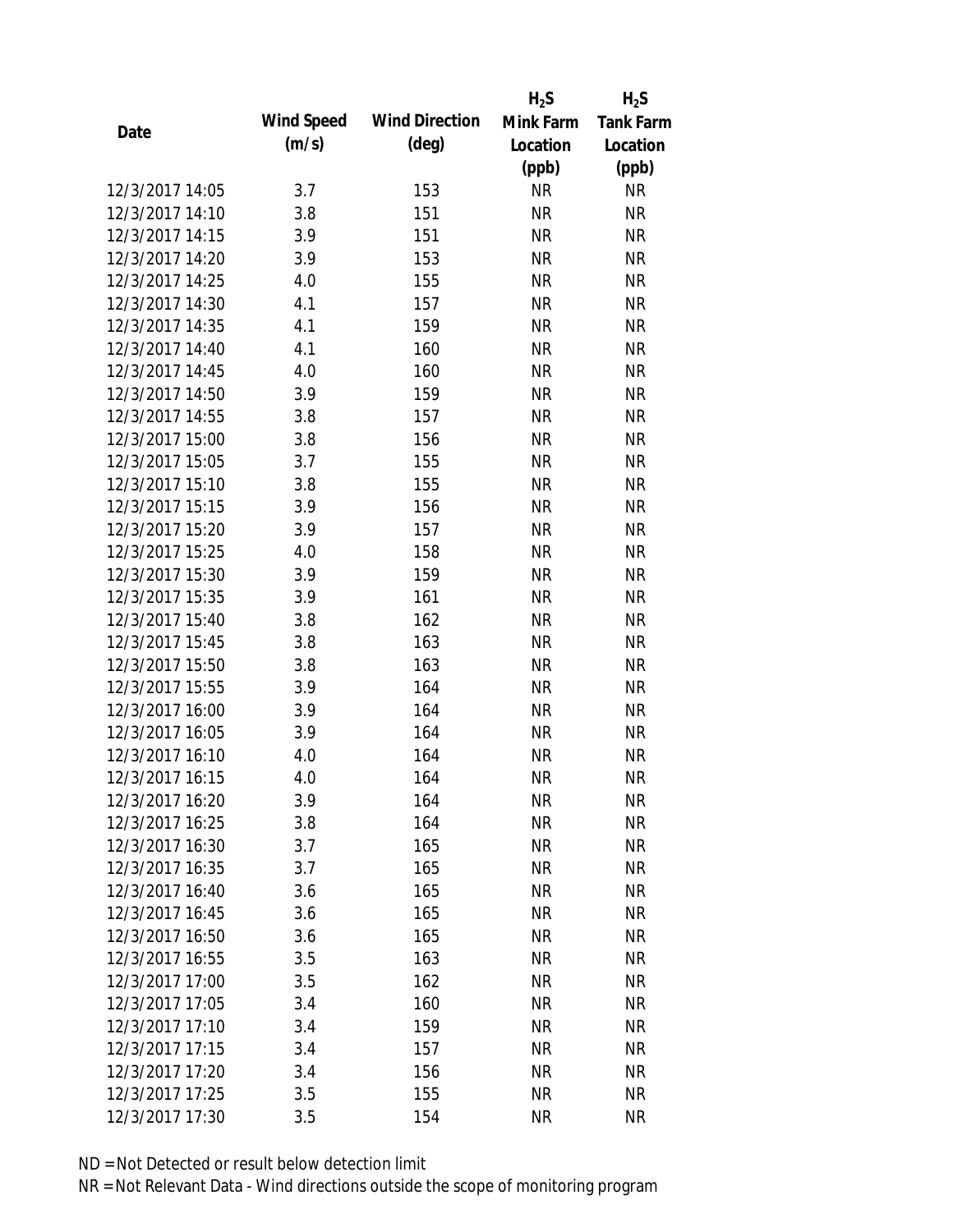| Date | Wind Speed (m/s) | Wind Direction (deg) | $H_2S$ Mink Farm Location (ppb) | $H_2S$ Tank Farm Location (ppb) |
|---|---|---|---|---|
| 12/3/2017 14:05 | 3.7 | 153 | NR | NR |
| 12/3/2017 14:10 | 3.8 | 151 | NR | NR |
| 12/3/2017 14:15 | 3.9 | 151 | NR | NR |
| 12/3/2017 14:20 | 3.9 | 153 | NR | NR |
| 12/3/2017 14:25 | 4.0 | 155 | NR | NR |
| 12/3/2017 14:30 | 4.1 | 157 | NR | NR |
| 12/3/2017 14:35 | 4.1 | 159 | NR | NR |
| 12/3/2017 14:40 | 4.1 | 160 | NR | NR |
| 12/3/2017 14:45 | 4.0 | 160 | NR | NR |
| 12/3/2017 14:50 | 3.9 | 159 | NR | NR |
| 12/3/2017 14:55 | 3.8 | 157 | NR | NR |
| 12/3/2017 15:00 | 3.8 | 156 | NR | NR |
| 12/3/2017 15:05 | 3.7 | 155 | NR | NR |
| 12/3/2017 15:10 | 3.8 | 155 | NR | NR |
| 12/3/2017 15:15 | 3.9 | 156 | NR | NR |
| 12/3/2017 15:20 | 3.9 | 157 | NR | NR |
| 12/3/2017 15:25 | 4.0 | 158 | NR | NR |
| 12/3/2017 15:30 | 3.9 | 159 | NR | NR |
| 12/3/2017 15:35 | 3.9 | 161 | NR | NR |
| 12/3/2017 15:40 | 3.8 | 162 | NR | NR |
| 12/3/2017 15:45 | 3.8 | 163 | NR | NR |
| 12/3/2017 15:50 | 3.8 | 163 | NR | NR |
| 12/3/2017 15:55 | 3.9 | 164 | NR | NR |
| 12/3/2017 16:00 | 3.9 | 164 | NR | NR |
| 12/3/2017 16:05 | 3.9 | 164 | NR | NR |
| 12/3/2017 16:10 | 4.0 | 164 | NR | NR |
| 12/3/2017 16:15 | 4.0 | 164 | NR | NR |
| 12/3/2017 16:20 | 3.9 | 164 | NR | NR |
| 12/3/2017 16:25 | 3.8 | 164 | NR | NR |
| 12/3/2017 16:30 | 3.7 | 165 | NR | NR |
| 12/3/2017 16:35 | 3.7 | 165 | NR | NR |
| 12/3/2017 16:40 | 3.6 | 165 | NR | NR |
| 12/3/2017 16:45 | 3.6 | 165 | NR | NR |
| 12/3/2017 16:50 | 3.6 | 165 | NR | NR |
| 12/3/2017 16:55 | 3.5 | 163 | NR | NR |
| 12/3/2017 17:00 | 3.5 | 162 | NR | NR |
| 12/3/2017 17:05 | 3.4 | 160 | NR | NR |
| 12/3/2017 17:10 | 3.4 | 159 | NR | NR |
| 12/3/2017 17:15 | 3.4 | 157 | NR | NR |
| 12/3/2017 17:20 | 3.4 | 156 | NR | NR |
| 12/3/2017 17:25 | 3.5 | 155 | NR | NR |
| 12/3/2017 17:30 | 3.5 | 154 | NR | NR |

ND = Not Detected or result below detection limit

NR = Not Relevant Data - Wind directions outside the scope of monitoring program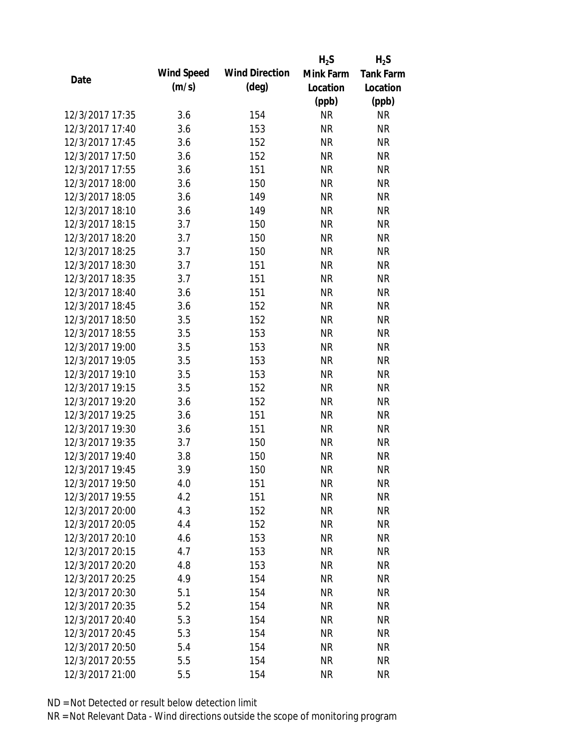| Date | Wind Speed (m/s) | Wind Direction (deg) | $H_2S$ Mink Farm Location (ppb) | $H_2S$ Tank Farm Location (ppb) |
|---|---|---|---|---|
| 12/3/2017 17:35 | 3.6 | 154 | NR | NR |
| 12/3/2017 17:40 | 3.6 | 153 | NR | NR |
| 12/3/2017 17:45 | 3.6 | 152 | NR | NR |
| 12/3/2017 17:50 | 3.6 | 152 | NR | NR |
| 12/3/2017 17:55 | 3.6 | 151 | NR | NR |
| 12/3/2017 18:00 | 3.6 | 150 | NR | NR |
| 12/3/2017 18:05 | 3.6 | 149 | NR | NR |
| 12/3/2017 18:10 | 3.6 | 149 | NR | NR |
| 12/3/2017 18:15 | 3.7 | 150 | NR | NR |
| 12/3/2017 18:20 | 3.7 | 150 | NR | NR |
| 12/3/2017 18:25 | 3.7 | 150 | NR | NR |
| 12/3/2017 18:30 | 3.7 | 151 | NR | NR |
| 12/3/2017 18:35 | 3.7 | 151 | NR | NR |
| 12/3/2017 18:40 | 3.6 | 151 | NR | NR |
| 12/3/2017 18:45 | 3.6 | 152 | NR | NR |
| 12/3/2017 18:50 | 3.5 | 152 | NR | NR |
| 12/3/2017 18:55 | 3.5 | 153 | NR | NR |
| 12/3/2017 19:00 | 3.5 | 153 | NR | NR |
| 12/3/2017 19:05 | 3.5 | 153 | NR | NR |
| 12/3/2017 19:10 | 3.5 | 153 | NR | NR |
| 12/3/2017 19:15 | 3.5 | 152 | NR | NR |
| 12/3/2017 19:20 | 3.6 | 152 | NR | NR |
| 12/3/2017 19:25 | 3.6 | 151 | NR | NR |
| 12/3/2017 19:30 | 3.6 | 151 | NR | NR |
| 12/3/2017 19:35 | 3.7 | 150 | NR | NR |
| 12/3/2017 19:40 | 3.8 | 150 | NR | NR |
| 12/3/2017 19:45 | 3.9 | 150 | NR | NR |
| 12/3/2017 19:50 | 4.0 | 151 | NR | NR |
| 12/3/2017 19:55 | 4.2 | 151 | NR | NR |
| 12/3/2017 20:00 | 4.3 | 152 | NR | NR |
| 12/3/2017 20:05 | 4.4 | 152 | NR | NR |
| 12/3/2017 20:10 | 4.6 | 153 | NR | NR |
| 12/3/2017 20:15 | 4.7 | 153 | NR | NR |
| 12/3/2017 20:20 | 4.8 | 153 | NR | NR |
| 12/3/2017 20:25 | 4.9 | 154 | NR | NR |
| 12/3/2017 20:30 | 5.1 | 154 | NR | NR |
| 12/3/2017 20:35 | 5.2 | 154 | NR | NR |
| 12/3/2017 20:40 | 5.3 | 154 | NR | NR |
| 12/3/2017 20:45 | 5.3 | 154 | NR | NR |
| 12/3/2017 20:50 | 5.4 | 154 | NR | NR |
| 12/3/2017 20:55 | 5.5 | 154 | NR | NR |
| 12/3/2017 21:00 | 5.5 | 154 | NR | NR |

ND = Not Detected or result below detection limit

NR = Not Relevant Data - Wind directions outside the scope of monitoring program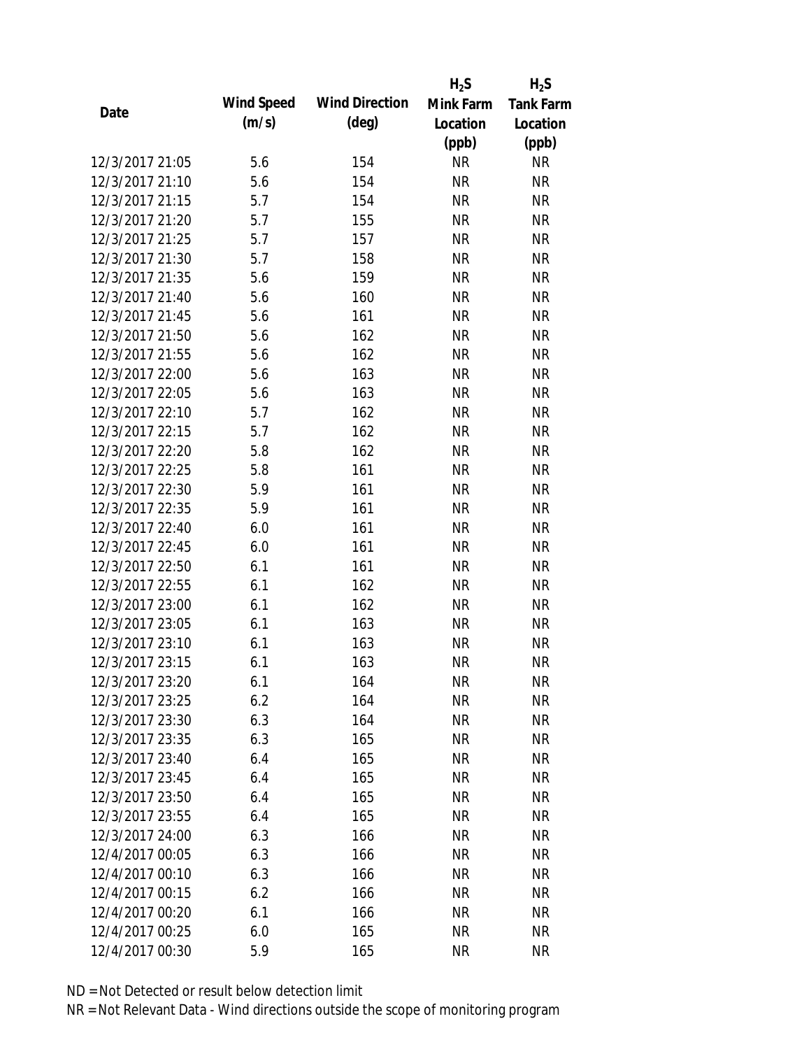| Date | Wind Speed (m/s) | Wind Direction (deg) | $H_2S$ Mink Farm Location (ppb) | $H_2S$ Tank Farm Location (ppb) |
|---|---|---|---|---|
| 12/3/2017 21:05 | 5.6 | 154 | NR | NR |
| 12/3/2017 21:10 | 5.6 | 154 | NR | NR |
| 12/3/2017 21:15 | 5.7 | 154 | NR | NR |
| 12/3/2017 21:20 | 5.7 | 155 | NR | NR |
| 12/3/2017 21:25 | 5.7 | 157 | NR | NR |
| 12/3/2017 21:30 | 5.7 | 158 | NR | NR |
| 12/3/2017 21:35 | 5.6 | 159 | NR | NR |
| 12/3/2017 21:40 | 5.6 | 160 | NR | NR |
| 12/3/2017 21:45 | 5.6 | 161 | NR | NR |
| 12/3/2017 21:50 | 5.6 | 162 | NR | NR |
| 12/3/2017 21:55 | 5.6 | 162 | NR | NR |
| 12/3/2017 22:00 | 5.6 | 163 | NR | NR |
| 12/3/2017 22:05 | 5.6 | 163 | NR | NR |
| 12/3/2017 22:10 | 5.7 | 162 | NR | NR |
| 12/3/2017 22:15 | 5.7 | 162 | NR | NR |
| 12/3/2017 22:20 | 5.8 | 162 | NR | NR |
| 12/3/2017 22:25 | 5.8 | 161 | NR | NR |
| 12/3/2017 22:30 | 5.9 | 161 | NR | NR |
| 12/3/2017 22:35 | 5.9 | 161 | NR | NR |
| 12/3/2017 22:40 | 6.0 | 161 | NR | NR |
| 12/3/2017 22:45 | 6.0 | 161 | NR | NR |
| 12/3/2017 22:50 | 6.1 | 161 | NR | NR |
| 12/3/2017 22:55 | 6.1 | 162 | NR | NR |
| 12/3/2017 23:00 | 6.1 | 162 | NR | NR |
| 12/3/2017 23:05 | 6.1 | 163 | NR | NR |
| 12/3/2017 23:10 | 6.1 | 163 | NR | NR |
| 12/3/2017 23:15 | 6.1 | 163 | NR | NR |
| 12/3/2017 23:20 | 6.1 | 164 | NR | NR |
| 12/3/2017 23:25 | 6.2 | 164 | NR | NR |
| 12/3/2017 23:30 | 6.3 | 164 | NR | NR |
| 12/3/2017 23:35 | 6.3 | 165 | NR | NR |
| 12/3/2017 23:40 | 6.4 | 165 | NR | NR |
| 12/3/2017 23:45 | 6.4 | 165 | NR | NR |
| 12/3/2017 23:50 | 6.4 | 165 | NR | NR |
| 12/3/2017 23:55 | 6.4 | 165 | NR | NR |
| 12/3/2017 24:00 | 6.3 | 166 | NR | NR |
| 12/4/2017 00:05 | 6.3 | 166 | NR | NR |
| 12/4/2017 00:10 | 6.3 | 166 | NR | NR |
| 12/4/2017 00:15 | 6.2 | 166 | NR | NR |
| 12/4/2017 00:20 | 6.1 | 166 | NR | NR |
| 12/4/2017 00:25 | 6.0 | 165 | NR | NR |
| 12/4/2017 00:30 | 5.9 | 165 | NR | NR |

ND = Not Detected or result below detection limit

NR = Not Relevant Data - Wind directions outside the scope of monitoring program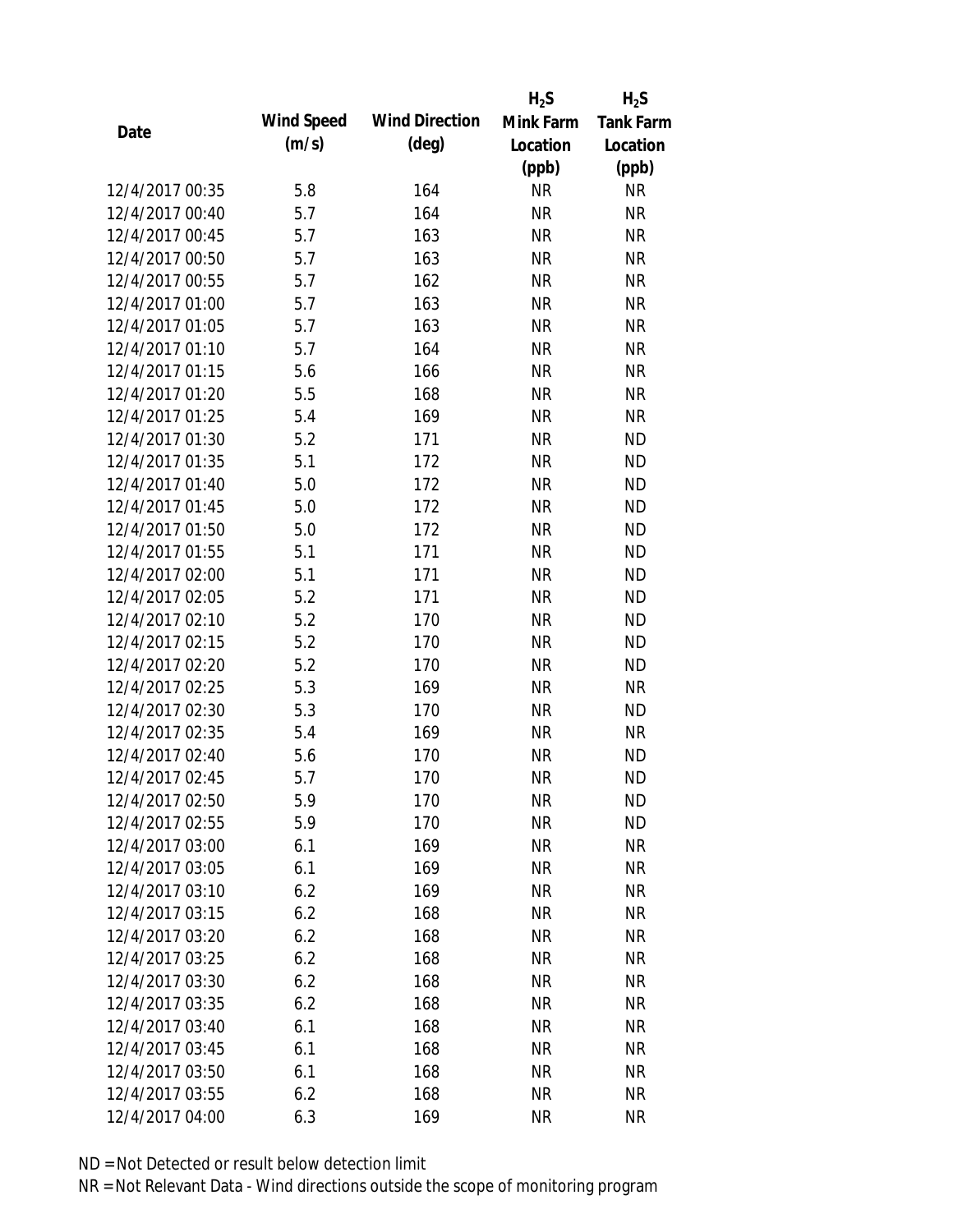| Date | Wind Speed (m/s) | Wind Direction (deg) | $H_2S$ Mink Farm Location (ppb) | $H_2S$ Tank Farm Location (ppb) |
|---|---|---|---|---|
| 12/4/2017 00:35 | 5.8 | 164 | NR | NR |
| 12/4/2017 00:40 | 5.7 | 164 | NR | NR |
| 12/4/2017 00:45 | 5.7 | 163 | NR | NR |
| 12/4/2017 00:50 | 5.7 | 163 | NR | NR |
| 12/4/2017 00:55 | 5.7 | 162 | NR | NR |
| 12/4/2017 01:00 | 5.7 | 163 | NR | NR |
| 12/4/2017 01:05 | 5.7 | 163 | NR | NR |
| 12/4/2017 01:10 | 5.7 | 164 | NR | NR |
| 12/4/2017 01:15 | 5.6 | 166 | NR | NR |
| 12/4/2017 01:20 | 5.5 | 168 | NR | NR |
| 12/4/2017 01:25 | 5.4 | 169 | NR | NR |
| 12/4/2017 01:30 | 5.2 | 171 | NR | ND |
| 12/4/2017 01:35 | 5.1 | 172 | NR | ND |
| 12/4/2017 01:40 | 5.0 | 172 | NR | ND |
| 12/4/2017 01:45 | 5.0 | 172 | NR | ND |
| 12/4/2017 01:50 | 5.0 | 172 | NR | ND |
| 12/4/2017 01:55 | 5.1 | 171 | NR | ND |
| 12/4/2017 02:00 | 5.1 | 171 | NR | ND |
| 12/4/2017 02:05 | 5.2 | 171 | NR | ND |
| 12/4/2017 02:10 | 5.2 | 170 | NR | ND |
| 12/4/2017 02:15 | 5.2 | 170 | NR | ND |
| 12/4/2017 02:20 | 5.2 | 170 | NR | ND |
| 12/4/2017 02:25 | 5.3 | 169 | NR | NR |
| 12/4/2017 02:30 | 5.3 | 170 | NR | ND |
| 12/4/2017 02:35 | 5.4 | 169 | NR | NR |
| 12/4/2017 02:40 | 5.6 | 170 | NR | ND |
| 12/4/2017 02:45 | 5.7 | 170 | NR | ND |
| 12/4/2017 02:50 | 5.9 | 170 | NR | ND |
| 12/4/2017 02:55 | 5.9 | 170 | NR | ND |
| 12/4/2017 03:00 | 6.1 | 169 | NR | NR |
| 12/4/2017 03:05 | 6.1 | 169 | NR | NR |
| 12/4/2017 03:10 | 6.2 | 169 | NR | NR |
| 12/4/2017 03:15 | 6.2 | 168 | NR | NR |
| 12/4/2017 03:20 | 6.2 | 168 | NR | NR |
| 12/4/2017 03:25 | 6.2 | 168 | NR | NR |
| 12/4/2017 03:30 | 6.2 | 168 | NR | NR |
| 12/4/2017 03:35 | 6.2 | 168 | NR | NR |
| 12/4/2017 03:40 | 6.1 | 168 | NR | NR |
| 12/4/2017 03:45 | 6.1 | 168 | NR | NR |
| 12/4/2017 03:50 | 6.1 | 168 | NR | NR |
| 12/4/2017 03:55 | 6.2 | 168 | NR | NR |
| 12/4/2017 04:00 | 6.3 | 169 | NR | NR |

ND = Not Detected or result below detection limit

NR = Not Relevant Data - Wind directions outside the scope of monitoring program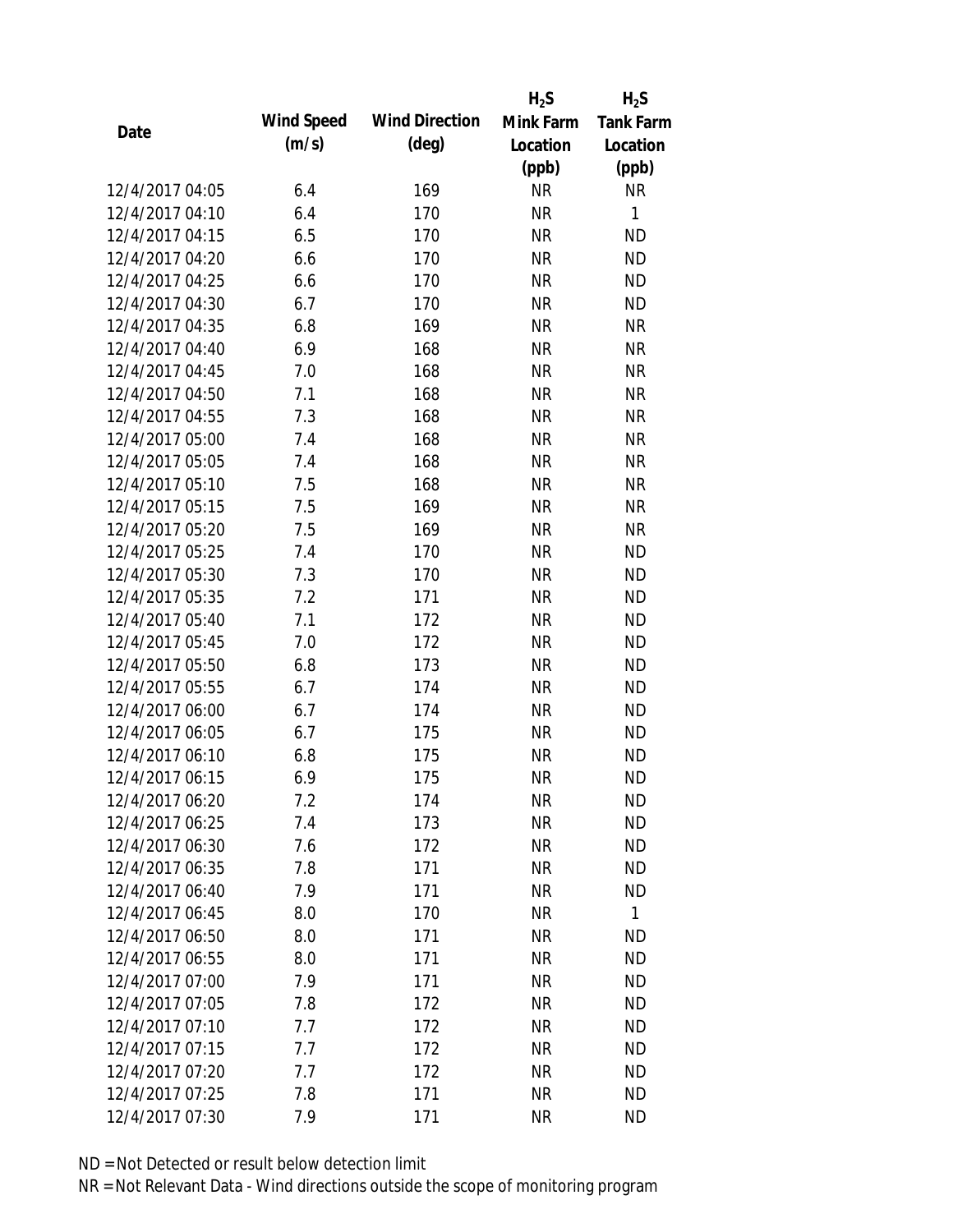| Date | Wind Speed (m/s) | Wind Direction (deg) | $H_2S$ Mink Farm Location (ppb) | $H_2S$ Tank Farm Location (ppb) |
|---|---|---|---|---|
| 12/4/2017 04:05 | 6.4 | 169 | NR | NR |
| 12/4/2017 04:10 | 6.4 | 170 | NR | 1 |
| 12/4/2017 04:15 | 6.5 | 170 | NR | ND |
| 12/4/2017 04:20 | 6.6 | 170 | NR | ND |
| 12/4/2017 04:25 | 6.6 | 170 | NR | ND |
| 12/4/2017 04:30 | 6.7 | 170 | NR | ND |
| 12/4/2017 04:35 | 6.8 | 169 | NR | NR |
| 12/4/2017 04:40 | 6.9 | 168 | NR | NR |
| 12/4/2017 04:45 | 7.0 | 168 | NR | NR |
| 12/4/2017 04:50 | 7.1 | 168 | NR | NR |
| 12/4/2017 04:55 | 7.3 | 168 | NR | NR |
| 12/4/2017 05:00 | 7.4 | 168 | NR | NR |
| 12/4/2017 05:05 | 7.4 | 168 | NR | NR |
| 12/4/2017 05:10 | 7.5 | 168 | NR | NR |
| 12/4/2017 05:15 | 7.5 | 169 | NR | NR |
| 12/4/2017 05:20 | 7.5 | 169 | NR | NR |
| 12/4/2017 05:25 | 7.4 | 170 | NR | ND |
| 12/4/2017 05:30 | 7.3 | 170 | NR | ND |
| 12/4/2017 05:35 | 7.2 | 171 | NR | ND |
| 12/4/2017 05:40 | 7.1 | 172 | NR | ND |
| 12/4/2017 05:45 | 7.0 | 172 | NR | ND |
| 12/4/2017 05:50 | 6.8 | 173 | NR | ND |
| 12/4/2017 05:55 | 6.7 | 174 | NR | ND |
| 12/4/2017 06:00 | 6.7 | 174 | NR | ND |
| 12/4/2017 06:05 | 6.7 | 175 | NR | ND |
| 12/4/2017 06:10 | 6.8 | 175 | NR | ND |
| 12/4/2017 06:15 | 6.9 | 175 | NR | ND |
| 12/4/2017 06:20 | 7.2 | 174 | NR | ND |
| 12/4/2017 06:25 | 7.4 | 173 | NR | ND |
| 12/4/2017 06:30 | 7.6 | 172 | NR | ND |
| 12/4/2017 06:35 | 7.8 | 171 | NR | ND |
| 12/4/2017 06:40 | 7.9 | 171 | NR | ND |
| 12/4/2017 06:45 | 8.0 | 170 | NR | 1 |
| 12/4/2017 06:50 | 8.0 | 171 | NR | ND |
| 12/4/2017 06:55 | 8.0 | 171 | NR | ND |
| 12/4/2017 07:00 | 7.9 | 171 | NR | ND |
| 12/4/2017 07:05 | 7.8 | 172 | NR | ND |
| 12/4/2017 07:10 | 7.7 | 172 | NR | ND |
| 12/4/2017 07:15 | 7.7 | 172 | NR | ND |
| 12/4/2017 07:20 | 7.7 | 172 | NR | ND |
| 12/4/2017 07:25 | 7.8 | 171 | NR | ND |
| 12/4/2017 07:30 | 7.9 | 171 | NR | ND |

ND = Not Detected or result below detection limit

NR = Not Relevant Data - Wind directions outside the scope of monitoring program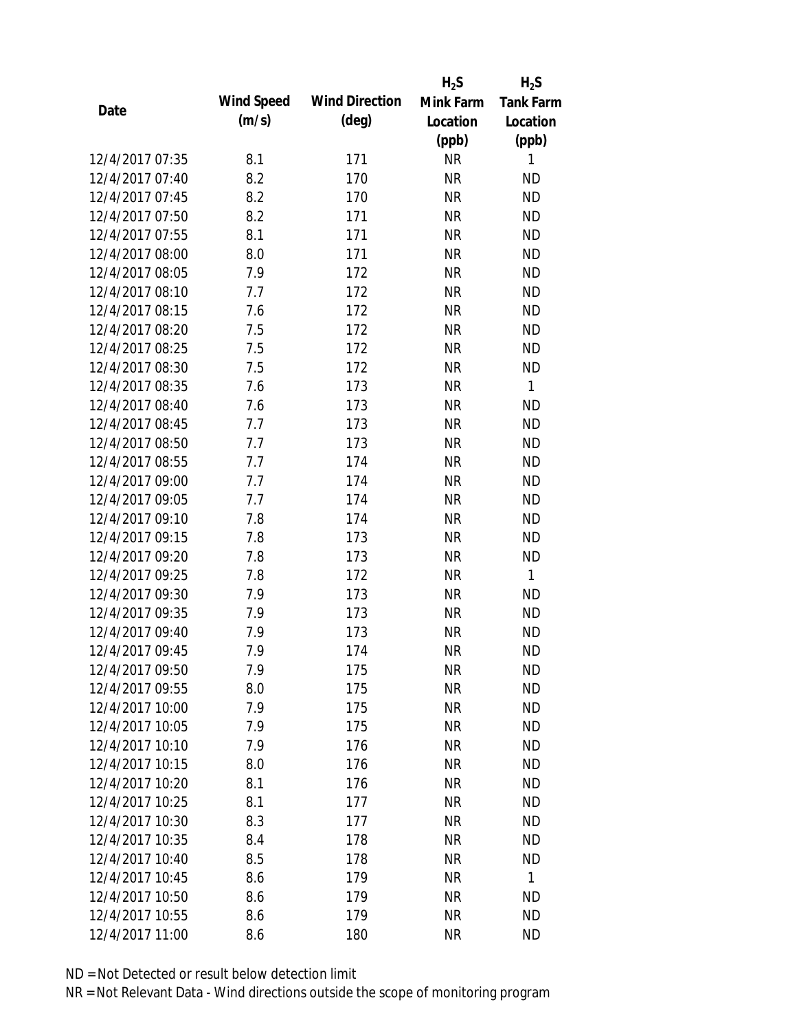| Date | Wind Speed (m/s) | Wind Direction (deg) | $H_2S$ Mink Farm Location (ppb) | $H_2S$ Tank Farm Location (ppb) |
|---|---|---|---|---|
| 12/4/2017 07:35 | 8.1 | 171 | NR | 1 |
| 12/4/2017 07:40 | 8.2 | 170 | NR | ND |
| 12/4/2017 07:45 | 8.2 | 170 | NR | ND |
| 12/4/2017 07:50 | 8.2 | 171 | NR | ND |
| 12/4/2017 07:55 | 8.1 | 171 | NR | ND |
| 12/4/2017 08:00 | 8.0 | 171 | NR | ND |
| 12/4/2017 08:05 | 7.9 | 172 | NR | ND |
| 12/4/2017 08:10 | 7.7 | 172 | NR | ND |
| 12/4/2017 08:15 | 7.6 | 172 | NR | ND |
| 12/4/2017 08:20 | 7.5 | 172 | NR | ND |
| 12/4/2017 08:25 | 7.5 | 172 | NR | ND |
| 12/4/2017 08:30 | 7.5 | 172 | NR | ND |
| 12/4/2017 08:35 | 7.6 | 173 | NR | 1 |
| 12/4/2017 08:40 | 7.6 | 173 | NR | ND |
| 12/4/2017 08:45 | 7.7 | 173 | NR | ND |
| 12/4/2017 08:50 | 7.7 | 173 | NR | ND |
| 12/4/2017 08:55 | 7.7 | 174 | NR | ND |
| 12/4/2017 09:00 | 7.7 | 174 | NR | ND |
| 12/4/2017 09:05 | 7.7 | 174 | NR | ND |
| 12/4/2017 09:10 | 7.8 | 174 | NR | ND |
| 12/4/2017 09:15 | 7.8 | 173 | NR | ND |
| 12/4/2017 09:20 | 7.8 | 173 | NR | ND |
| 12/4/2017 09:25 | 7.8 | 172 | NR | 1 |
| 12/4/2017 09:30 | 7.9 | 173 | NR | ND |
| 12/4/2017 09:35 | 7.9 | 173 | NR | ND |
| 12/4/2017 09:40 | 7.9 | 173 | NR | ND |
| 12/4/2017 09:45 | 7.9 | 174 | NR | ND |
| 12/4/2017 09:50 | 7.9 | 175 | NR | ND |
| 12/4/2017 09:55 | 8.0 | 175 | NR | ND |
| 12/4/2017 10:00 | 7.9 | 175 | NR | ND |
| 12/4/2017 10:05 | 7.9 | 175 | NR | ND |
| 12/4/2017 10:10 | 7.9 | 176 | NR | ND |
| 12/4/2017 10:15 | 8.0 | 176 | NR | ND |
| 12/4/2017 10:20 | 8.1 | 176 | NR | ND |
| 12/4/2017 10:25 | 8.1 | 177 | NR | ND |
| 12/4/2017 10:30 | 8.3 | 177 | NR | ND |
| 12/4/2017 10:35 | 8.4 | 178 | NR | ND |
| 12/4/2017 10:40 | 8.5 | 178 | NR | ND |
| 12/4/2017 10:45 | 8.6 | 179 | NR | 1 |
| 12/4/2017 10:50 | 8.6 | 179 | NR | ND |
| 12/4/2017 10:55 | 8.6 | 179 | NR | ND |
| 12/4/2017 11:00 | 8.6 | 180 | NR | ND |

ND = Not Detected or result below detection limit

NR = Not Relevant Data - Wind directions outside the scope of monitoring program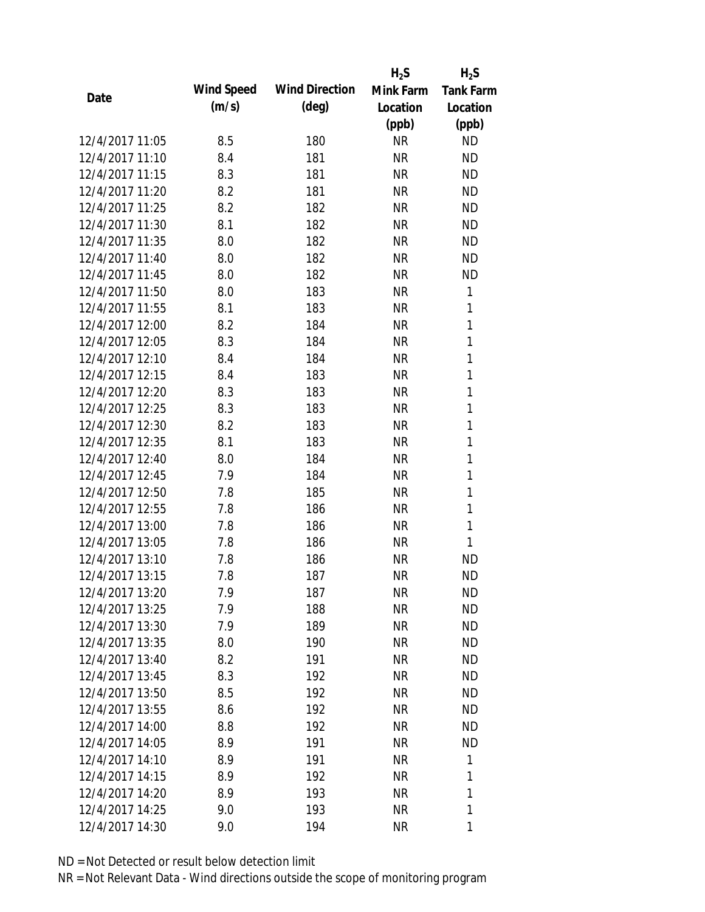| Date | Wind Speed (m/s) | Wind Direction (deg) | $H_2S$ Mink Farm Location (ppb) | $H_2S$ Tank Farm Location (ppb) |
|---|---|---|---|---|
| 12/4/2017 11:05 | 8.5 | 180 | NR | ND |
| 12/4/2017 11:10 | 8.4 | 181 | NR | ND |
| 12/4/2017 11:15 | 8.3 | 181 | NR | ND |
| 12/4/2017 11:20 | 8.2 | 181 | NR | ND |
| 12/4/2017 11:25 | 8.2 | 182 | NR | ND |
| 12/4/2017 11:30 | 8.1 | 182 | NR | ND |
| 12/4/2017 11:35 | 8.0 | 182 | NR | ND |
| 12/4/2017 11:40 | 8.0 | 182 | NR | ND |
| 12/4/2017 11:45 | 8.0 | 182 | NR | ND |
| 12/4/2017 11:50 | 8.0 | 183 | NR | 1 |
| 12/4/2017 11:55 | 8.1 | 183 | NR | 1 |
| 12/4/2017 12:00 | 8.2 | 184 | NR | 1 |
| 12/4/2017 12:05 | 8.3 | 184 | NR | 1 |
| 12/4/2017 12:10 | 8.4 | 184 | NR | 1 |
| 12/4/2017 12:15 | 8.4 | 183 | NR | 1 |
| 12/4/2017 12:20 | 8.3 | 183 | NR | 1 |
| 12/4/2017 12:25 | 8.3 | 183 | NR | 1 |
| 12/4/2017 12:30 | 8.2 | 183 | NR | 1 |
| 12/4/2017 12:35 | 8.1 | 183 | NR | 1 |
| 12/4/2017 12:40 | 8.0 | 184 | NR | 1 |
| 12/4/2017 12:45 | 7.9 | 184 | NR | 1 |
| 12/4/2017 12:50 | 7.8 | 185 | NR | 1 |
| 12/4/2017 12:55 | 7.8 | 186 | NR | 1 |
| 12/4/2017 13:00 | 7.8 | 186 | NR | 1 |
| 12/4/2017 13:05 | 7.8 | 186 | NR | 1 |
| 12/4/2017 13:10 | 7.8 | 186 | NR | ND |
| 12/4/2017 13:15 | 7.8 | 187 | NR | ND |
| 12/4/2017 13:20 | 7.9 | 187 | NR | ND |
| 12/4/2017 13:25 | 7.9 | 188 | NR | ND |
| 12/4/2017 13:30 | 7.9 | 189 | NR | ND |
| 12/4/2017 13:35 | 8.0 | 190 | NR | ND |
| 12/4/2017 13:40 | 8.2 | 191 | NR | ND |
| 12/4/2017 13:45 | 8.3 | 192 | NR | ND |
| 12/4/2017 13:50 | 8.5 | 192 | NR | ND |
| 12/4/2017 13:55 | 8.6 | 192 | NR | ND |
| 12/4/2017 14:00 | 8.8 | 192 | NR | ND |
| 12/4/2017 14:05 | 8.9 | 191 | NR | ND |
| 12/4/2017 14:10 | 8.9 | 191 | NR | 1 |
| 12/4/2017 14:15 | 8.9 | 192 | NR | 1 |
| 12/4/2017 14:20 | 8.9 | 193 | NR | 1 |
| 12/4/2017 14:25 | 9.0 | 193 | NR | 1 |
| 12/4/2017 14:30 | 9.0 | 194 | NR | 1 |

ND = Not Detected or result below detection limit

NR = Not Relevant Data - Wind directions outside the scope of monitoring program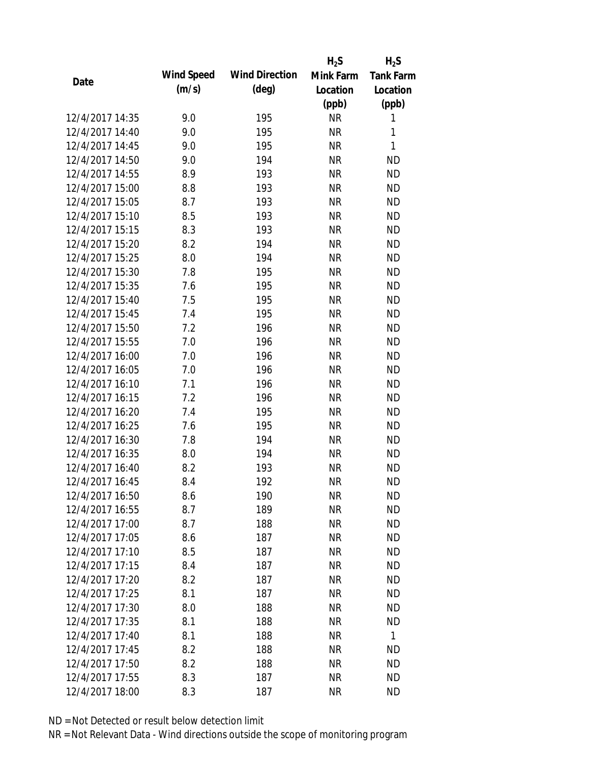| Date | Wind Speed (m/s) | Wind Direction (deg) | $H_2S$ Mink Farm Location (ppb) | $H_2S$ Tank Farm Location (ppb) |
|---|---|---|---|---|
| 12/4/2017 14:35 | 9.0 | 195 | NR | 1 |
| 12/4/2017 14:40 | 9.0 | 195 | NR | 1 |
| 12/4/2017 14:45 | 9.0 | 195 | NR | 1 |
| 12/4/2017 14:50 | 9.0 | 194 | NR | ND |
| 12/4/2017 14:55 | 8.9 | 193 | NR | ND |
| 12/4/2017 15:00 | 8.8 | 193 | NR | ND |
| 12/4/2017 15:05 | 8.7 | 193 | NR | ND |
| 12/4/2017 15:10 | 8.5 | 193 | NR | ND |
| 12/4/2017 15:15 | 8.3 | 193 | NR | ND |
| 12/4/2017 15:20 | 8.2 | 194 | NR | ND |
| 12/4/2017 15:25 | 8.0 | 194 | NR | ND |
| 12/4/2017 15:30 | 7.8 | 195 | NR | ND |
| 12/4/2017 15:35 | 7.6 | 195 | NR | ND |
| 12/4/2017 15:40 | 7.5 | 195 | NR | ND |
| 12/4/2017 15:45 | 7.4 | 195 | NR | ND |
| 12/4/2017 15:50 | 7.2 | 196 | NR | ND |
| 12/4/2017 15:55 | 7.0 | 196 | NR | ND |
| 12/4/2017 16:00 | 7.0 | 196 | NR | ND |
| 12/4/2017 16:05 | 7.0 | 196 | NR | ND |
| 12/4/2017 16:10 | 7.1 | 196 | NR | ND |
| 12/4/2017 16:15 | 7.2 | 196 | NR | ND |
| 12/4/2017 16:20 | 7.4 | 195 | NR | ND |
| 12/4/2017 16:25 | 7.6 | 195 | NR | ND |
| 12/4/2017 16:30 | 7.8 | 194 | NR | ND |
| 12/4/2017 16:35 | 8.0 | 194 | NR | ND |
| 12/4/2017 16:40 | 8.2 | 193 | NR | ND |
| 12/4/2017 16:45 | 8.4 | 192 | NR | ND |
| 12/4/2017 16:50 | 8.6 | 190 | NR | ND |
| 12/4/2017 16:55 | 8.7 | 189 | NR | ND |
| 12/4/2017 17:00 | 8.7 | 188 | NR | ND |
| 12/4/2017 17:05 | 8.6 | 187 | NR | ND |
| 12/4/2017 17:10 | 8.5 | 187 | NR | ND |
| 12/4/2017 17:15 | 8.4 | 187 | NR | ND |
| 12/4/2017 17:20 | 8.2 | 187 | NR | ND |
| 12/4/2017 17:25 | 8.1 | 187 | NR | ND |
| 12/4/2017 17:30 | 8.0 | 188 | NR | ND |
| 12/4/2017 17:35 | 8.1 | 188 | NR | ND |
| 12/4/2017 17:40 | 8.1 | 188 | NR | 1 |
| 12/4/2017 17:45 | 8.2 | 188 | NR | ND |
| 12/4/2017 17:50 | 8.2 | 188 | NR | ND |
| 12/4/2017 17:55 | 8.3 | 187 | NR | ND |
| 12/4/2017 18:00 | 8.3 | 187 | NR | ND |

ND = Not Detected or result below detection limit

NR = Not Relevant Data - Wind directions outside the scope of monitoring program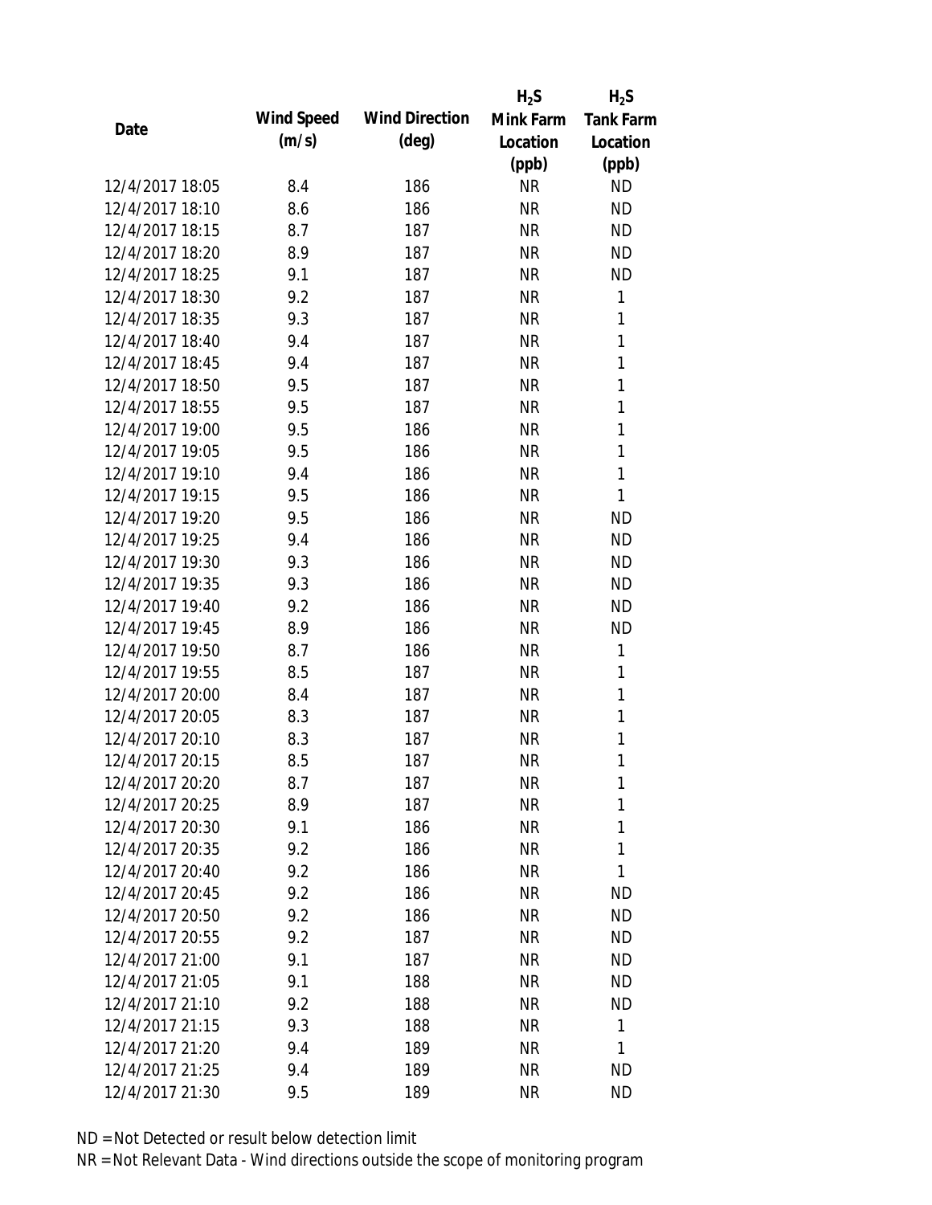| Date | Wind Speed (m/s) | Wind Direction (deg) | $H_2S$ Mink Farm Location (ppb) | $H_2S$ Tank Farm Location (ppb) |
|---|---|---|---|---|
| 12/4/2017 18:05 | 8.4 | 186 | NR | ND |
| 12/4/2017 18:10 | 8.6 | 186 | NR | ND |
| 12/4/2017 18:15 | 8.7 | 187 | NR | ND |
| 12/4/2017 18:20 | 8.9 | 187 | NR | ND |
| 12/4/2017 18:25 | 9.1 | 187 | NR | ND |
| 12/4/2017 18:30 | 9.2 | 187 | NR | 1 |
| 12/4/2017 18:35 | 9.3 | 187 | NR | 1 |
| 12/4/2017 18:40 | 9.4 | 187 | NR | 1 |
| 12/4/2017 18:45 | 9.4 | 187 | NR | 1 |
| 12/4/2017 18:50 | 9.5 | 187 | NR | 1 |
| 12/4/2017 18:55 | 9.5 | 187 | NR | 1 |
| 12/4/2017 19:00 | 9.5 | 186 | NR | 1 |
| 12/4/2017 19:05 | 9.5 | 186 | NR | 1 |
| 12/4/2017 19:10 | 9.4 | 186 | NR | 1 |
| 12/4/2017 19:15 | 9.5 | 186 | NR | 1 |
| 12/4/2017 19:20 | 9.5 | 186 | NR | ND |
| 12/4/2017 19:25 | 9.4 | 186 | NR | ND |
| 12/4/2017 19:30 | 9.3 | 186 | NR | ND |
| 12/4/2017 19:35 | 9.3 | 186 | NR | ND |
| 12/4/2017 19:40 | 9.2 | 186 | NR | ND |
| 12/4/2017 19:45 | 8.9 | 186 | NR | ND |
| 12/4/2017 19:50 | 8.7 | 186 | NR | 1 |
| 12/4/2017 19:55 | 8.5 | 187 | NR | 1 |
| 12/4/2017 20:00 | 8.4 | 187 | NR | 1 |
| 12/4/2017 20:05 | 8.3 | 187 | NR | 1 |
| 12/4/2017 20:10 | 8.3 | 187 | NR | 1 |
| 12/4/2017 20:15 | 8.5 | 187 | NR | 1 |
| 12/4/2017 20:20 | 8.7 | 187 | NR | 1 |
| 12/4/2017 20:25 | 8.9 | 187 | NR | 1 |
| 12/4/2017 20:30 | 9.1 | 186 | NR | 1 |
| 12/4/2017 20:35 | 9.2 | 186 | NR | 1 |
| 12/4/2017 20:40 | 9.2 | 186 | NR | 1 |
| 12/4/2017 20:45 | 9.2 | 186 | NR | ND |
| 12/4/2017 20:50 | 9.2 | 186 | NR | ND |
| 12/4/2017 20:55 | 9.2 | 187 | NR | ND |
| 12/4/2017 21:00 | 9.1 | 187 | NR | ND |
| 12/4/2017 21:05 | 9.1 | 188 | NR | ND |
| 12/4/2017 21:10 | 9.2 | 188 | NR | ND |
| 12/4/2017 21:15 | 9.3 | 188 | NR | 1 |
| 12/4/2017 21:20 | 9.4 | 189 | NR | 1 |
| 12/4/2017 21:25 | 9.4 | 189 | NR | ND |
| 12/4/2017 21:30 | 9.5 | 189 | NR | ND |

ND = Not Detected or result below detection limit

NR = Not Relevant Data - Wind directions outside the scope of monitoring program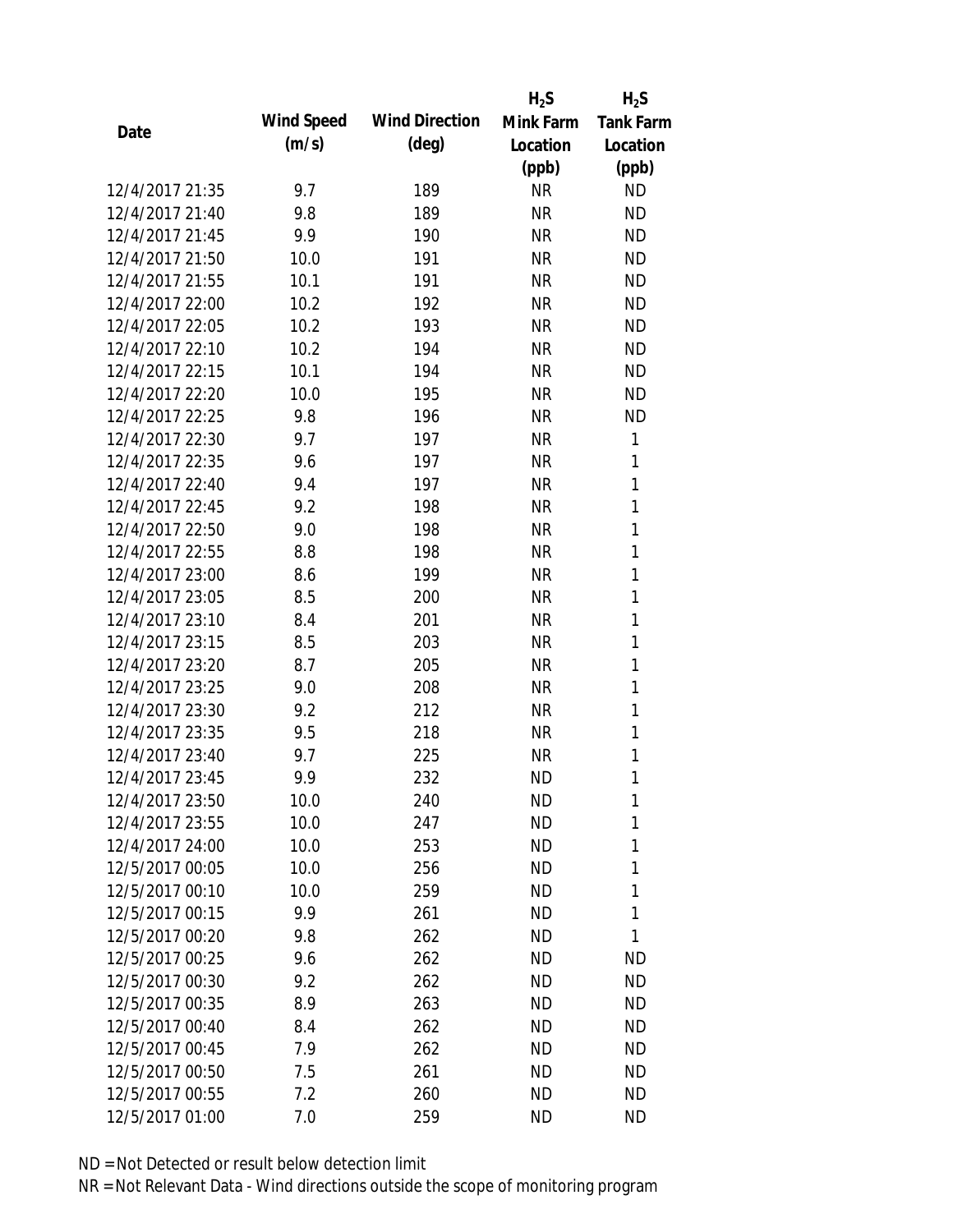| Date | Wind Speed (m/s) | Wind Direction (deg) | $H_2S$ Mink Farm Location (ppb) | $H_2S$ Tank Farm Location (ppb) |
|---|---|---|---|---|
| 12/4/2017 21:35 | 9.7 | 189 | NR | ND |
| 12/4/2017 21:40 | 9.8 | 189 | NR | ND |
| 12/4/2017 21:45 | 9.9 | 190 | NR | ND |
| 12/4/2017 21:50 | 10.0 | 191 | NR | ND |
| 12/4/2017 21:55 | 10.1 | 191 | NR | ND |
| 12/4/2017 22:00 | 10.2 | 192 | NR | ND |
| 12/4/2017 22:05 | 10.2 | 193 | NR | ND |
| 12/4/2017 22:10 | 10.2 | 194 | NR | ND |
| 12/4/2017 22:15 | 10.1 | 194 | NR | ND |
| 12/4/2017 22:20 | 10.0 | 195 | NR | ND |
| 12/4/2017 22:25 | 9.8 | 196 | NR | ND |
| 12/4/2017 22:30 | 9.7 | 197 | NR | 1 |
| 12/4/2017 22:35 | 9.6 | 197 | NR | 1 |
| 12/4/2017 22:40 | 9.4 | 197 | NR | 1 |
| 12/4/2017 22:45 | 9.2 | 198 | NR | 1 |
| 12/4/2017 22:50 | 9.0 | 198 | NR | 1 |
| 12/4/2017 22:55 | 8.8 | 198 | NR | 1 |
| 12/4/2017 23:00 | 8.6 | 199 | NR | 1 |
| 12/4/2017 23:05 | 8.5 | 200 | NR | 1 |
| 12/4/2017 23:10 | 8.4 | 201 | NR | 1 |
| 12/4/2017 23:15 | 8.5 | 203 | NR | 1 |
| 12/4/2017 23:20 | 8.7 | 205 | NR | 1 |
| 12/4/2017 23:25 | 9.0 | 208 | NR | 1 |
| 12/4/2017 23:30 | 9.2 | 212 | NR | 1 |
| 12/4/2017 23:35 | 9.5 | 218 | NR | 1 |
| 12/4/2017 23:40 | 9.7 | 225 | NR | 1 |
| 12/4/2017 23:45 | 9.9 | 232 | ND | 1 |
| 12/4/2017 23:50 | 10.0 | 240 | ND | 1 |
| 12/4/2017 23:55 | 10.0 | 247 | ND | 1 |
| 12/4/2017 24:00 | 10.0 | 253 | ND | 1 |
| 12/5/2017 00:05 | 10.0 | 256 | ND | 1 |
| 12/5/2017 00:10 | 10.0 | 259 | ND | 1 |
| 12/5/2017 00:15 | 9.9 | 261 | ND | 1 |
| 12/5/2017 00:20 | 9.8 | 262 | ND | 1 |
| 12/5/2017 00:25 | 9.6 | 262 | ND | ND |
| 12/5/2017 00:30 | 9.2 | 262 | ND | ND |
| 12/5/2017 00:35 | 8.9 | 263 | ND | ND |
| 12/5/2017 00:40 | 8.4 | 262 | ND | ND |
| 12/5/2017 00:45 | 7.9 | 262 | ND | ND |
| 12/5/2017 00:50 | 7.5 | 261 | ND | ND |
| 12/5/2017 00:55 | 7.2 | 260 | ND | ND |
| 12/5/2017 01:00 | 7.0 | 259 | ND | ND |

ND = Not Detected or result below detection limit

NR = Not Relevant Data - Wind directions outside the scope of monitoring program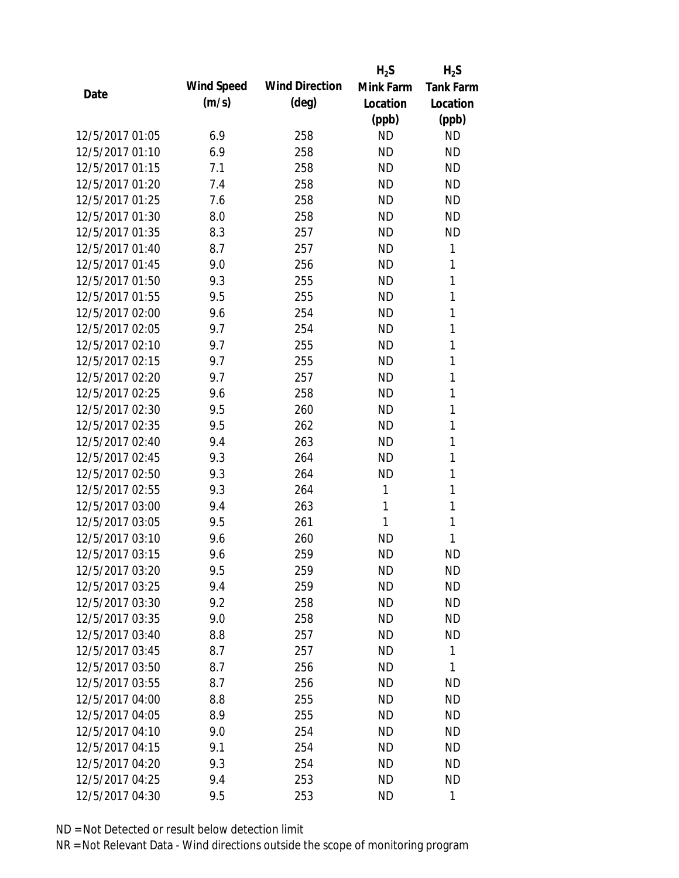| Date | Wind Speed (m/s) | Wind Direction (deg) | $H_2S$ Mink Farm Location (ppb) | $H_2S$ Tank Farm Location (ppb) |
|---|---|---|---|---|
| 12/5/2017 01:05 | 6.9 | 258 | ND | ND |
| 12/5/2017 01:10 | 6.9 | 258 | ND | ND |
| 12/5/2017 01:15 | 7.1 | 258 | ND | ND |
| 12/5/2017 01:20 | 7.4 | 258 | ND | ND |
| 12/5/2017 01:25 | 7.6 | 258 | ND | ND |
| 12/5/2017 01:30 | 8.0 | 258 | ND | ND |
| 12/5/2017 01:35 | 8.3 | 257 | ND | ND |
| 12/5/2017 01:40 | 8.7 | 257 | ND | 1 |
| 12/5/2017 01:45 | 9.0 | 256 | ND | 1 |
| 12/5/2017 01:50 | 9.3 | 255 | ND | 1 |
| 12/5/2017 01:55 | 9.5 | 255 | ND | 1 |
| 12/5/2017 02:00 | 9.6 | 254 | ND | 1 |
| 12/5/2017 02:05 | 9.7 | 254 | ND | 1 |
| 12/5/2017 02:10 | 9.7 | 255 | ND | 1 |
| 12/5/2017 02:15 | 9.7 | 255 | ND | 1 |
| 12/5/2017 02:20 | 9.7 | 257 | ND | 1 |
| 12/5/2017 02:25 | 9.6 | 258 | ND | 1 |
| 12/5/2017 02:30 | 9.5 | 260 | ND | 1 |
| 12/5/2017 02:35 | 9.5 | 262 | ND | 1 |
| 12/5/2017 02:40 | 9.4 | 263 | ND | 1 |
| 12/5/2017 02:45 | 9.3 | 264 | ND | 1 |
| 12/5/2017 02:50 | 9.3 | 264 | ND | 1 |
| 12/5/2017 02:55 | 9.3 | 264 | 1 | 1 |
| 12/5/2017 03:00 | 9.4 | 263 | 1 | 1 |
| 12/5/2017 03:05 | 9.5 | 261 | 1 | 1 |
| 12/5/2017 03:10 | 9.6 | 260 | ND | 1 |
| 12/5/2017 03:15 | 9.6 | 259 | ND | ND |
| 12/5/2017 03:20 | 9.5 | 259 | ND | ND |
| 12/5/2017 03:25 | 9.4 | 259 | ND | ND |
| 12/5/2017 03:30 | 9.2 | 258 | ND | ND |
| 12/5/2017 03:35 | 9.0 | 258 | ND | ND |
| 12/5/2017 03:40 | 8.8 | 257 | ND | ND |
| 12/5/2017 03:45 | 8.7 | 257 | ND | 1 |
| 12/5/2017 03:50 | 8.7 | 256 | ND | 1 |
| 12/5/2017 03:55 | 8.7 | 256 | ND | ND |
| 12/5/2017 04:00 | 8.8 | 255 | ND | ND |
| 12/5/2017 04:05 | 8.9 | 255 | ND | ND |
| 12/5/2017 04:10 | 9.0 | 254 | ND | ND |
| 12/5/2017 04:15 | 9.1 | 254 | ND | ND |
| 12/5/2017 04:20 | 9.3 | 254 | ND | ND |
| 12/5/2017 04:25 | 9.4 | 253 | ND | ND |
| 12/5/2017 04:30 | 9.5 | 253 | ND | 1 |

ND = Not Detected or result below detection limit

NR = Not Relevant Data - Wind directions outside the scope of monitoring program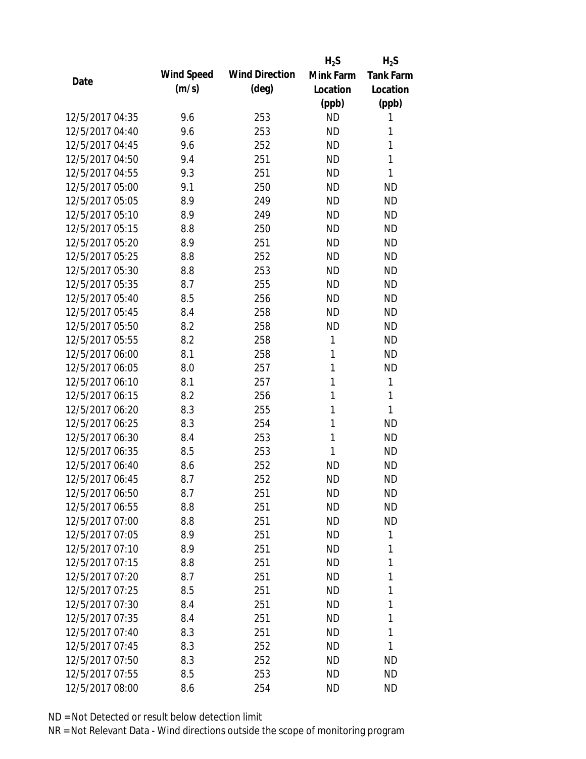| Date | Wind Speed (m/s) | Wind Direction (deg) | $H_2S$ Mink Farm Location (ppb) | $H_2S$ Tank Farm Location (ppb) |
|---|---|---|---|---|
| 12/5/2017 04:35 | 9.6 | 253 | ND | 1 |
| 12/5/2017 04:40 | 9.6 | 253 | ND | 1 |
| 12/5/2017 04:45 | 9.6 | 252 | ND | 1 |
| 12/5/2017 04:50 | 9.4 | 251 | ND | 1 |
| 12/5/2017 04:55 | 9.3 | 251 | ND | 1 |
| 12/5/2017 05:00 | 9.1 | 250 | ND | ND |
| 12/5/2017 05:05 | 8.9 | 249 | ND | ND |
| 12/5/2017 05:10 | 8.9 | 249 | ND | ND |
| 12/5/2017 05:15 | 8.8 | 250 | ND | ND |
| 12/5/2017 05:20 | 8.9 | 251 | ND | ND |
| 12/5/2017 05:25 | 8.8 | 252 | ND | ND |
| 12/5/2017 05:30 | 8.8 | 253 | ND | ND |
| 12/5/2017 05:35 | 8.7 | 255 | ND | ND |
| 12/5/2017 05:40 | 8.5 | 256 | ND | ND |
| 12/5/2017 05:45 | 8.4 | 258 | ND | ND |
| 12/5/2017 05:50 | 8.2 | 258 | ND | ND |
| 12/5/2017 05:55 | 8.2 | 258 | 1 | ND |
| 12/5/2017 06:00 | 8.1 | 258 | 1 | ND |
| 12/5/2017 06:05 | 8.0 | 257 | 1 | ND |
| 12/5/2017 06:10 | 8.1 | 257 | 1 | 1 |
| 12/5/2017 06:15 | 8.2 | 256 | 1 | 1 |
| 12/5/2017 06:20 | 8.3 | 255 | 1 | 1 |
| 12/5/2017 06:25 | 8.3 | 254 | 1 | ND |
| 12/5/2017 06:30 | 8.4 | 253 | 1 | ND |
| 12/5/2017 06:35 | 8.5 | 253 | 1 | ND |
| 12/5/2017 06:40 | 8.6 | 252 | ND | ND |
| 12/5/2017 06:45 | 8.7 | 252 | ND | ND |
| 12/5/2017 06:50 | 8.7 | 251 | ND | ND |
| 12/5/2017 06:55 | 8.8 | 251 | ND | ND |
| 12/5/2017 07:00 | 8.8 | 251 | ND | ND |
| 12/5/2017 07:05 | 8.9 | 251 | ND | 1 |
| 12/5/2017 07:10 | 8.9 | 251 | ND | 1 |
| 12/5/2017 07:15 | 8.8 | 251 | ND | 1 |
| 12/5/2017 07:20 | 8.7 | 251 | ND | 1 |
| 12/5/2017 07:25 | 8.5 | 251 | ND | 1 |
| 12/5/2017 07:30 | 8.4 | 251 | ND | 1 |
| 12/5/2017 07:35 | 8.4 | 251 | ND | 1 |
| 12/5/2017 07:40 | 8.3 | 251 | ND | 1 |
| 12/5/2017 07:45 | 8.3 | 252 | ND | 1 |
| 12/5/2017 07:50 | 8.3 | 252 | ND | ND |
| 12/5/2017 07:55 | 8.5 | 253 | ND | ND |
| 12/5/2017 08:00 | 8.6 | 254 | ND | ND |

ND = Not Detected or result below detection limit

NR = Not Relevant Data - Wind directions outside the scope of monitoring program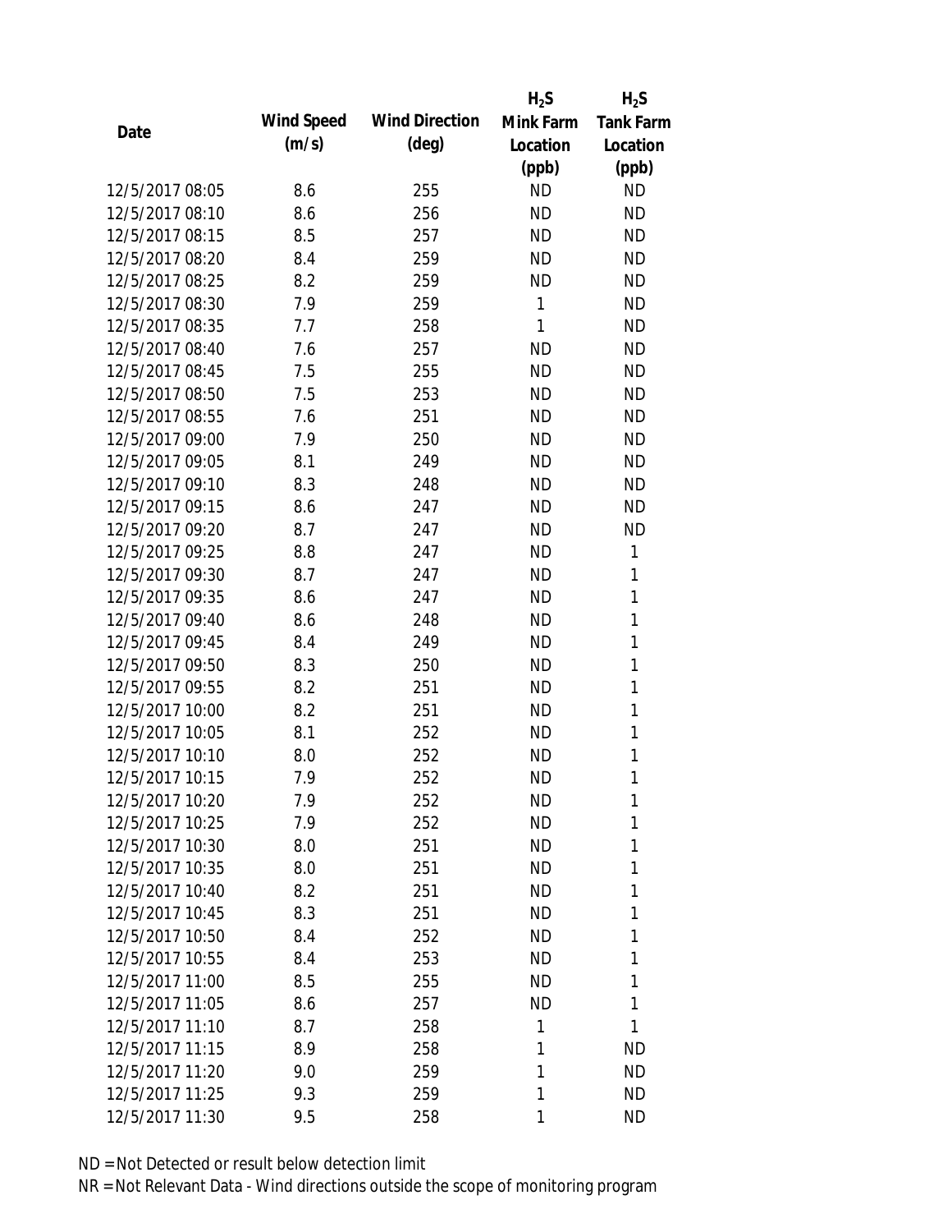| Date | Wind Speed (m/s) | Wind Direction (deg) | $H_2S$ Mink Farm Location (ppb) | $H_2S$ Tank Farm Location (ppb) |
|---|---|---|---|---|
| 12/5/2017 08:05 | 8.6 | 255 | ND | ND |
| 12/5/2017 08:10 | 8.6 | 256 | ND | ND |
| 12/5/2017 08:15 | 8.5 | 257 | ND | ND |
| 12/5/2017 08:20 | 8.4 | 259 | ND | ND |
| 12/5/2017 08:25 | 8.2 | 259 | ND | ND |
| 12/5/2017 08:30 | 7.9 | 259 | 1 | ND |
| 12/5/2017 08:35 | 7.7 | 258 | 1 | ND |
| 12/5/2017 08:40 | 7.6 | 257 | ND | ND |
| 12/5/2017 08:45 | 7.5 | 255 | ND | ND |
| 12/5/2017 08:50 | 7.5 | 253 | ND | ND |
| 12/5/2017 08:55 | 7.6 | 251 | ND | ND |
| 12/5/2017 09:00 | 7.9 | 250 | ND | ND |
| 12/5/2017 09:05 | 8.1 | 249 | ND | ND |
| 12/5/2017 09:10 | 8.3 | 248 | ND | ND |
| 12/5/2017 09:15 | 8.6 | 247 | ND | ND |
| 12/5/2017 09:20 | 8.7 | 247 | ND | ND |
| 12/5/2017 09:25 | 8.8 | 247 | ND | 1 |
| 12/5/2017 09:30 | 8.7 | 247 | ND | 1 |
| 12/5/2017 09:35 | 8.6 | 247 | ND | 1 |
| 12/5/2017 09:40 | 8.6 | 248 | ND | 1 |
| 12/5/2017 09:45 | 8.4 | 249 | ND | 1 |
| 12/5/2017 09:50 | 8.3 | 250 | ND | 1 |
| 12/5/2017 09:55 | 8.2 | 251 | ND | 1 |
| 12/5/2017 10:00 | 8.2 | 251 | ND | 1 |
| 12/5/2017 10:05 | 8.1 | 252 | ND | 1 |
| 12/5/2017 10:10 | 8.0 | 252 | ND | 1 |
| 12/5/2017 10:15 | 7.9 | 252 | ND | 1 |
| 12/5/2017 10:20 | 7.9 | 252 | ND | 1 |
| 12/5/2017 10:25 | 7.9 | 252 | ND | 1 |
| 12/5/2017 10:30 | 8.0 | 251 | ND | 1 |
| 12/5/2017 10:35 | 8.0 | 251 | ND | 1 |
| 12/5/2017 10:40 | 8.2 | 251 | ND | 1 |
| 12/5/2017 10:45 | 8.3 | 251 | ND | 1 |
| 12/5/2017 10:50 | 8.4 | 252 | ND | 1 |
| 12/5/2017 10:55 | 8.4 | 253 | ND | 1 |
| 12/5/2017 11:00 | 8.5 | 255 | ND | 1 |
| 12/5/2017 11:05 | 8.6 | 257 | ND | 1 |
| 12/5/2017 11:10 | 8.7 | 258 | 1 | 1 |
| 12/5/2017 11:15 | 8.9 | 258 | 1 | ND |
| 12/5/2017 11:20 | 9.0 | 259 | 1 | ND |
| 12/5/2017 11:25 | 9.3 | 259 | 1 | ND |
| 12/5/2017 11:30 | 9.5 | 258 | 1 | ND |

ND = Not Detected or result below detection limit

NR = Not Relevant Data - Wind directions outside the scope of monitoring program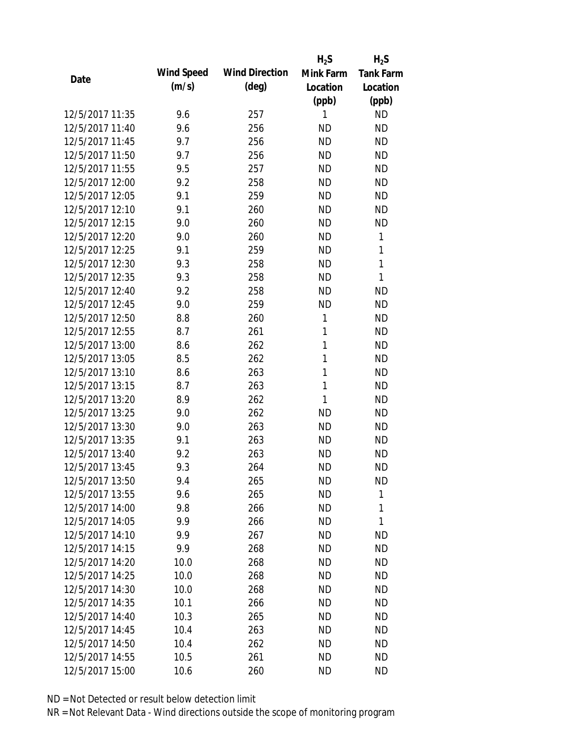| Date | Wind Speed (m/s) | Wind Direction (deg) | $H_2S$ Mink Farm Location (ppb) | $H_2S$ Tank Farm Location (ppb) |
|---|---|---|---|---|
| 12/5/2017 11:35 | 9.6 | 257 | 1 | ND |
| 12/5/2017 11:40 | 9.6 | 256 | ND | ND |
| 12/5/2017 11:45 | 9.7 | 256 | ND | ND |
| 12/5/2017 11:50 | 9.7 | 256 | ND | ND |
| 12/5/2017 11:55 | 9.5 | 257 | ND | ND |
| 12/5/2017 12:00 | 9.2 | 258 | ND | ND |
| 12/5/2017 12:05 | 9.1 | 259 | ND | ND |
| 12/5/2017 12:10 | 9.1 | 260 | ND | ND |
| 12/5/2017 12:15 | 9.0 | 260 | ND | ND |
| 12/5/2017 12:20 | 9.0 | 260 | ND | 1 |
| 12/5/2017 12:25 | 9.1 | 259 | ND | 1 |
| 12/5/2017 12:30 | 9.3 | 258 | ND | 1 |
| 12/5/2017 12:35 | 9.3 | 258 | ND | 1 |
| 12/5/2017 12:40 | 9.2 | 258 | ND | ND |
| 12/5/2017 12:45 | 9.0 | 259 | ND | ND |
| 12/5/2017 12:50 | 8.8 | 260 | 1 | ND |
| 12/5/2017 12:55 | 8.7 | 261 | 1 | ND |
| 12/5/2017 13:00 | 8.6 | 262 | 1 | ND |
| 12/5/2017 13:05 | 8.5 | 262 | 1 | ND |
| 12/5/2017 13:10 | 8.6 | 263 | 1 | ND |
| 12/5/2017 13:15 | 8.7 | 263 | 1 | ND |
| 12/5/2017 13:20 | 8.9 | 262 | 1 | ND |
| 12/5/2017 13:25 | 9.0 | 262 | ND | ND |
| 12/5/2017 13:30 | 9.0 | 263 | ND | ND |
| 12/5/2017 13:35 | 9.1 | 263 | ND | ND |
| 12/5/2017 13:40 | 9.2 | 263 | ND | ND |
| 12/5/2017 13:45 | 9.3 | 264 | ND | ND |
| 12/5/2017 13:50 | 9.4 | 265 | ND | ND |
| 12/5/2017 13:55 | 9.6 | 265 | ND | 1 |
| 12/5/2017 14:00 | 9.8 | 266 | ND | 1 |
| 12/5/2017 14:05 | 9.9 | 266 | ND | 1 |
| 12/5/2017 14:10 | 9.9 | 267 | ND | ND |
| 12/5/2017 14:15 | 9.9 | 268 | ND | ND |
| 12/5/2017 14:20 | 10.0 | 268 | ND | ND |
| 12/5/2017 14:25 | 10.0 | 268 | ND | ND |
| 12/5/2017 14:30 | 10.0 | 268 | ND | ND |
| 12/5/2017 14:35 | 10.1 | 266 | ND | ND |
| 12/5/2017 14:40 | 10.3 | 265 | ND | ND |
| 12/5/2017 14:45 | 10.4 | 263 | ND | ND |
| 12/5/2017 14:50 | 10.4 | 262 | ND | ND |
| 12/5/2017 14:55 | 10.5 | 261 | ND | ND |
| 12/5/2017 15:00 | 10.6 | 260 | ND | ND |

ND = Not Detected or result below detection limit

NR = Not Relevant Data - Wind directions outside the scope of monitoring program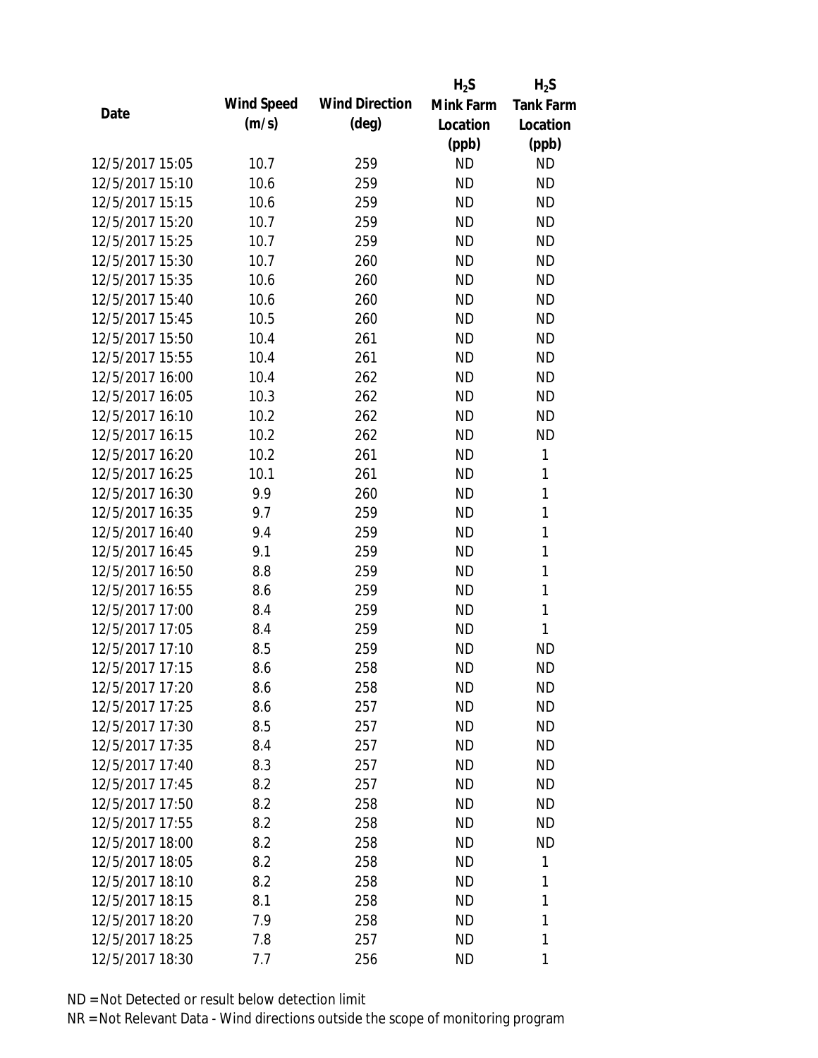| Date | Wind Speed (m/s) | Wind Direction (deg) | $H_2S$ Mink Farm Location (ppb) | $H_2S$ Tank Farm Location (ppb) |
|---|---|---|---|---|
| 12/5/2017 15:05 | 10.7 | 259 | ND | ND |
| 12/5/2017 15:10 | 10.6 | 259 | ND | ND |
| 12/5/2017 15:15 | 10.6 | 259 | ND | ND |
| 12/5/2017 15:20 | 10.7 | 259 | ND | ND |
| 12/5/2017 15:25 | 10.7 | 259 | ND | ND |
| 12/5/2017 15:30 | 10.7 | 260 | ND | ND |
| 12/5/2017 15:35 | 10.6 | 260 | ND | ND |
| 12/5/2017 15:40 | 10.6 | 260 | ND | ND |
| 12/5/2017 15:45 | 10.5 | 260 | ND | ND |
| 12/5/2017 15:50 | 10.4 | 261 | ND | ND |
| 12/5/2017 15:55 | 10.4 | 261 | ND | ND |
| 12/5/2017 16:00 | 10.4 | 262 | ND | ND |
| 12/5/2017 16:05 | 10.3 | 262 | ND | ND |
| 12/5/2017 16:10 | 10.2 | 262 | ND | ND |
| 12/5/2017 16:15 | 10.2 | 262 | ND | ND |
| 12/5/2017 16:20 | 10.2 | 261 | ND | 1 |
| 12/5/2017 16:25 | 10.1 | 261 | ND | 1 |
| 12/5/2017 16:30 | 9.9 | 260 | ND | 1 |
| 12/5/2017 16:35 | 9.7 | 259 | ND | 1 |
| 12/5/2017 16:40 | 9.4 | 259 | ND | 1 |
| 12/5/2017 16:45 | 9.1 | 259 | ND | 1 |
| 12/5/2017 16:50 | 8.8 | 259 | ND | 1 |
| 12/5/2017 16:55 | 8.6 | 259 | ND | 1 |
| 12/5/2017 17:00 | 8.4 | 259 | ND | 1 |
| 12/5/2017 17:05 | 8.4 | 259 | ND | 1 |
| 12/5/2017 17:10 | 8.5 | 259 | ND | ND |
| 12/5/2017 17:15 | 8.6 | 258 | ND | ND |
| 12/5/2017 17:20 | 8.6 | 258 | ND | ND |
| 12/5/2017 17:25 | 8.6 | 257 | ND | ND |
| 12/5/2017 17:30 | 8.5 | 257 | ND | ND |
| 12/5/2017 17:35 | 8.4 | 257 | ND | ND |
| 12/5/2017 17:40 | 8.3 | 257 | ND | ND |
| 12/5/2017 17:45 | 8.2 | 257 | ND | ND |
| 12/5/2017 17:50 | 8.2 | 258 | ND | ND |
| 12/5/2017 17:55 | 8.2 | 258 | ND | ND |
| 12/5/2017 18:00 | 8.2 | 258 | ND | ND |
| 12/5/2017 18:05 | 8.2 | 258 | ND | 1 |
| 12/5/2017 18:10 | 8.2 | 258 | ND | 1 |
| 12/5/2017 18:15 | 8.1 | 258 | ND | 1 |
| 12/5/2017 18:20 | 7.9 | 258 | ND | 1 |
| 12/5/2017 18:25 | 7.8 | 257 | ND | 1 |
| 12/5/2017 18:30 | 7.7 | 256 | ND | 1 |

ND = Not Detected or result below detection limit

NR = Not Relevant Data - Wind directions outside the scope of monitoring program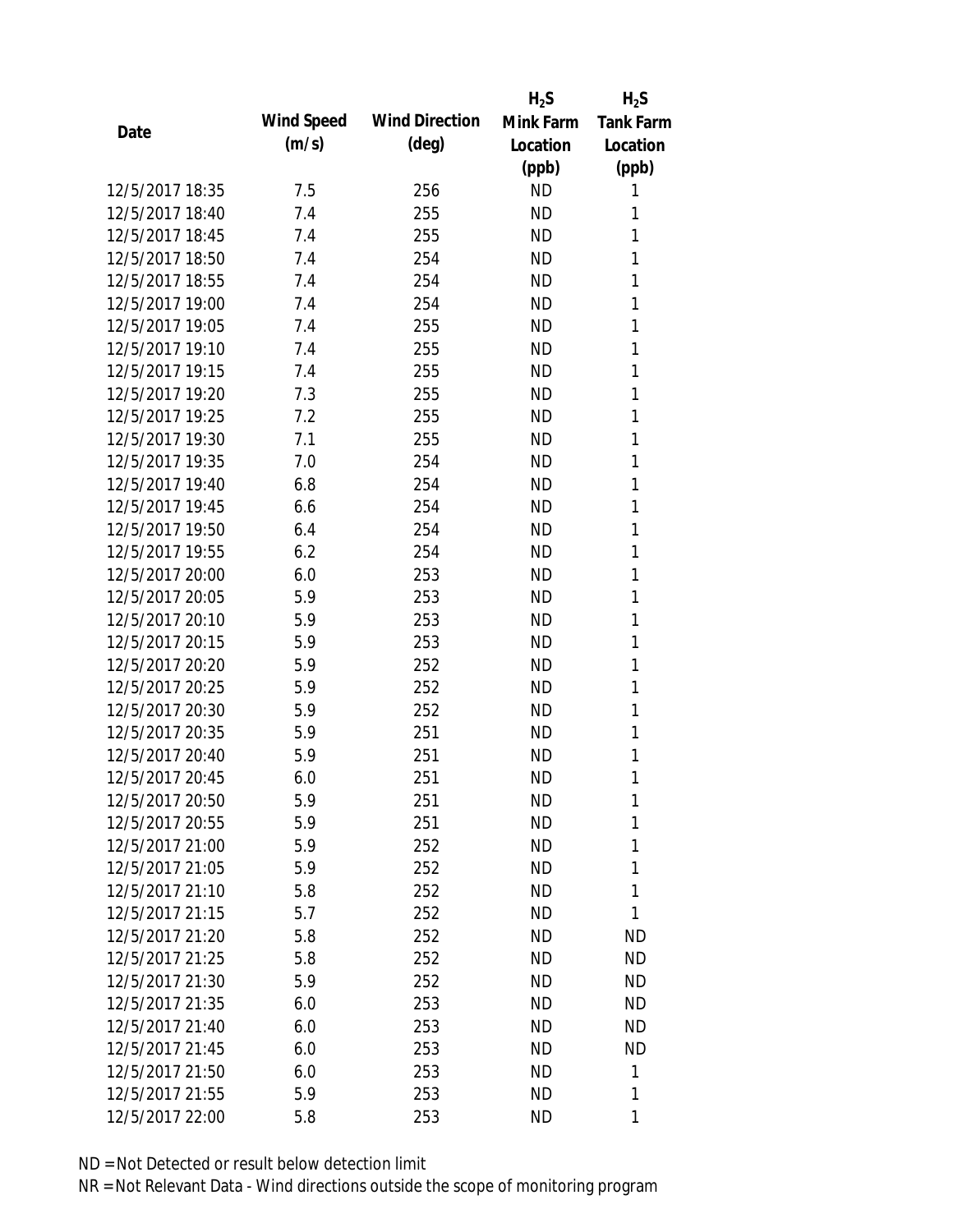| Date | Wind Speed (m/s) | Wind Direction (deg) | $H_2S$ Mink Farm Location (ppb) | $H_2S$ Tank Farm Location (ppb) |
|---|---|---|---|---|
| 12/5/2017 18:35 | 7.5 | 256 | ND | 1 |
| 12/5/2017 18:40 | 7.4 | 255 | ND | 1 |
| 12/5/2017 18:45 | 7.4 | 255 | ND | 1 |
| 12/5/2017 18:50 | 7.4 | 254 | ND | 1 |
| 12/5/2017 18:55 | 7.4 | 254 | ND | 1 |
| 12/5/2017 19:00 | 7.4 | 254 | ND | 1 |
| 12/5/2017 19:05 | 7.4 | 255 | ND | 1 |
| 12/5/2017 19:10 | 7.4 | 255 | ND | 1 |
| 12/5/2017 19:15 | 7.4 | 255 | ND | 1 |
| 12/5/2017 19:20 | 7.3 | 255 | ND | 1 |
| 12/5/2017 19:25 | 7.2 | 255 | ND | 1 |
| 12/5/2017 19:30 | 7.1 | 255 | ND | 1 |
| 12/5/2017 19:35 | 7.0 | 254 | ND | 1 |
| 12/5/2017 19:40 | 6.8 | 254 | ND | 1 |
| 12/5/2017 19:45 | 6.6 | 254 | ND | 1 |
| 12/5/2017 19:50 | 6.4 | 254 | ND | 1 |
| 12/5/2017 19:55 | 6.2 | 254 | ND | 1 |
| 12/5/2017 20:00 | 6.0 | 253 | ND | 1 |
| 12/5/2017 20:05 | 5.9 | 253 | ND | 1 |
| 12/5/2017 20:10 | 5.9 | 253 | ND | 1 |
| 12/5/2017 20:15 | 5.9 | 253 | ND | 1 |
| 12/5/2017 20:20 | 5.9 | 252 | ND | 1 |
| 12/5/2017 20:25 | 5.9 | 252 | ND | 1 |
| 12/5/2017 20:30 | 5.9 | 252 | ND | 1 |
| 12/5/2017 20:35 | 5.9 | 251 | ND | 1 |
| 12/5/2017 20:40 | 5.9 | 251 | ND | 1 |
| 12/5/2017 20:45 | 6.0 | 251 | ND | 1 |
| 12/5/2017 20:50 | 5.9 | 251 | ND | 1 |
| 12/5/2017 20:55 | 5.9 | 251 | ND | 1 |
| 12/5/2017 21:00 | 5.9 | 252 | ND | 1 |
| 12/5/2017 21:05 | 5.9 | 252 | ND | 1 |
| 12/5/2017 21:10 | 5.8 | 252 | ND | 1 |
| 12/5/2017 21:15 | 5.7 | 252 | ND | 1 |
| 12/5/2017 21:20 | 5.8 | 252 | ND | ND |
| 12/5/2017 21:25 | 5.8 | 252 | ND | ND |
| 12/5/2017 21:30 | 5.9 | 252 | ND | ND |
| 12/5/2017 21:35 | 6.0 | 253 | ND | ND |
| 12/5/2017 21:40 | 6.0 | 253 | ND | ND |
| 12/5/2017 21:45 | 6.0 | 253 | ND | ND |
| 12/5/2017 21:50 | 6.0 | 253 | ND | 1 |
| 12/5/2017 21:55 | 5.9 | 253 | ND | 1 |
| 12/5/2017 22:00 | 5.8 | 253 | ND | 1 |

ND = Not Detected or result below detection limit

NR = Not Relevant Data - Wind directions outside the scope of monitoring program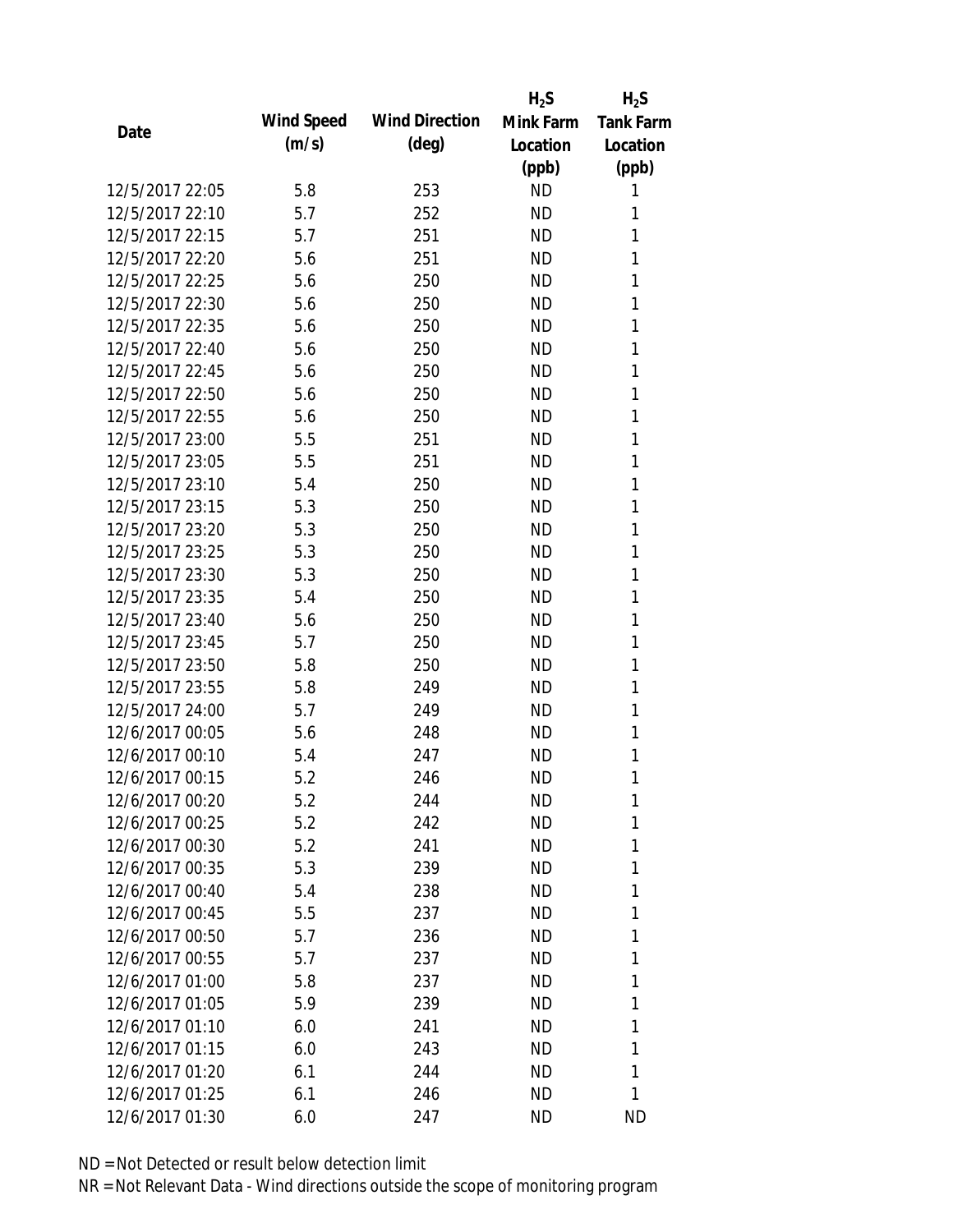| Date | Wind Speed (m/s) | Wind Direction (deg) | $H_2S$ Mink Farm Location (ppb) | $H_2S$ Tank Farm Location (ppb) |
|---|---|---|---|---|
| 12/5/2017 22:05 | 5.8 | 253 | ND | 1 |
| 12/5/2017 22:10 | 5.7 | 252 | ND | 1 |
| 12/5/2017 22:15 | 5.7 | 251 | ND | 1 |
| 12/5/2017 22:20 | 5.6 | 251 | ND | 1 |
| 12/5/2017 22:25 | 5.6 | 250 | ND | 1 |
| 12/5/2017 22:30 | 5.6 | 250 | ND | 1 |
| 12/5/2017 22:35 | 5.6 | 250 | ND | 1 |
| 12/5/2017 22:40 | 5.6 | 250 | ND | 1 |
| 12/5/2017 22:45 | 5.6 | 250 | ND | 1 |
| 12/5/2017 22:50 | 5.6 | 250 | ND | 1 |
| 12/5/2017 22:55 | 5.6 | 250 | ND | 1 |
| 12/5/2017 23:00 | 5.5 | 251 | ND | 1 |
| 12/5/2017 23:05 | 5.5 | 251 | ND | 1 |
| 12/5/2017 23:10 | 5.4 | 250 | ND | 1 |
| 12/5/2017 23:15 | 5.3 | 250 | ND | 1 |
| 12/5/2017 23:20 | 5.3 | 250 | ND | 1 |
| 12/5/2017 23:25 | 5.3 | 250 | ND | 1 |
| 12/5/2017 23:30 | 5.3 | 250 | ND | 1 |
| 12/5/2017 23:35 | 5.4 | 250 | ND | 1 |
| 12/5/2017 23:40 | 5.6 | 250 | ND | 1 |
| 12/5/2017 23:45 | 5.7 | 250 | ND | 1 |
| 12/5/2017 23:50 | 5.8 | 250 | ND | 1 |
| 12/5/2017 23:55 | 5.8 | 249 | ND | 1 |
| 12/5/2017 24:00 | 5.7 | 249 | ND | 1 |
| 12/6/2017 00:05 | 5.6 | 248 | ND | 1 |
| 12/6/2017 00:10 | 5.4 | 247 | ND | 1 |
| 12/6/2017 00:15 | 5.2 | 246 | ND | 1 |
| 12/6/2017 00:20 | 5.2 | 244 | ND | 1 |
| 12/6/2017 00:25 | 5.2 | 242 | ND | 1 |
| 12/6/2017 00:30 | 5.2 | 241 | ND | 1 |
| 12/6/2017 00:35 | 5.3 | 239 | ND | 1 |
| 12/6/2017 00:40 | 5.4 | 238 | ND | 1 |
| 12/6/2017 00:45 | 5.5 | 237 | ND | 1 |
| 12/6/2017 00:50 | 5.7 | 236 | ND | 1 |
| 12/6/2017 00:55 | 5.7 | 237 | ND | 1 |
| 12/6/2017 01:00 | 5.8 | 237 | ND | 1 |
| 12/6/2017 01:05 | 5.9 | 239 | ND | 1 |
| 12/6/2017 01:10 | 6.0 | 241 | ND | 1 |
| 12/6/2017 01:15 | 6.0 | 243 | ND | 1 |
| 12/6/2017 01:20 | 6.1 | 244 | ND | 1 |
| 12/6/2017 01:25 | 6.1 | 246 | ND | 1 |
| 12/6/2017 01:30 | 6.0 | 247 | ND | ND |

ND = Not Detected or result below detection limit

NR = Not Relevant Data - Wind directions outside the scope of monitoring program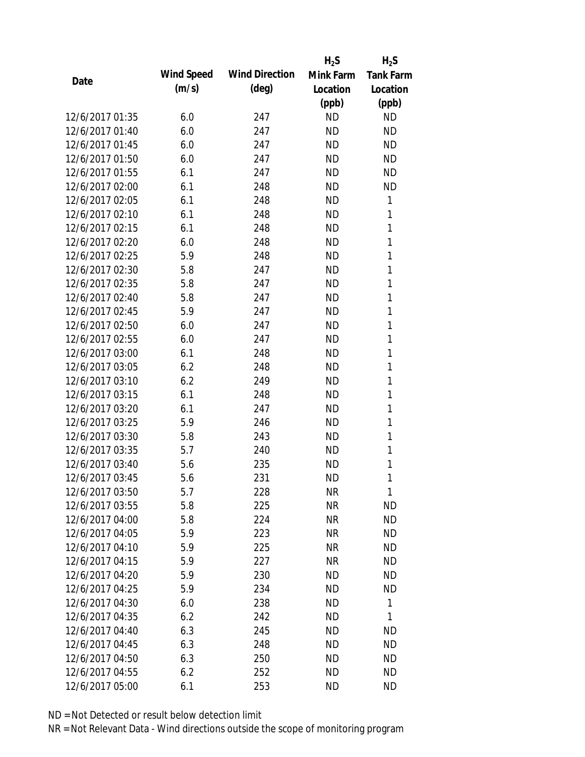| Date | Wind Speed (m/s) | Wind Direction (deg) | $H_2S$ Mink Farm Location (ppb) | $H_2S$ Tank Farm Location (ppb) |
|---|---|---|---|---|
| 12/6/2017 01:35 | 6.0 | 247 | ND | ND |
| 12/6/2017 01:40 | 6.0 | 247 | ND | ND |
| 12/6/2017 01:45 | 6.0 | 247 | ND | ND |
| 12/6/2017 01:50 | 6.0 | 247 | ND | ND |
| 12/6/2017 01:55 | 6.1 | 247 | ND | ND |
| 12/6/2017 02:00 | 6.1 | 248 | ND | ND |
| 12/6/2017 02:05 | 6.1 | 248 | ND | 1 |
| 12/6/2017 02:10 | 6.1 | 248 | ND | 1 |
| 12/6/2017 02:15 | 6.1 | 248 | ND | 1 |
| 12/6/2017 02:20 | 6.0 | 248 | ND | 1 |
| 12/6/2017 02:25 | 5.9 | 248 | ND | 1 |
| 12/6/2017 02:30 | 5.8 | 247 | ND | 1 |
| 12/6/2017 02:35 | 5.8 | 247 | ND | 1 |
| 12/6/2017 02:40 | 5.8 | 247 | ND | 1 |
| 12/6/2017 02:45 | 5.9 | 247 | ND | 1 |
| 12/6/2017 02:50 | 6.0 | 247 | ND | 1 |
| 12/6/2017 02:55 | 6.0 | 247 | ND | 1 |
| 12/6/2017 03:00 | 6.1 | 248 | ND | 1 |
| 12/6/2017 03:05 | 6.2 | 248 | ND | 1 |
| 12/6/2017 03:10 | 6.2 | 249 | ND | 1 |
| 12/6/2017 03:15 | 6.1 | 248 | ND | 1 |
| 12/6/2017 03:20 | 6.1 | 247 | ND | 1 |
| 12/6/2017 03:25 | 5.9 | 246 | ND | 1 |
| 12/6/2017 03:30 | 5.8 | 243 | ND | 1 |
| 12/6/2017 03:35 | 5.7 | 240 | ND | 1 |
| 12/6/2017 03:40 | 5.6 | 235 | ND | 1 |
| 12/6/2017 03:45 | 5.6 | 231 | ND | 1 |
| 12/6/2017 03:50 | 5.7 | 228 | NR | 1 |
| 12/6/2017 03:55 | 5.8 | 225 | NR | ND |
| 12/6/2017 04:00 | 5.8 | 224 | NR | ND |
| 12/6/2017 04:05 | 5.9 | 223 | NR | ND |
| 12/6/2017 04:10 | 5.9 | 225 | NR | ND |
| 12/6/2017 04:15 | 5.9 | 227 | NR | ND |
| 12/6/2017 04:20 | 5.9 | 230 | ND | ND |
| 12/6/2017 04:25 | 5.9 | 234 | ND | ND |
| 12/6/2017 04:30 | 6.0 | 238 | ND | 1 |
| 12/6/2017 04:35 | 6.2 | 242 | ND | 1 |
| 12/6/2017 04:40 | 6.3 | 245 | ND | ND |
| 12/6/2017 04:45 | 6.3 | 248 | ND | ND |
| 12/6/2017 04:50 | 6.3 | 250 | ND | ND |
| 12/6/2017 04:55 | 6.2 | 252 | ND | ND |
| 12/6/2017 05:00 | 6.1 | 253 | ND | ND |

ND = Not Detected or result below detection limit

NR = Not Relevant Data - Wind directions outside the scope of monitoring program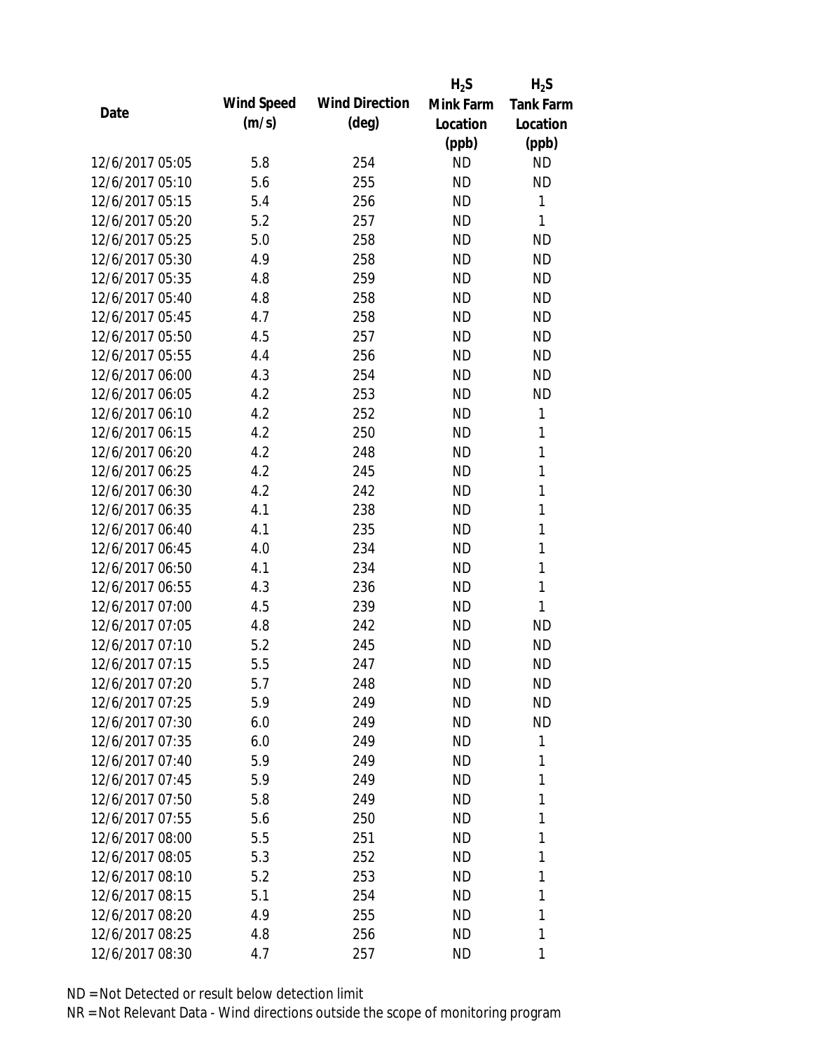| Date | Wind Speed (m/s) | Wind Direction (deg) | $H_2S$ Mink Farm Location (ppb) | $H_2S$ Tank Farm Location (ppb) |
|---|---|---|---|---|
| 12/6/2017 05:05 | 5.8 | 254 | ND | ND |
| 12/6/2017 05:10 | 5.6 | 255 | ND | ND |
| 12/6/2017 05:15 | 5.4 | 256 | ND | 1 |
| 12/6/2017 05:20 | 5.2 | 257 | ND | 1 |
| 12/6/2017 05:25 | 5.0 | 258 | ND | ND |
| 12/6/2017 05:30 | 4.9 | 258 | ND | ND |
| 12/6/2017 05:35 | 4.8 | 259 | ND | ND |
| 12/6/2017 05:40 | 4.8 | 258 | ND | ND |
| 12/6/2017 05:45 | 4.7 | 258 | ND | ND |
| 12/6/2017 05:50 | 4.5 | 257 | ND | ND |
| 12/6/2017 05:55 | 4.4 | 256 | ND | ND |
| 12/6/2017 06:00 | 4.3 | 254 | ND | ND |
| 12/6/2017 06:05 | 4.2 | 253 | ND | ND |
| 12/6/2017 06:10 | 4.2 | 252 | ND | 1 |
| 12/6/2017 06:15 | 4.2 | 250 | ND | 1 |
| 12/6/2017 06:20 | 4.2 | 248 | ND | 1 |
| 12/6/2017 06:25 | 4.2 | 245 | ND | 1 |
| 12/6/2017 06:30 | 4.2 | 242 | ND | 1 |
| 12/6/2017 06:35 | 4.1 | 238 | ND | 1 |
| 12/6/2017 06:40 | 4.1 | 235 | ND | 1 |
| 12/6/2017 06:45 | 4.0 | 234 | ND | 1 |
| 12/6/2017 06:50 | 4.1 | 234 | ND | 1 |
| 12/6/2017 06:55 | 4.3 | 236 | ND | 1 |
| 12/6/2017 07:00 | 4.5 | 239 | ND | 1 |
| 12/6/2017 07:05 | 4.8 | 242 | ND | ND |
| 12/6/2017 07:10 | 5.2 | 245 | ND | ND |
| 12/6/2017 07:15 | 5.5 | 247 | ND | ND |
| 12/6/2017 07:20 | 5.7 | 248 | ND | ND |
| 12/6/2017 07:25 | 5.9 | 249 | ND | ND |
| 12/6/2017 07:30 | 6.0 | 249 | ND | ND |
| 12/6/2017 07:35 | 6.0 | 249 | ND | 1 |
| 12/6/2017 07:40 | 5.9 | 249 | ND | 1 |
| 12/6/2017 07:45 | 5.9 | 249 | ND | 1 |
| 12/6/2017 07:50 | 5.8 | 249 | ND | 1 |
| 12/6/2017 07:55 | 5.6 | 250 | ND | 1 |
| 12/6/2017 08:00 | 5.5 | 251 | ND | 1 |
| 12/6/2017 08:05 | 5.3 | 252 | ND | 1 |
| 12/6/2017 08:10 | 5.2 | 253 | ND | 1 |
| 12/6/2017 08:15 | 5.1 | 254 | ND | 1 |
| 12/6/2017 08:20 | 4.9 | 255 | ND | 1 |
| 12/6/2017 08:25 | 4.8 | 256 | ND | 1 |
| 12/6/2017 08:30 | 4.7 | 257 | ND | 1 |

ND = Not Detected or result below detection limit

NR = Not Relevant Data - Wind directions outside the scope of monitoring program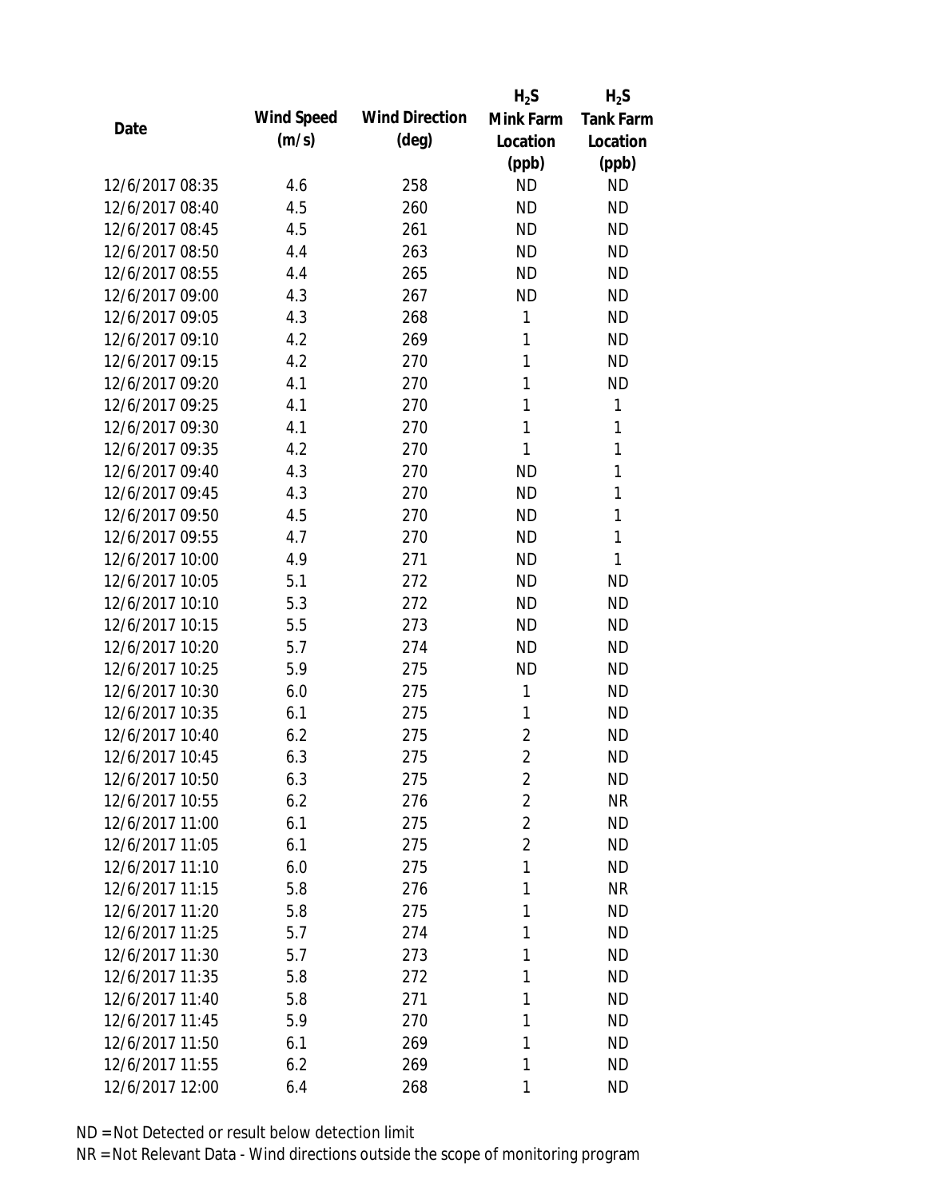| Date | Wind Speed (m/s) | Wind Direction (deg) | $H_2S$ Mink Farm Location (ppb) | $H_2S$ Tank Farm Location (ppb) |
|---|---|---|---|---|
| 12/6/2017 08:35 | 4.6 | 258 | ND | ND |
| 12/6/2017 08:40 | 4.5 | 260 | ND | ND |
| 12/6/2017 08:45 | 4.5 | 261 | ND | ND |
| 12/6/2017 08:50 | 4.4 | 263 | ND | ND |
| 12/6/2017 08:55 | 4.4 | 265 | ND | ND |
| 12/6/2017 09:00 | 4.3 | 267 | ND | ND |
| 12/6/2017 09:05 | 4.3 | 268 | 1 | ND |
| 12/6/2017 09:10 | 4.2 | 269 | 1 | ND |
| 12/6/2017 09:15 | 4.2 | 270 | 1 | ND |
| 12/6/2017 09:20 | 4.1 | 270 | 1 | ND |
| 12/6/2017 09:25 | 4.1 | 270 | 1 | 1 |
| 12/6/2017 09:30 | 4.1 | 270 | 1 | 1 |
| 12/6/2017 09:35 | 4.2 | 270 | 1 | 1 |
| 12/6/2017 09:40 | 4.3 | 270 | ND | 1 |
| 12/6/2017 09:45 | 4.3 | 270 | ND | 1 |
| 12/6/2017 09:50 | 4.5 | 270 | ND | 1 |
| 12/6/2017 09:55 | 4.7 | 270 | ND | 1 |
| 12/6/2017 10:00 | 4.9 | 271 | ND | 1 |
| 12/6/2017 10:05 | 5.1 | 272 | ND | ND |
| 12/6/2017 10:10 | 5.3 | 272 | ND | ND |
| 12/6/2017 10:15 | 5.5 | 273 | ND | ND |
| 12/6/2017 10:20 | 5.7 | 274 | ND | ND |
| 12/6/2017 10:25 | 5.9 | 275 | ND | ND |
| 12/6/2017 10:30 | 6.0 | 275 | 1 | ND |
| 12/6/2017 10:35 | 6.1 | 275 | 1 | ND |
| 12/6/2017 10:40 | 6.2 | 275 | 2 | ND |
| 12/6/2017 10:45 | 6.3 | 275 | 2 | ND |
| 12/6/2017 10:50 | 6.3 | 275 | 2 | ND |
| 12/6/2017 10:55 | 6.2 | 276 | 2 | NR |
| 12/6/2017 11:00 | 6.1 | 275 | 2 | ND |
| 12/6/2017 11:05 | 6.1 | 275 | 2 | ND |
| 12/6/2017 11:10 | 6.0 | 275 | 1 | ND |
| 12/6/2017 11:15 | 5.8 | 276 | 1 | NR |
| 12/6/2017 11:20 | 5.8 | 275 | 1 | ND |
| 12/6/2017 11:25 | 5.7 | 274 | 1 | ND |
| 12/6/2017 11:30 | 5.7 | 273 | 1 | ND |
| 12/6/2017 11:35 | 5.8 | 272 | 1 | ND |
| 12/6/2017 11:40 | 5.8 | 271 | 1 | ND |
| 12/6/2017 11:45 | 5.9 | 270 | 1 | ND |
| 12/6/2017 11:50 | 6.1 | 269 | 1 | ND |
| 12/6/2017 11:55 | 6.2 | 269 | 1 | ND |
| 12/6/2017 12:00 | 6.4 | 268 | 1 | ND |

ND = Not Detected or result below detection limit

NR = Not Relevant Data - Wind directions outside the scope of monitoring program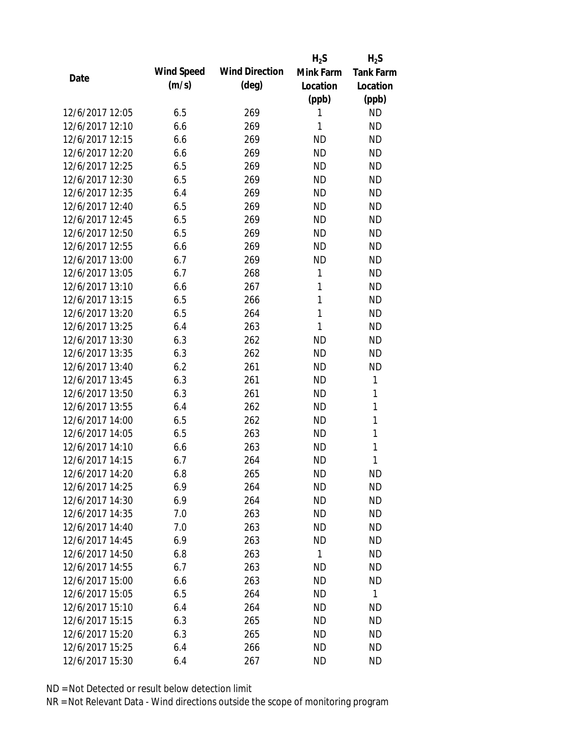| Date | Wind Speed (m/s) | Wind Direction (deg) | $H_2S$ Mink Farm Location (ppb) | $H_2S$ Tank Farm Location (ppb) |
|---|---|---|---|---|
| 12/6/2017 12:05 | 6.5 | 269 | 1 | ND |
| 12/6/2017 12:10 | 6.6 | 269 | 1 | ND |
| 12/6/2017 12:15 | 6.6 | 269 | ND | ND |
| 12/6/2017 12:20 | 6.6 | 269 | ND | ND |
| 12/6/2017 12:25 | 6.5 | 269 | ND | ND |
| 12/6/2017 12:30 | 6.5 | 269 | ND | ND |
| 12/6/2017 12:35 | 6.4 | 269 | ND | ND |
| 12/6/2017 12:40 | 6.5 | 269 | ND | ND |
| 12/6/2017 12:45 | 6.5 | 269 | ND | ND |
| 12/6/2017 12:50 | 6.5 | 269 | ND | ND |
| 12/6/2017 12:55 | 6.6 | 269 | ND | ND |
| 12/6/2017 13:00 | 6.7 | 269 | ND | ND |
| 12/6/2017 13:05 | 6.7 | 268 | 1 | ND |
| 12/6/2017 13:10 | 6.6 | 267 | 1 | ND |
| 12/6/2017 13:15 | 6.5 | 266 | 1 | ND |
| 12/6/2017 13:20 | 6.5 | 264 | 1 | ND |
| 12/6/2017 13:25 | 6.4 | 263 | 1 | ND |
| 12/6/2017 13:30 | 6.3 | 262 | ND | ND |
| 12/6/2017 13:35 | 6.3 | 262 | ND | ND |
| 12/6/2017 13:40 | 6.2 | 261 | ND | ND |
| 12/6/2017 13:45 | 6.3 | 261 | ND | 1 |
| 12/6/2017 13:50 | 6.3 | 261 | ND | 1 |
| 12/6/2017 13:55 | 6.4 | 262 | ND | 1 |
| 12/6/2017 14:00 | 6.5 | 262 | ND | 1 |
| 12/6/2017 14:05 | 6.5 | 263 | ND | 1 |
| 12/6/2017 14:10 | 6.6 | 263 | ND | 1 |
| 12/6/2017 14:15 | 6.7 | 264 | ND | 1 |
| 12/6/2017 14:20 | 6.8 | 265 | ND | ND |
| 12/6/2017 14:25 | 6.9 | 264 | ND | ND |
| 12/6/2017 14:30 | 6.9 | 264 | ND | ND |
| 12/6/2017 14:35 | 7.0 | 263 | ND | ND |
| 12/6/2017 14:40 | 7.0 | 263 | ND | ND |
| 12/6/2017 14:45 | 6.9 | 263 | ND | ND |
| 12/6/2017 14:50 | 6.8 | 263 | 1 | ND |
| 12/6/2017 14:55 | 6.7 | 263 | ND | ND |
| 12/6/2017 15:00 | 6.6 | 263 | ND | ND |
| 12/6/2017 15:05 | 6.5 | 264 | ND | 1 |
| 12/6/2017 15:10 | 6.4 | 264 | ND | ND |
| 12/6/2017 15:15 | 6.3 | 265 | ND | ND |
| 12/6/2017 15:20 | 6.3 | 265 | ND | ND |
| 12/6/2017 15:25 | 6.4 | 266 | ND | ND |
| 12/6/2017 15:30 | 6.4 | 267 | ND | ND |

ND = Not Detected or result below detection limit

NR = Not Relevant Data - Wind directions outside the scope of monitoring program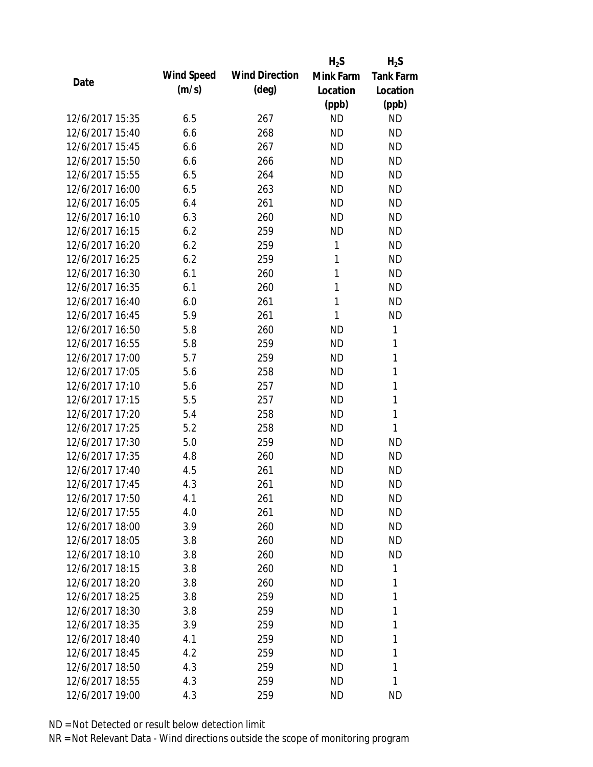| Date | Wind Speed (m/s) | Wind Direction (deg) | $H_2S$ Mink Farm Location (ppb) | $H_2S$ Tank Farm Location (ppb) |
|---|---|---|---|---|
| 12/6/2017 15:35 | 6.5 | 267 | ND | ND |
| 12/6/2017 15:40 | 6.6 | 268 | ND | ND |
| 12/6/2017 15:45 | 6.6 | 267 | ND | ND |
| 12/6/2017 15:50 | 6.6 | 266 | ND | ND |
| 12/6/2017 15:55 | 6.5 | 264 | ND | ND |
| 12/6/2017 16:00 | 6.5 | 263 | ND | ND |
| 12/6/2017 16:05 | 6.4 | 261 | ND | ND |
| 12/6/2017 16:10 | 6.3 | 260 | ND | ND |
| 12/6/2017 16:15 | 6.2 | 259 | ND | ND |
| 12/6/2017 16:20 | 6.2 | 259 | 1 | ND |
| 12/6/2017 16:25 | 6.2 | 259 | 1 | ND |
| 12/6/2017 16:30 | 6.1 | 260 | 1 | ND |
| 12/6/2017 16:35 | 6.1 | 260 | 1 | ND |
| 12/6/2017 16:40 | 6.0 | 261 | 1 | ND |
| 12/6/2017 16:45 | 5.9 | 261 | 1 | ND |
| 12/6/2017 16:50 | 5.8 | 260 | ND | 1 |
| 12/6/2017 16:55 | 5.8 | 259 | ND | 1 |
| 12/6/2017 17:00 | 5.7 | 259 | ND | 1 |
| 12/6/2017 17:05 | 5.6 | 258 | ND | 1 |
| 12/6/2017 17:10 | 5.6 | 257 | ND | 1 |
| 12/6/2017 17:15 | 5.5 | 257 | ND | 1 |
| 12/6/2017 17:20 | 5.4 | 258 | ND | 1 |
| 12/6/2017 17:25 | 5.2 | 258 | ND | 1 |
| 12/6/2017 17:30 | 5.0 | 259 | ND | ND |
| 12/6/2017 17:35 | 4.8 | 260 | ND | ND |
| 12/6/2017 17:40 | 4.5 | 261 | ND | ND |
| 12/6/2017 17:45 | 4.3 | 261 | ND | ND |
| 12/6/2017 17:50 | 4.1 | 261 | ND | ND |
| 12/6/2017 17:55 | 4.0 | 261 | ND | ND |
| 12/6/2017 18:00 | 3.9 | 260 | ND | ND |
| 12/6/2017 18:05 | 3.8 | 260 | ND | ND |
| 12/6/2017 18:10 | 3.8 | 260 | ND | ND |
| 12/6/2017 18:15 | 3.8 | 260 | ND | 1 |
| 12/6/2017 18:20 | 3.8 | 260 | ND | 1 |
| 12/6/2017 18:25 | 3.8 | 259 | ND | 1 |
| 12/6/2017 18:30 | 3.8 | 259 | ND | 1 |
| 12/6/2017 18:35 | 3.9 | 259 | ND | 1 |
| 12/6/2017 18:40 | 4.1 | 259 | ND | 1 |
| 12/6/2017 18:45 | 4.2 | 259 | ND | 1 |
| 12/6/2017 18:50 | 4.3 | 259 | ND | 1 |
| 12/6/2017 18:55 | 4.3 | 259 | ND | 1 |
| 12/6/2017 19:00 | 4.3 | 259 | ND | ND |

ND = Not Detected or result below detection limit

NR = Not Relevant Data - Wind directions outside the scope of monitoring program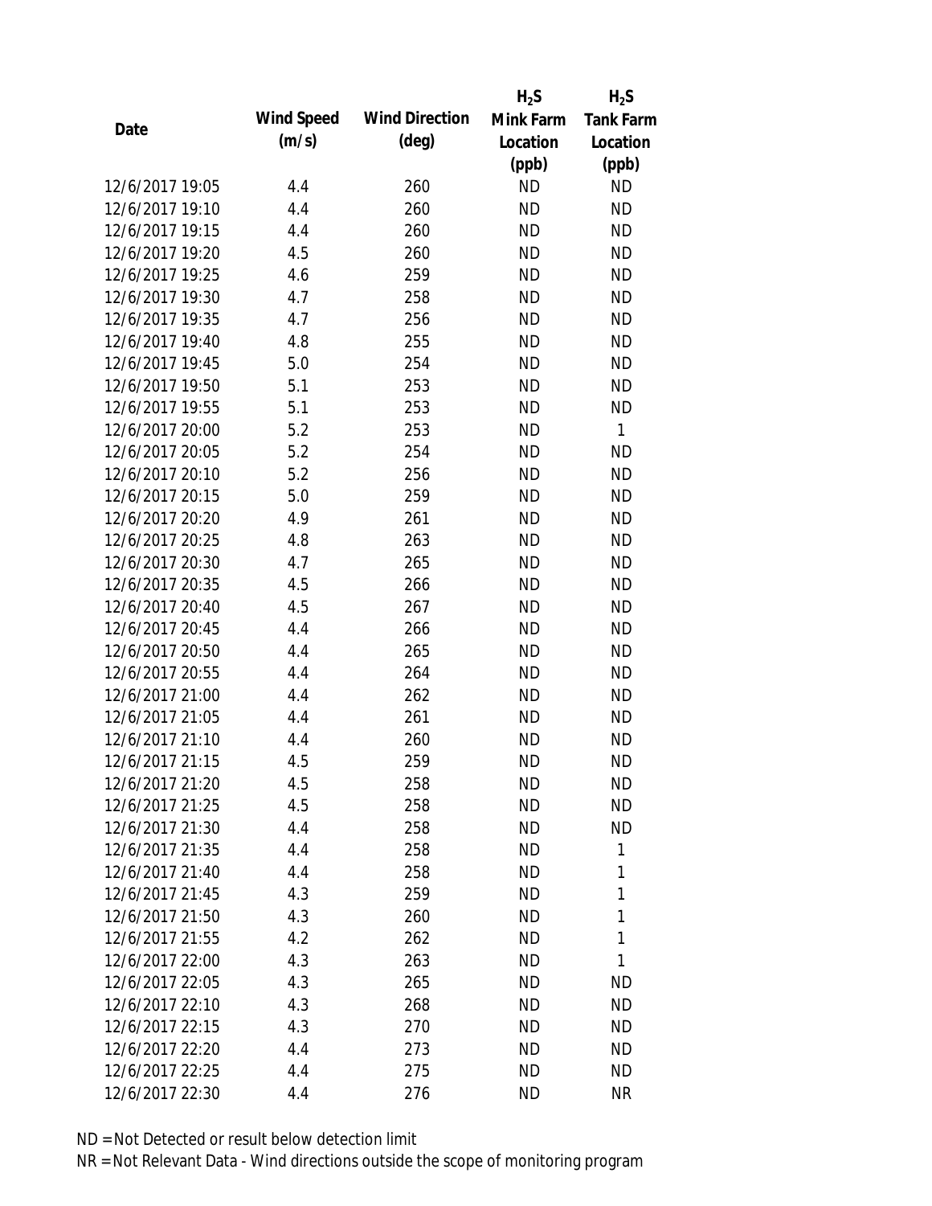| Date | Wind Speed (m/s) | Wind Direction (deg) | $H_2S$ Mink Farm Location (ppb) | $H_2S$ Tank Farm Location (ppb) |
|---|---|---|---|---|
| 12/6/2017 19:05 | 4.4 | 260 | ND | ND |
| 12/6/2017 19:10 | 4.4 | 260 | ND | ND |
| 12/6/2017 19:15 | 4.4 | 260 | ND | ND |
| 12/6/2017 19:20 | 4.5 | 260 | ND | ND |
| 12/6/2017 19:25 | 4.6 | 259 | ND | ND |
| 12/6/2017 19:30 | 4.7 | 258 | ND | ND |
| 12/6/2017 19:35 | 4.7 | 256 | ND | ND |
| 12/6/2017 19:40 | 4.8 | 255 | ND | ND |
| 12/6/2017 19:45 | 5.0 | 254 | ND | ND |
| 12/6/2017 19:50 | 5.1 | 253 | ND | ND |
| 12/6/2017 19:55 | 5.1 | 253 | ND | ND |
| 12/6/2017 20:00 | 5.2 | 253 | ND | 1 |
| 12/6/2017 20:05 | 5.2 | 254 | ND | ND |
| 12/6/2017 20:10 | 5.2 | 256 | ND | ND |
| 12/6/2017 20:15 | 5.0 | 259 | ND | ND |
| 12/6/2017 20:20 | 4.9 | 261 | ND | ND |
| 12/6/2017 20:25 | 4.8 | 263 | ND | ND |
| 12/6/2017 20:30 | 4.7 | 265 | ND | ND |
| 12/6/2017 20:35 | 4.5 | 266 | ND | ND |
| 12/6/2017 20:40 | 4.5 | 267 | ND | ND |
| 12/6/2017 20:45 | 4.4 | 266 | ND | ND |
| 12/6/2017 20:50 | 4.4 | 265 | ND | ND |
| 12/6/2017 20:55 | 4.4 | 264 | ND | ND |
| 12/6/2017 21:00 | 4.4 | 262 | ND | ND |
| 12/6/2017 21:05 | 4.4 | 261 | ND | ND |
| 12/6/2017 21:10 | 4.4 | 260 | ND | ND |
| 12/6/2017 21:15 | 4.5 | 259 | ND | ND |
| 12/6/2017 21:20 | 4.5 | 258 | ND | ND |
| 12/6/2017 21:25 | 4.5 | 258 | ND | ND |
| 12/6/2017 21:30 | 4.4 | 258 | ND | ND |
| 12/6/2017 21:35 | 4.4 | 258 | ND | 1 |
| 12/6/2017 21:40 | 4.4 | 258 | ND | 1 |
| 12/6/2017 21:45 | 4.3 | 259 | ND | 1 |
| 12/6/2017 21:50 | 4.3 | 260 | ND | 1 |
| 12/6/2017 21:55 | 4.2 | 262 | ND | 1 |
| 12/6/2017 22:00 | 4.3 | 263 | ND | 1 |
| 12/6/2017 22:05 | 4.3 | 265 | ND | ND |
| 12/6/2017 22:10 | 4.3 | 268 | ND | ND |
| 12/6/2017 22:15 | 4.3 | 270 | ND | ND |
| 12/6/2017 22:20 | 4.4 | 273 | ND | ND |
| 12/6/2017 22:25 | 4.4 | 275 | ND | ND |
| 12/6/2017 22:30 | 4.4 | 276 | ND | NR |

ND = Not Detected or result below detection limit

NR = Not Relevant Data - Wind directions outside the scope of monitoring program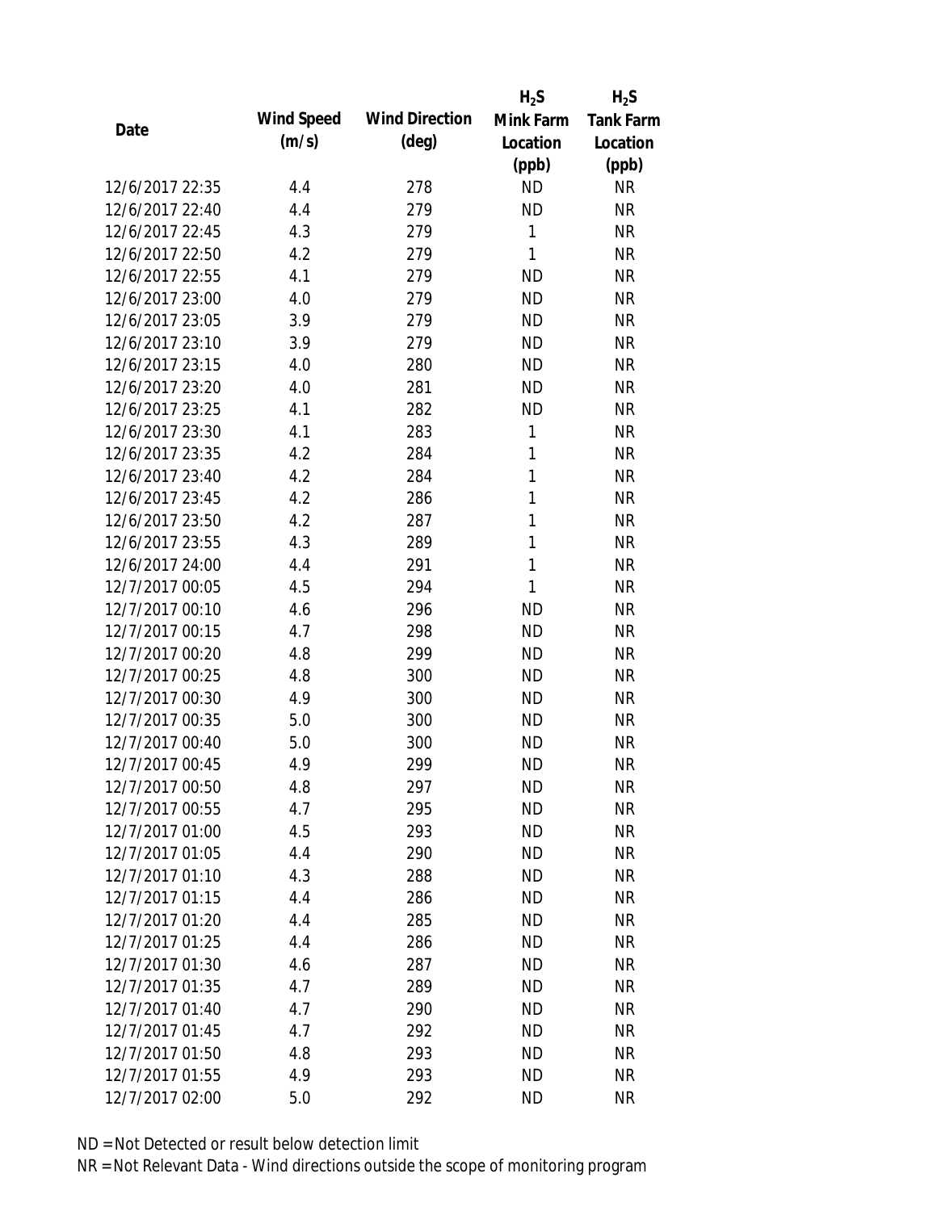| Date | Wind Speed (m/s) | Wind Direction (deg) | $H_2S$ Mink Farm Location (ppb) | $H_2S$ Tank Farm Location (ppb) |
|---|---|---|---|---|
| 12/6/2017 22:35 | 4.4 | 278 | ND | NR |
| 12/6/2017 22:40 | 4.4 | 279 | ND | NR |
| 12/6/2017 22:45 | 4.3 | 279 | 1 | NR |
| 12/6/2017 22:50 | 4.2 | 279 | 1 | NR |
| 12/6/2017 22:55 | 4.1 | 279 | ND | NR |
| 12/6/2017 23:00 | 4.0 | 279 | ND | NR |
| 12/6/2017 23:05 | 3.9 | 279 | ND | NR |
| 12/6/2017 23:10 | 3.9 | 279 | ND | NR |
| 12/6/2017 23:15 | 4.0 | 280 | ND | NR |
| 12/6/2017 23:20 | 4.0 | 281 | ND | NR |
| 12/6/2017 23:25 | 4.1 | 282 | ND | NR |
| 12/6/2017 23:30 | 4.1 | 283 | 1 | NR |
| 12/6/2017 23:35 | 4.2 | 284 | 1 | NR |
| 12/6/2017 23:40 | 4.2 | 284 | 1 | NR |
| 12/6/2017 23:45 | 4.2 | 286 | 1 | NR |
| 12/6/2017 23:50 | 4.2 | 287 | 1 | NR |
| 12/6/2017 23:55 | 4.3 | 289 | 1 | NR |
| 12/6/2017 24:00 | 4.4 | 291 | 1 | NR |
| 12/7/2017 00:05 | 4.5 | 294 | 1 | NR |
| 12/7/2017 00:10 | 4.6 | 296 | ND | NR |
| 12/7/2017 00:15 | 4.7 | 298 | ND | NR |
| 12/7/2017 00:20 | 4.8 | 299 | ND | NR |
| 12/7/2017 00:25 | 4.8 | 300 | ND | NR |
| 12/7/2017 00:30 | 4.9 | 300 | ND | NR |
| 12/7/2017 00:35 | 5.0 | 300 | ND | NR |
| 12/7/2017 00:40 | 5.0 | 300 | ND | NR |
| 12/7/2017 00:45 | 4.9 | 299 | ND | NR |
| 12/7/2017 00:50 | 4.8 | 297 | ND | NR |
| 12/7/2017 00:55 | 4.7 | 295 | ND | NR |
| 12/7/2017 01:00 | 4.5 | 293 | ND | NR |
| 12/7/2017 01:05 | 4.4 | 290 | ND | NR |
| 12/7/2017 01:10 | 4.3 | 288 | ND | NR |
| 12/7/2017 01:15 | 4.4 | 286 | ND | NR |
| 12/7/2017 01:20 | 4.4 | 285 | ND | NR |
| 12/7/2017 01:25 | 4.4 | 286 | ND | NR |
| 12/7/2017 01:30 | 4.6 | 287 | ND | NR |
| 12/7/2017 01:35 | 4.7 | 289 | ND | NR |
| 12/7/2017 01:40 | 4.7 | 290 | ND | NR |
| 12/7/2017 01:45 | 4.7 | 292 | ND | NR |
| 12/7/2017 01:50 | 4.8 | 293 | ND | NR |
| 12/7/2017 01:55 | 4.9 | 293 | ND | NR |
| 12/7/2017 02:00 | 5.0 | 292 | ND | NR |

ND = Not Detected or result below detection limit

NR = Not Relevant Data - Wind directions outside the scope of monitoring program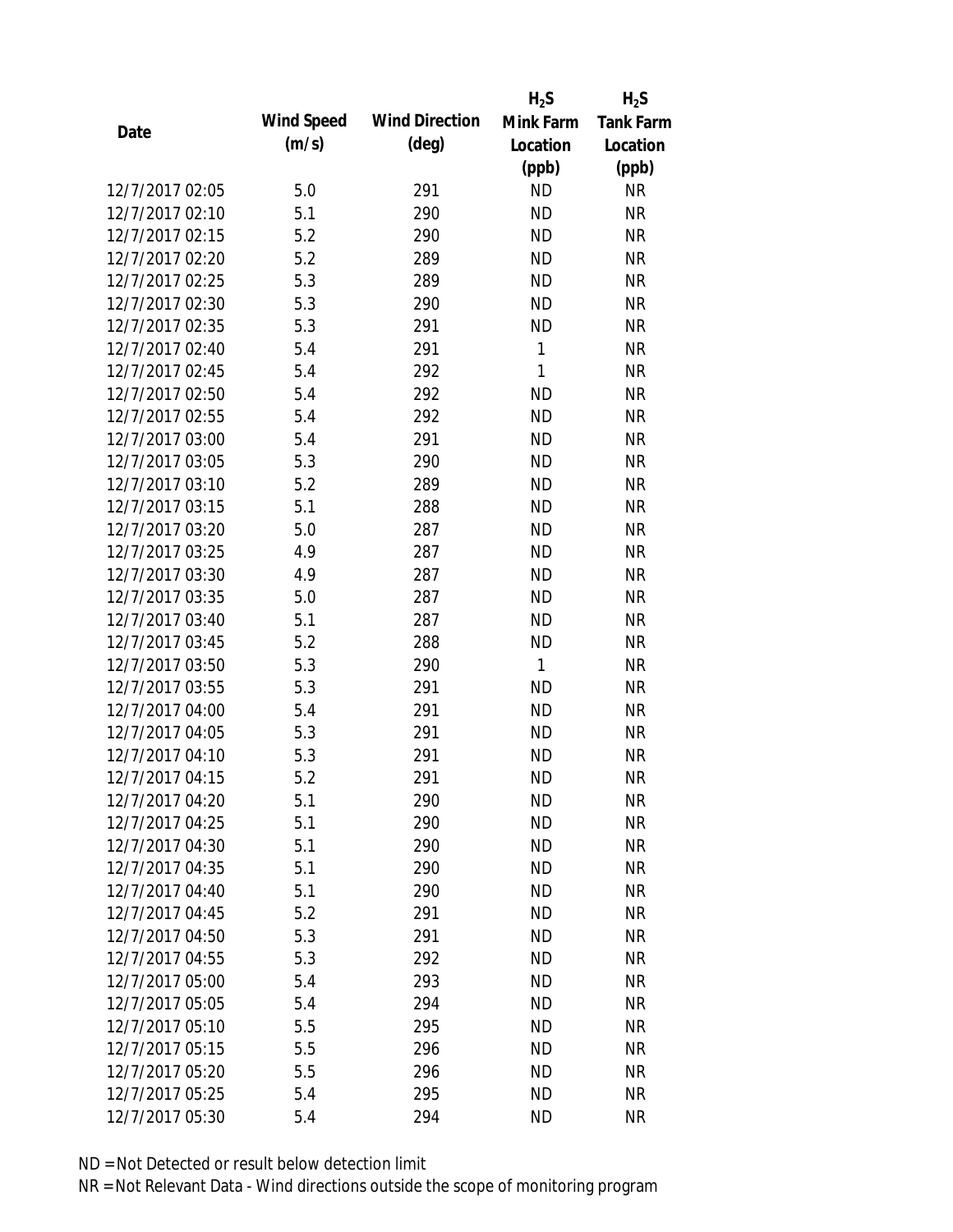| Date | Wind Speed (m/s) | Wind Direction (deg) | $H_2S$ Mink Farm Location (ppb) | $H_2S$ Tank Farm Location (ppb) |
|---|---|---|---|---|
| 12/7/2017 02:05 | 5.0 | 291 | ND | NR |
| 12/7/2017 02:10 | 5.1 | 290 | ND | NR |
| 12/7/2017 02:15 | 5.2 | 290 | ND | NR |
| 12/7/2017 02:20 | 5.2 | 289 | ND | NR |
| 12/7/2017 02:25 | 5.3 | 289 | ND | NR |
| 12/7/2017 02:30 | 5.3 | 290 | ND | NR |
| 12/7/2017 02:35 | 5.3 | 291 | ND | NR |
| 12/7/2017 02:40 | 5.4 | 291 | 1 | NR |
| 12/7/2017 02:45 | 5.4 | 292 | 1 | NR |
| 12/7/2017 02:50 | 5.4 | 292 | ND | NR |
| 12/7/2017 02:55 | 5.4 | 292 | ND | NR |
| 12/7/2017 03:00 | 5.4 | 291 | ND | NR |
| 12/7/2017 03:05 | 5.3 | 290 | ND | NR |
| 12/7/2017 03:10 | 5.2 | 289 | ND | NR |
| 12/7/2017 03:15 | 5.1 | 288 | ND | NR |
| 12/7/2017 03:20 | 5.0 | 287 | ND | NR |
| 12/7/2017 03:25 | 4.9 | 287 | ND | NR |
| 12/7/2017 03:30 | 4.9 | 287 | ND | NR |
| 12/7/2017 03:35 | 5.0 | 287 | ND | NR |
| 12/7/2017 03:40 | 5.1 | 287 | ND | NR |
| 12/7/2017 03:45 | 5.2 | 288 | ND | NR |
| 12/7/2017 03:50 | 5.3 | 290 | 1 | NR |
| 12/7/2017 03:55 | 5.3 | 291 | ND | NR |
| 12/7/2017 04:00 | 5.4 | 291 | ND | NR |
| 12/7/2017 04:05 | 5.3 | 291 | ND | NR |
| 12/7/2017 04:10 | 5.3 | 291 | ND | NR |
| 12/7/2017 04:15 | 5.2 | 291 | ND | NR |
| 12/7/2017 04:20 | 5.1 | 290 | ND | NR |
| 12/7/2017 04:25 | 5.1 | 290 | ND | NR |
| 12/7/2017 04:30 | 5.1 | 290 | ND | NR |
| 12/7/2017 04:35 | 5.1 | 290 | ND | NR |
| 12/7/2017 04:40 | 5.1 | 290 | ND | NR |
| 12/7/2017 04:45 | 5.2 | 291 | ND | NR |
| 12/7/2017 04:50 | 5.3 | 291 | ND | NR |
| 12/7/2017 04:55 | 5.3 | 292 | ND | NR |
| 12/7/2017 05:00 | 5.4 | 293 | ND | NR |
| 12/7/2017 05:05 | 5.4 | 294 | ND | NR |
| 12/7/2017 05:10 | 5.5 | 295 | ND | NR |
| 12/7/2017 05:15 | 5.5 | 296 | ND | NR |
| 12/7/2017 05:20 | 5.5 | 296 | ND | NR |
| 12/7/2017 05:25 | 5.4 | 295 | ND | NR |
| 12/7/2017 05:30 | 5.4 | 294 | ND | NR |

ND = Not Detected or result below detection limit

NR = Not Relevant Data - Wind directions outside the scope of monitoring program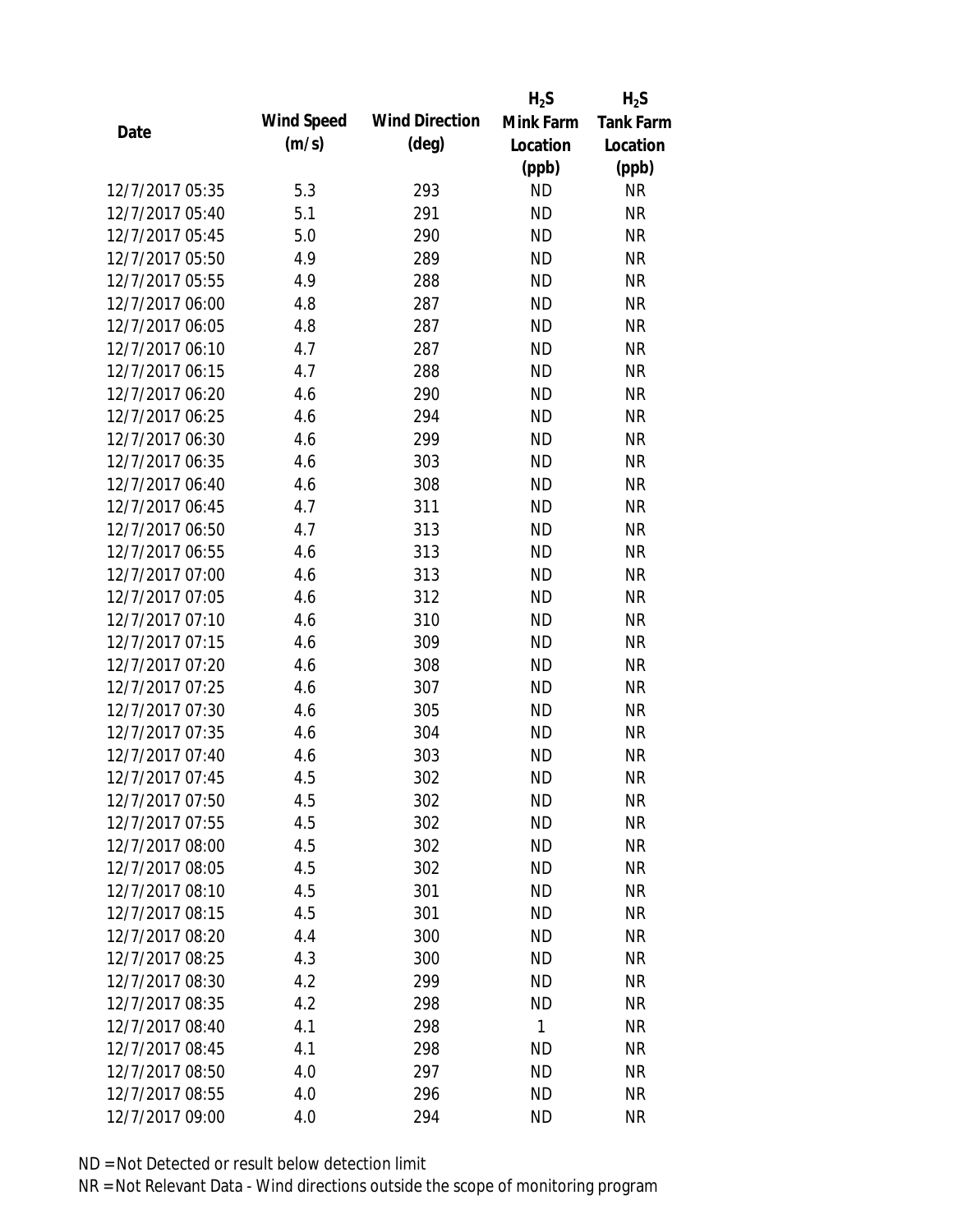| Date | Wind Speed (m/s) | Wind Direction (deg) | $H_2S$ Mink Farm Location (ppb) | $H_2S$ Tank Farm Location (ppb) |
|---|---|---|---|---|
| 12/7/2017 05:35 | 5.3 | 293 | ND | NR |
| 12/7/2017 05:40 | 5.1 | 291 | ND | NR |
| 12/7/2017 05:45 | 5.0 | 290 | ND | NR |
| 12/7/2017 05:50 | 4.9 | 289 | ND | NR |
| 12/7/2017 05:55 | 4.9 | 288 | ND | NR |
| 12/7/2017 06:00 | 4.8 | 287 | ND | NR |
| 12/7/2017 06:05 | 4.8 | 287 | ND | NR |
| 12/7/2017 06:10 | 4.7 | 287 | ND | NR |
| 12/7/2017 06:15 | 4.7 | 288 | ND | NR |
| 12/7/2017 06:20 | 4.6 | 290 | ND | NR |
| 12/7/2017 06:25 | 4.6 | 294 | ND | NR |
| 12/7/2017 06:30 | 4.6 | 299 | ND | NR |
| 12/7/2017 06:35 | 4.6 | 303 | ND | NR |
| 12/7/2017 06:40 | 4.6 | 308 | ND | NR |
| 12/7/2017 06:45 | 4.7 | 311 | ND | NR |
| 12/7/2017 06:50 | 4.7 | 313 | ND | NR |
| 12/7/2017 06:55 | 4.6 | 313 | ND | NR |
| 12/7/2017 07:00 | 4.6 | 313 | ND | NR |
| 12/7/2017 07:05 | 4.6 | 312 | ND | NR |
| 12/7/2017 07:10 | 4.6 | 310 | ND | NR |
| 12/7/2017 07:15 | 4.6 | 309 | ND | NR |
| 12/7/2017 07:20 | 4.6 | 308 | ND | NR |
| 12/7/2017 07:25 | 4.6 | 307 | ND | NR |
| 12/7/2017 07:30 | 4.6 | 305 | ND | NR |
| 12/7/2017 07:35 | 4.6 | 304 | ND | NR |
| 12/7/2017 07:40 | 4.6 | 303 | ND | NR |
| 12/7/2017 07:45 | 4.5 | 302 | ND | NR |
| 12/7/2017 07:50 | 4.5 | 302 | ND | NR |
| 12/7/2017 07:55 | 4.5 | 302 | ND | NR |
| 12/7/2017 08:00 | 4.5 | 302 | ND | NR |
| 12/7/2017 08:05 | 4.5 | 302 | ND | NR |
| 12/7/2017 08:10 | 4.5 | 301 | ND | NR |
| 12/7/2017 08:15 | 4.5 | 301 | ND | NR |
| 12/7/2017 08:20 | 4.4 | 300 | ND | NR |
| 12/7/2017 08:25 | 4.3 | 300 | ND | NR |
| 12/7/2017 08:30 | 4.2 | 299 | ND | NR |
| 12/7/2017 08:35 | 4.2 | 298 | ND | NR |
| 12/7/2017 08:40 | 4.1 | 298 | 1 | NR |
| 12/7/2017 08:45 | 4.1 | 298 | ND | NR |
| 12/7/2017 08:50 | 4.0 | 297 | ND | NR |
| 12/7/2017 08:55 | 4.0 | 296 | ND | NR |
| 12/7/2017 09:00 | 4.0 | 294 | ND | NR |

ND = Not Detected or result below detection limit

NR = Not Relevant Data - Wind directions outside the scope of monitoring program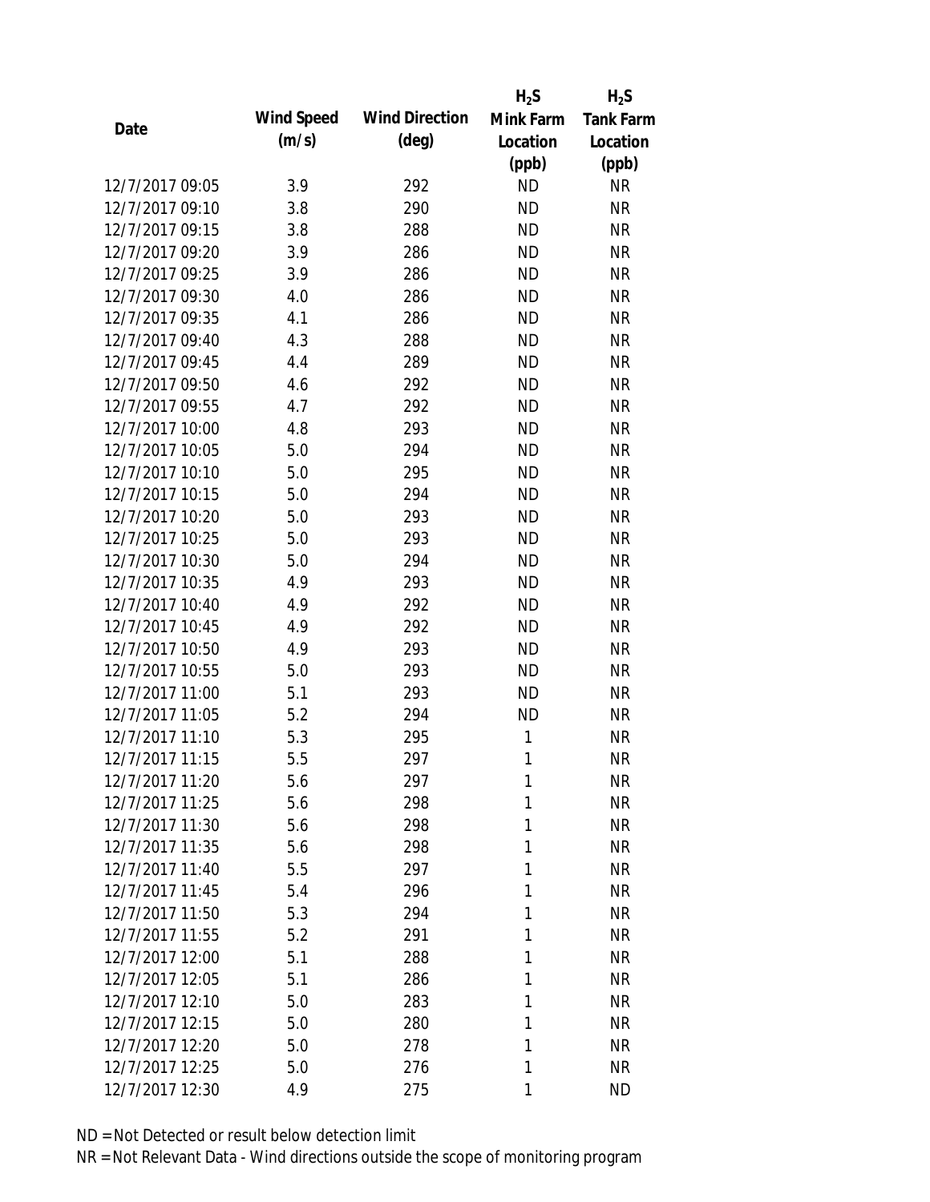| Date | Wind Speed (m/s) | Wind Direction (deg) | $H_2S$ Mink Farm Location (ppb) | $H_2S$ Tank Farm Location (ppb) |
|---|---|---|---|---|
| 12/7/2017 09:05 | 3.9 | 292 | ND | NR |
| 12/7/2017 09:10 | 3.8 | 290 | ND | NR |
| 12/7/2017 09:15 | 3.8 | 288 | ND | NR |
| 12/7/2017 09:20 | 3.9 | 286 | ND | NR |
| 12/7/2017 09:25 | 3.9 | 286 | ND | NR |
| 12/7/2017 09:30 | 4.0 | 286 | ND | NR |
| 12/7/2017 09:35 | 4.1 | 286 | ND | NR |
| 12/7/2017 09:40 | 4.3 | 288 | ND | NR |
| 12/7/2017 09:45 | 4.4 | 289 | ND | NR |
| 12/7/2017 09:50 | 4.6 | 292 | ND | NR |
| 12/7/2017 09:55 | 4.7 | 292 | ND | NR |
| 12/7/2017 10:00 | 4.8 | 293 | ND | NR |
| 12/7/2017 10:05 | 5.0 | 294 | ND | NR |
| 12/7/2017 10:10 | 5.0 | 295 | ND | NR |
| 12/7/2017 10:15 | 5.0 | 294 | ND | NR |
| 12/7/2017 10:20 | 5.0 | 293 | ND | NR |
| 12/7/2017 10:25 | 5.0 | 293 | ND | NR |
| 12/7/2017 10:30 | 5.0 | 294 | ND | NR |
| 12/7/2017 10:35 | 4.9 | 293 | ND | NR |
| 12/7/2017 10:40 | 4.9 | 292 | ND | NR |
| 12/7/2017 10:45 | 4.9 | 292 | ND | NR |
| 12/7/2017 10:50 | 4.9 | 293 | ND | NR |
| 12/7/2017 10:55 | 5.0 | 293 | ND | NR |
| 12/7/2017 11:00 | 5.1 | 293 | ND | NR |
| 12/7/2017 11:05 | 5.2 | 294 | ND | NR |
| 12/7/2017 11:10 | 5.3 | 295 | 1 | NR |
| 12/7/2017 11:15 | 5.5 | 297 | 1 | NR |
| 12/7/2017 11:20 | 5.6 | 297 | 1 | NR |
| 12/7/2017 11:25 | 5.6 | 298 | 1 | NR |
| 12/7/2017 11:30 | 5.6 | 298 | 1 | NR |
| 12/7/2017 11:35 | 5.6 | 298 | 1 | NR |
| 12/7/2017 11:40 | 5.5 | 297 | 1 | NR |
| 12/7/2017 11:45 | 5.4 | 296 | 1 | NR |
| 12/7/2017 11:50 | 5.3 | 294 | 1 | NR |
| 12/7/2017 11:55 | 5.2 | 291 | 1 | NR |
| 12/7/2017 12:00 | 5.1 | 288 | 1 | NR |
| 12/7/2017 12:05 | 5.1 | 286 | 1 | NR |
| 12/7/2017 12:10 | 5.0 | 283 | 1 | NR |
| 12/7/2017 12:15 | 5.0 | 280 | 1 | NR |
| 12/7/2017 12:20 | 5.0 | 278 | 1 | NR |
| 12/7/2017 12:25 | 5.0 | 276 | 1 | NR |
| 12/7/2017 12:30 | 4.9 | 275 | 1 | ND |

ND = Not Detected or result below detection limit

NR = Not Relevant Data - Wind directions outside the scope of monitoring program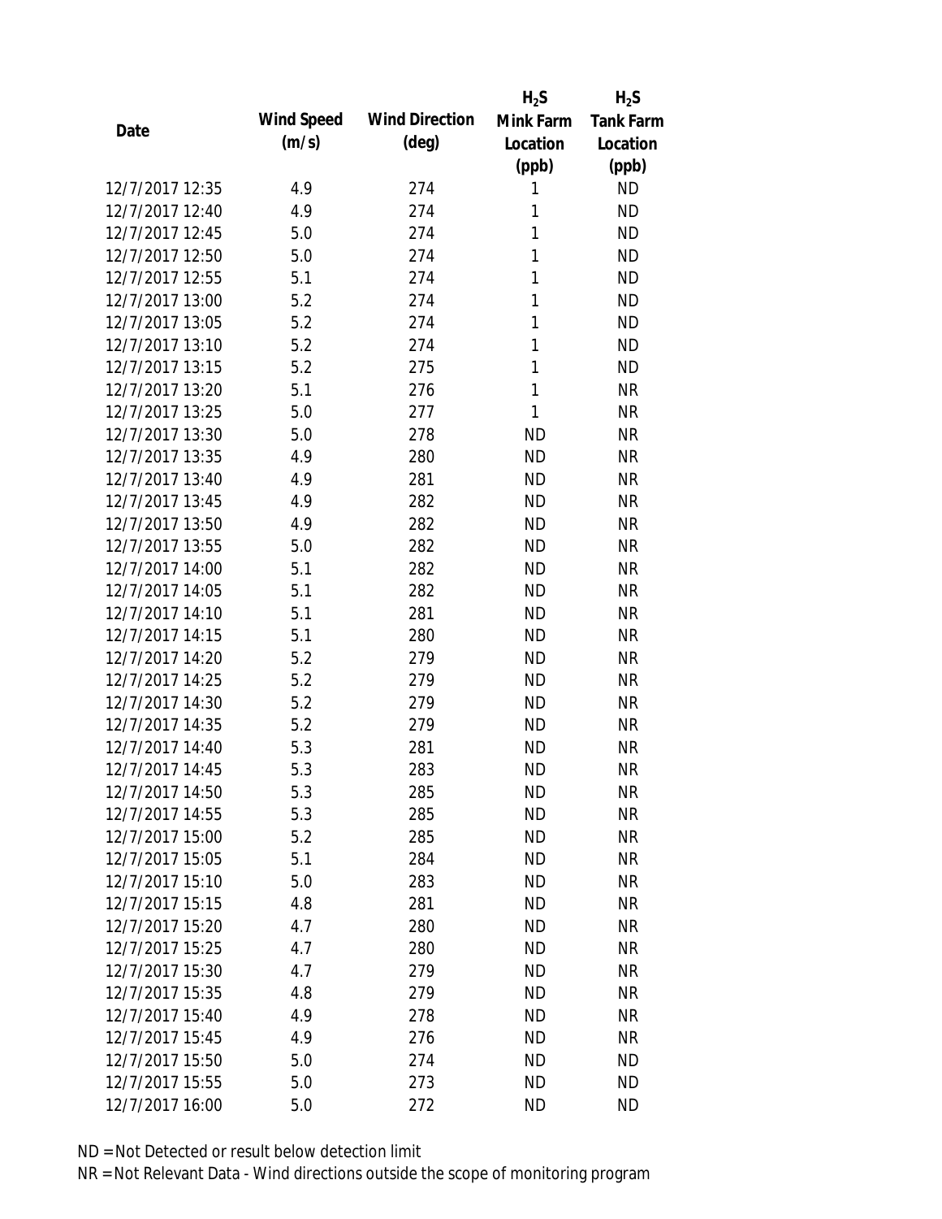| Date | Wind Speed (m/s) | Wind Direction (deg) | $H_2S$ Mink Farm Location (ppb) | $H_2S$ Tank Farm Location (ppb) |
|---|---|---|---|---|
| 12/7/2017 12:35 | 4.9 | 274 | 1 | ND |
| 12/7/2017 12:40 | 4.9 | 274 | 1 | ND |
| 12/7/2017 12:45 | 5.0 | 274 | 1 | ND |
| 12/7/2017 12:50 | 5.0 | 274 | 1 | ND |
| 12/7/2017 12:55 | 5.1 | 274 | 1 | ND |
| 12/7/2017 13:00 | 5.2 | 274 | 1 | ND |
| 12/7/2017 13:05 | 5.2 | 274 | 1 | ND |
| 12/7/2017 13:10 | 5.2 | 274 | 1 | ND |
| 12/7/2017 13:15 | 5.2 | 275 | 1 | ND |
| 12/7/2017 13:20 | 5.1 | 276 | 1 | NR |
| 12/7/2017 13:25 | 5.0 | 277 | 1 | NR |
| 12/7/2017 13:30 | 5.0 | 278 | ND | NR |
| 12/7/2017 13:35 | 4.9 | 280 | ND | NR |
| 12/7/2017 13:40 | 4.9 | 281 | ND | NR |
| 12/7/2017 13:45 | 4.9 | 282 | ND | NR |
| 12/7/2017 13:50 | 4.9 | 282 | ND | NR |
| 12/7/2017 13:55 | 5.0 | 282 | ND | NR |
| 12/7/2017 14:00 | 5.1 | 282 | ND | NR |
| 12/7/2017 14:05 | 5.1 | 282 | ND | NR |
| 12/7/2017 14:10 | 5.1 | 281 | ND | NR |
| 12/7/2017 14:15 | 5.1 | 280 | ND | NR |
| 12/7/2017 14:20 | 5.2 | 279 | ND | NR |
| 12/7/2017 14:25 | 5.2 | 279 | ND | NR |
| 12/7/2017 14:30 | 5.2 | 279 | ND | NR |
| 12/7/2017 14:35 | 5.2 | 279 | ND | NR |
| 12/7/2017 14:40 | 5.3 | 281 | ND | NR |
| 12/7/2017 14:45 | 5.3 | 283 | ND | NR |
| 12/7/2017 14:50 | 5.3 | 285 | ND | NR |
| 12/7/2017 14:55 | 5.3 | 285 | ND | NR |
| 12/7/2017 15:00 | 5.2 | 285 | ND | NR |
| 12/7/2017 15:05 | 5.1 | 284 | ND | NR |
| 12/7/2017 15:10 | 5.0 | 283 | ND | NR |
| 12/7/2017 15:15 | 4.8 | 281 | ND | NR |
| 12/7/2017 15:20 | 4.7 | 280 | ND | NR |
| 12/7/2017 15:25 | 4.7 | 280 | ND | NR |
| 12/7/2017 15:30 | 4.7 | 279 | ND | NR |
| 12/7/2017 15:35 | 4.8 | 279 | ND | NR |
| 12/7/2017 15:40 | 4.9 | 278 | ND | NR |
| 12/7/2017 15:45 | 4.9 | 276 | ND | NR |
| 12/7/2017 15:50 | 5.0 | 274 | ND | ND |
| 12/7/2017 15:55 | 5.0 | 273 | ND | ND |
| 12/7/2017 16:00 | 5.0 | 272 | ND | ND |

ND = Not Detected or result below detection limit

NR = Not Relevant Data - Wind directions outside the scope of monitoring program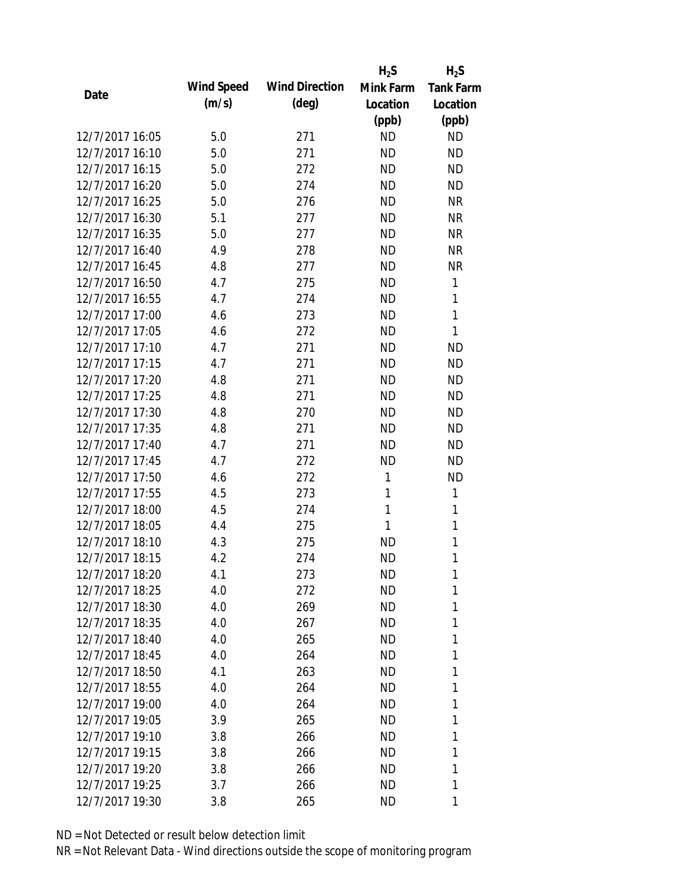| Date | Wind Speed (m/s) | Wind Direction (deg) | $H_2S$ Mink Farm Location (ppb) | $H_2S$ Tank Farm Location (ppb) |
|---|---|---|---|---|
| 12/7/2017 16:05 | 5.0 | 271 | ND | ND |
| 12/7/2017 16:10 | 5.0 | 271 | ND | ND |
| 12/7/2017 16:15 | 5.0 | 272 | ND | ND |
| 12/7/2017 16:20 | 5.0 | 274 | ND | ND |
| 12/7/2017 16:25 | 5.0 | 276 | ND | NR |
| 12/7/2017 16:30 | 5.1 | 277 | ND | NR |
| 12/7/2017 16:35 | 5.0 | 277 | ND | NR |
| 12/7/2017 16:40 | 4.9 | 278 | ND | NR |
| 12/7/2017 16:45 | 4.8 | 277 | ND | NR |
| 12/7/2017 16:50 | 4.7 | 275 | ND | 1 |
| 12/7/2017 16:55 | 4.7 | 274 | ND | 1 |
| 12/7/2017 17:00 | 4.6 | 273 | ND | 1 |
| 12/7/2017 17:05 | 4.6 | 272 | ND | 1 |
| 12/7/2017 17:10 | 4.7 | 271 | ND | ND |
| 12/7/2017 17:15 | 4.7 | 271 | ND | ND |
| 12/7/2017 17:20 | 4.8 | 271 | ND | ND |
| 12/7/2017 17:25 | 4.8 | 271 | ND | ND |
| 12/7/2017 17:30 | 4.8 | 270 | ND | ND |
| 12/7/2017 17:35 | 4.8 | 271 | ND | ND |
| 12/7/2017 17:40 | 4.7 | 271 | ND | ND |
| 12/7/2017 17:45 | 4.7 | 272 | ND | ND |
| 12/7/2017 17:50 | 4.6 | 272 | 1 | ND |
| 12/7/2017 17:55 | 4.5 | 273 | 1 | 1 |
| 12/7/2017 18:00 | 4.5 | 274 | 1 | 1 |
| 12/7/2017 18:05 | 4.4 | 275 | 1 | 1 |
| 12/7/2017 18:10 | 4.3 | 275 | ND | 1 |
| 12/7/2017 18:15 | 4.2 | 274 | ND | 1 |
| 12/7/2017 18:20 | 4.1 | 273 | ND | 1 |
| 12/7/2017 18:25 | 4.0 | 272 | ND | 1 |
| 12/7/2017 18:30 | 4.0 | 269 | ND | 1 |
| 12/7/2017 18:35 | 4.0 | 267 | ND | 1 |
| 12/7/2017 18:40 | 4.0 | 265 | ND | 1 |
| 12/7/2017 18:45 | 4.0 | 264 | ND | 1 |
| 12/7/2017 18:50 | 4.1 | 263 | ND | 1 |
| 12/7/2017 18:55 | 4.0 | 264 | ND | 1 |
| 12/7/2017 19:00 | 4.0 | 264 | ND | 1 |
| 12/7/2017 19:05 | 3.9 | 265 | ND | 1 |
| 12/7/2017 19:10 | 3.8 | 266 | ND | 1 |
| 12/7/2017 19:15 | 3.8 | 266 | ND | 1 |
| 12/7/2017 19:20 | 3.8 | 266 | ND | 1 |
| 12/7/2017 19:25 | 3.7 | 266 | ND | 1 |
| 12/7/2017 19:30 | 3.8 | 265 | ND | 1 |

ND = Not Detected or result below detection limit

NR = Not Relevant Data - Wind directions outside the scope of monitoring program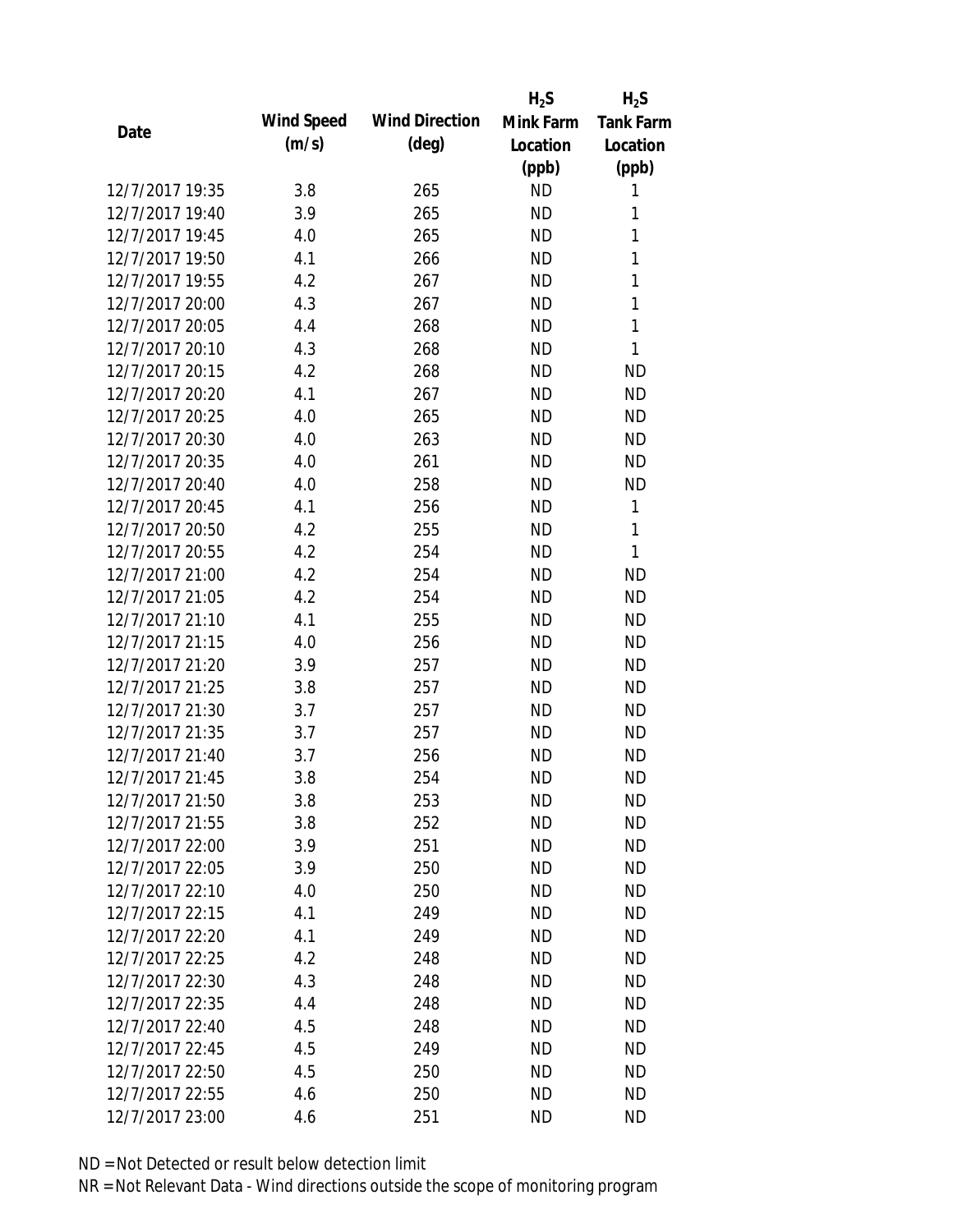| Date | Wind Speed (m/s) | Wind Direction (deg) | $H_2S$ Mink Farm Location (ppb) | $H_2S$ Tank Farm Location (ppb) |
| --- | --- | --- | --- | --- |
| 12/7/2017 19:35 | 3.8 | 265 | ND | 1 |
| 12/7/2017 19:40 | 3.9 | 265 | ND | 1 |
| 12/7/2017 19:45 | 4.0 | 265 | ND | 1 |
| 12/7/2017 19:50 | 4.1 | 266 | ND | 1 |
| 12/7/2017 19:55 | 4.2 | 267 | ND | 1 |
| 12/7/2017 20:00 | 4.3 | 267 | ND | 1 |
| 12/7/2017 20:05 | 4.4 | 268 | ND | 1 |
| 12/7/2017 20:10 | 4.3 | 268 | ND | 1 |
| 12/7/2017 20:15 | 4.2 | 268 | ND | ND |
| 12/7/2017 20:20 | 4.1 | 267 | ND | ND |
| 12/7/2017 20:25 | 4.0 | 265 | ND | ND |
| 12/7/2017 20:30 | 4.0 | 263 | ND | ND |
| 12/7/2017 20:35 | 4.0 | 261 | ND | ND |
| 12/7/2017 20:40 | 4.0 | 258 | ND | ND |
| 12/7/2017 20:45 | 4.1 | 256 | ND | 1 |
| 12/7/2017 20:50 | 4.2 | 255 | ND | 1 |
| 12/7/2017 20:55 | 4.2 | 254 | ND | 1 |
| 12/7/2017 21:00 | 4.2 | 254 | ND | ND |
| 12/7/2017 21:05 | 4.2 | 254 | ND | ND |
| 12/7/2017 21:10 | 4.1 | 255 | ND | ND |
| 12/7/2017 21:15 | 4.0 | 256 | ND | ND |
| 12/7/2017 21:20 | 3.9 | 257 | ND | ND |
| 12/7/2017 21:25 | 3.8 | 257 | ND | ND |
| 12/7/2017 21:30 | 3.7 | 257 | ND | ND |
| 12/7/2017 21:35 | 3.7 | 257 | ND | ND |
| 12/7/2017 21:40 | 3.7 | 256 | ND | ND |
| 12/7/2017 21:45 | 3.8 | 254 | ND | ND |
| 12/7/2017 21:50 | 3.8 | 253 | ND | ND |
| 12/7/2017 21:55 | 3.8 | 252 | ND | ND |
| 12/7/2017 22:00 | 3.9 | 251 | ND | ND |
| 12/7/2017 22:05 | 3.9 | 250 | ND | ND |
| 12/7/2017 22:10 | 4.0 | 250 | ND | ND |
| 12/7/2017 22:15 | 4.1 | 249 | ND | ND |
| 12/7/2017 22:20 | 4.1 | 249 | ND | ND |
| 12/7/2017 22:25 | 4.2 | 248 | ND | ND |
| 12/7/2017 22:30 | 4.3 | 248 | ND | ND |
| 12/7/2017 22:35 | 4.4 | 248 | ND | ND |
| 12/7/2017 22:40 | 4.5 | 248 | ND | ND |
| 12/7/2017 22:45 | 4.5 | 249 | ND | ND |
| 12/7/2017 22:50 | 4.5 | 250 | ND | ND |
| 12/7/2017 22:55 | 4.6 | 250 | ND | ND |
| 12/7/2017 23:00 | 4.6 | 251 | ND | ND |

ND = Not Detected or result below detection limit

NR = Not Relevant Data - Wind directions outside the scope of monitoring program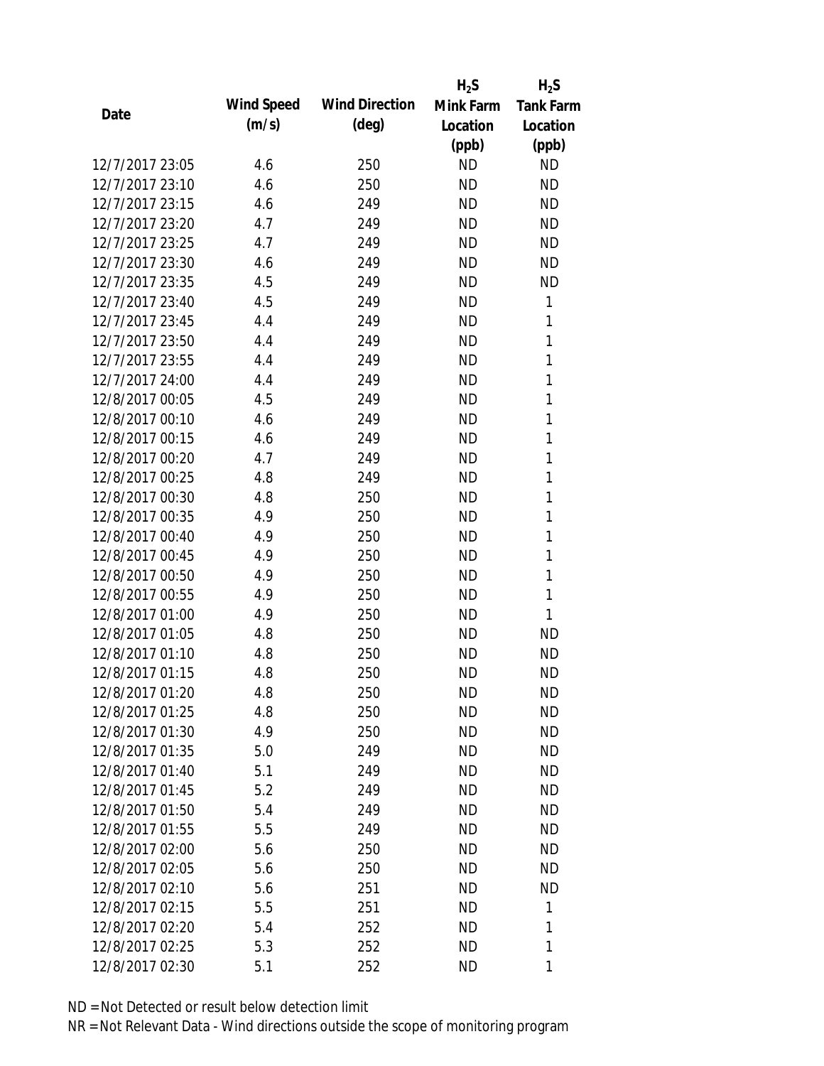| Date | Wind Speed (m/s) | Wind Direction (deg) | $H_2S$ Mink Farm Location (ppb) | $H_2S$ Tank Farm Location (ppb) |
|---|---|---|---|---|
| 12/7/2017 23:05 | 4.6 | 250 | ND | ND |
| 12/7/2017 23:10 | 4.6 | 250 | ND | ND |
| 12/7/2017 23:15 | 4.6 | 249 | ND | ND |
| 12/7/2017 23:20 | 4.7 | 249 | ND | ND |
| 12/7/2017 23:25 | 4.7 | 249 | ND | ND |
| 12/7/2017 23:30 | 4.6 | 249 | ND | ND |
| 12/7/2017 23:35 | 4.5 | 249 | ND | ND |
| 12/7/2017 23:40 | 4.5 | 249 | ND | 1 |
| 12/7/2017 23:45 | 4.4 | 249 | ND | 1 |
| 12/7/2017 23:50 | 4.4 | 249 | ND | 1 |
| 12/7/2017 23:55 | 4.4 | 249 | ND | 1 |
| 12/7/2017 24:00 | 4.4 | 249 | ND | 1 |
| 12/8/2017 00:05 | 4.5 | 249 | ND | 1 |
| 12/8/2017 00:10 | 4.6 | 249 | ND | 1 |
| 12/8/2017 00:15 | 4.6 | 249 | ND | 1 |
| 12/8/2017 00:20 | 4.7 | 249 | ND | 1 |
| 12/8/2017 00:25 | 4.8 | 249 | ND | 1 |
| 12/8/2017 00:30 | 4.8 | 250 | ND | 1 |
| 12/8/2017 00:35 | 4.9 | 250 | ND | 1 |
| 12/8/2017 00:40 | 4.9 | 250 | ND | 1 |
| 12/8/2017 00:45 | 4.9 | 250 | ND | 1 |
| 12/8/2017 00:50 | 4.9 | 250 | ND | 1 |
| 12/8/2017 00:55 | 4.9 | 250 | ND | 1 |
| 12/8/2017 01:00 | 4.9 | 250 | ND | 1 |
| 12/8/2017 01:05 | 4.8 | 250 | ND | ND |
| 12/8/2017 01:10 | 4.8 | 250 | ND | ND |
| 12/8/2017 01:15 | 4.8 | 250 | ND | ND |
| 12/8/2017 01:20 | 4.8 | 250 | ND | ND |
| 12/8/2017 01:25 | 4.8 | 250 | ND | ND |
| 12/8/2017 01:30 | 4.9 | 250 | ND | ND |
| 12/8/2017 01:35 | 5.0 | 249 | ND | ND |
| 12/8/2017 01:40 | 5.1 | 249 | ND | ND |
| 12/8/2017 01:45 | 5.2 | 249 | ND | ND |
| 12/8/2017 01:50 | 5.4 | 249 | ND | ND |
| 12/8/2017 01:55 | 5.5 | 249 | ND | ND |
| 12/8/2017 02:00 | 5.6 | 250 | ND | ND |
| 12/8/2017 02:05 | 5.6 | 250 | ND | ND |
| 12/8/2017 02:10 | 5.6 | 251 | ND | ND |
| 12/8/2017 02:15 | 5.5 | 251 | ND | 1 |
| 12/8/2017 02:20 | 5.4 | 252 | ND | 1 |
| 12/8/2017 02:25 | 5.3 | 252 | ND | 1 |
| 12/8/2017 02:30 | 5.1 | 252 | ND | 1 |

ND = Not Detected or result below detection limit

NR = Not Relevant Data - Wind directions outside the scope of monitoring program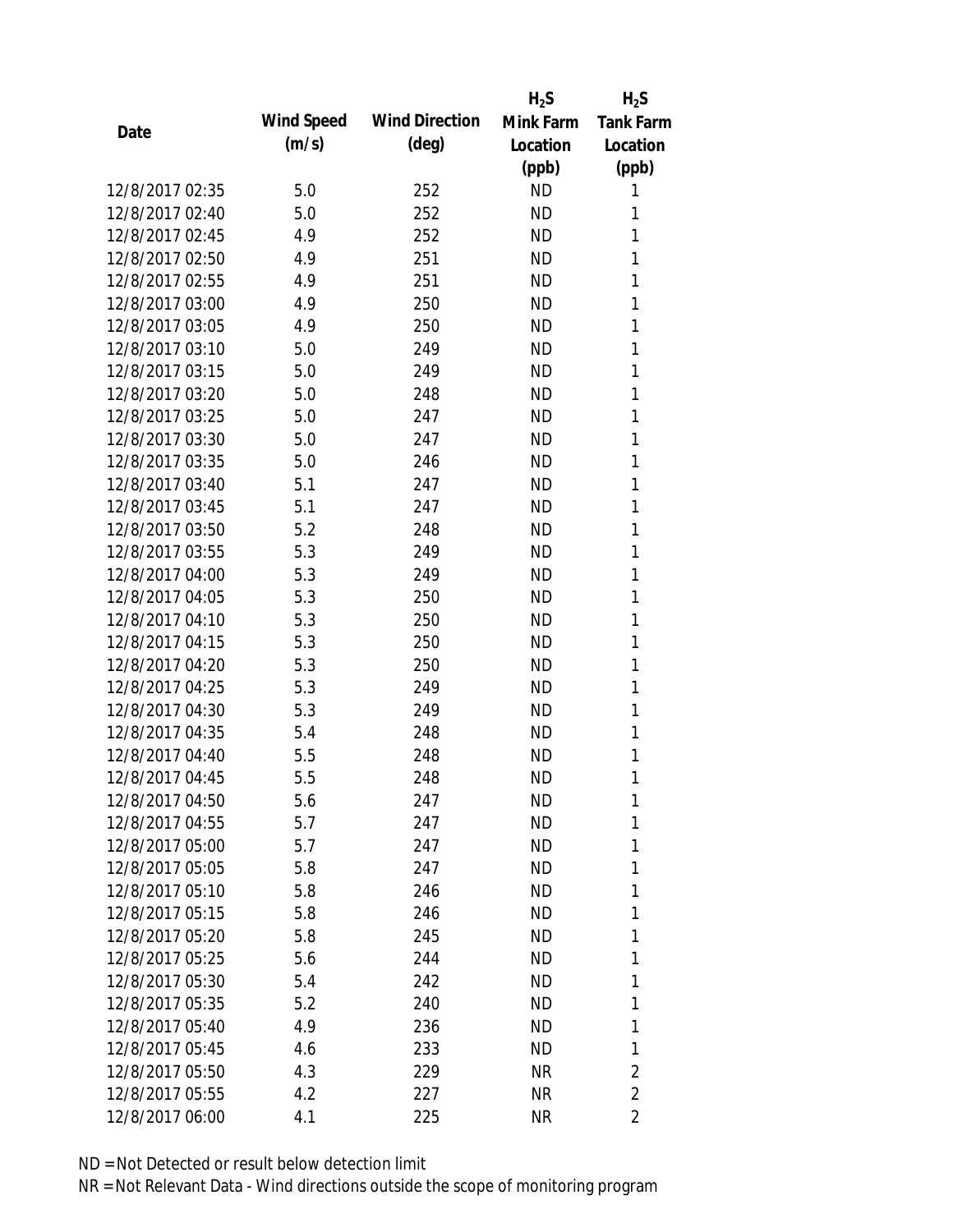| Date | Wind Speed (m/s) | Wind Direction (deg) | $H_2S$ Mink Farm Location (ppb) | $H_2S$ Tank Farm Location (ppb) |
|---|---|---|---|---|
| 12/8/2017 02:35 | 5.0 | 252 | ND | 1 |
| 12/8/2017 02:40 | 5.0 | 252 | ND | 1 |
| 12/8/2017 02:45 | 4.9 | 252 | ND | 1 |
| 12/8/2017 02:50 | 4.9 | 251 | ND | 1 |
| 12/8/2017 02:55 | 4.9 | 251 | ND | 1 |
| 12/8/2017 03:00 | 4.9 | 250 | ND | 1 |
| 12/8/2017 03:05 | 4.9 | 250 | ND | 1 |
| 12/8/2017 03:10 | 5.0 | 249 | ND | 1 |
| 12/8/2017 03:15 | 5.0 | 249 | ND | 1 |
| 12/8/2017 03:20 | 5.0 | 248 | ND | 1 |
| 12/8/2017 03:25 | 5.0 | 247 | ND | 1 |
| 12/8/2017 03:30 | 5.0 | 247 | ND | 1 |
| 12/8/2017 03:35 | 5.0 | 246 | ND | 1 |
| 12/8/2017 03:40 | 5.1 | 247 | ND | 1 |
| 12/8/2017 03:45 | 5.1 | 247 | ND | 1 |
| 12/8/2017 03:50 | 5.2 | 248 | ND | 1 |
| 12/8/2017 03:55 | 5.3 | 249 | ND | 1 |
| 12/8/2017 04:00 | 5.3 | 249 | ND | 1 |
| 12/8/2017 04:05 | 5.3 | 250 | ND | 1 |
| 12/8/2017 04:10 | 5.3 | 250 | ND | 1 |
| 12/8/2017 04:15 | 5.3 | 250 | ND | 1 |
| 12/8/2017 04:20 | 5.3 | 250 | ND | 1 |
| 12/8/2017 04:25 | 5.3 | 249 | ND | 1 |
| 12/8/2017 04:30 | 5.3 | 249 | ND | 1 |
| 12/8/2017 04:35 | 5.4 | 248 | ND | 1 |
| 12/8/2017 04:40 | 5.5 | 248 | ND | 1 |
| 12/8/2017 04:45 | 5.5 | 248 | ND | 1 |
| 12/8/2017 04:50 | 5.6 | 247 | ND | 1 |
| 12/8/2017 04:55 | 5.7 | 247 | ND | 1 |
| 12/8/2017 05:00 | 5.7 | 247 | ND | 1 |
| 12/8/2017 05:05 | 5.8 | 247 | ND | 1 |
| 12/8/2017 05:10 | 5.8 | 246 | ND | 1 |
| 12/8/2017 05:15 | 5.8 | 246 | ND | 1 |
| 12/8/2017 05:20 | 5.8 | 245 | ND | 1 |
| 12/8/2017 05:25 | 5.6 | 244 | ND | 1 |
| 12/8/2017 05:30 | 5.4 | 242 | ND | 1 |
| 12/8/2017 05:35 | 5.2 | 240 | ND | 1 |
| 12/8/2017 05:40 | 4.9 | 236 | ND | 1 |
| 12/8/2017 05:45 | 4.6 | 233 | ND | 1 |
| 12/8/2017 05:50 | 4.3 | 229 | NR | 2 |
| 12/8/2017 05:55 | 4.2 | 227 | NR | 2 |
| 12/8/2017 06:00 | 4.1 | 225 | NR | 2 |

ND = Not Detected or result below detection limit

NR = Not Relevant Data - Wind directions outside the scope of monitoring program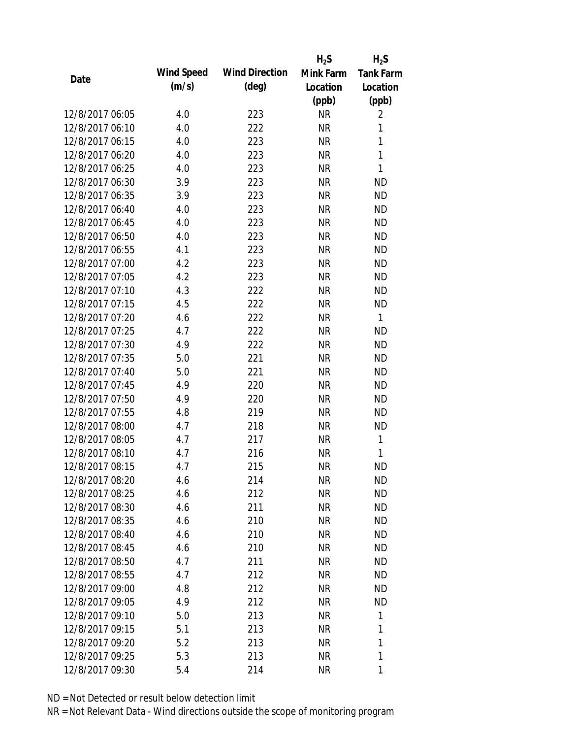| Date | Wind Speed (m/s) | Wind Direction (deg) | $H_2S$ Mink Farm Location (ppb) | $H_2S$ Tank Farm Location (ppb) |
|---|---|---|---|---|
| 12/8/2017 06:05 | 4.0 | 223 | NR | 2 |
| 12/8/2017 06:10 | 4.0 | 222 | NR | 1 |
| 12/8/2017 06:15 | 4.0 | 223 | NR | 1 |
| 12/8/2017 06:20 | 4.0 | 223 | NR | 1 |
| 12/8/2017 06:25 | 4.0 | 223 | NR | 1 |
| 12/8/2017 06:30 | 3.9 | 223 | NR | ND |
| 12/8/2017 06:35 | 3.9 | 223 | NR | ND |
| 12/8/2017 06:40 | 4.0 | 223 | NR | ND |
| 12/8/2017 06:45 | 4.0 | 223 | NR | ND |
| 12/8/2017 06:50 | 4.0 | 223 | NR | ND |
| 12/8/2017 06:55 | 4.1 | 223 | NR | ND |
| 12/8/2017 07:00 | 4.2 | 223 | NR | ND |
| 12/8/2017 07:05 | 4.2 | 223 | NR | ND |
| 12/8/2017 07:10 | 4.3 | 222 | NR | ND |
| 12/8/2017 07:15 | 4.5 | 222 | NR | ND |
| 12/8/2017 07:20 | 4.6 | 222 | NR | 1 |
| 12/8/2017 07:25 | 4.7 | 222 | NR | ND |
| 12/8/2017 07:30 | 4.9 | 222 | NR | ND |
| 12/8/2017 07:35 | 5.0 | 221 | NR | ND |
| 12/8/2017 07:40 | 5.0 | 221 | NR | ND |
| 12/8/2017 07:45 | 4.9 | 220 | NR | ND |
| 12/8/2017 07:50 | 4.9 | 220 | NR | ND |
| 12/8/2017 07:55 | 4.8 | 219 | NR | ND |
| 12/8/2017 08:00 | 4.7 | 218 | NR | ND |
| 12/8/2017 08:05 | 4.7 | 217 | NR | 1 |
| 12/8/2017 08:10 | 4.7 | 216 | NR | 1 |
| 12/8/2017 08:15 | 4.7 | 215 | NR | ND |
| 12/8/2017 08:20 | 4.6 | 214 | NR | ND |
| 12/8/2017 08:25 | 4.6 | 212 | NR | ND |
| 12/8/2017 08:30 | 4.6 | 211 | NR | ND |
| 12/8/2017 08:35 | 4.6 | 210 | NR | ND |
| 12/8/2017 08:40 | 4.6 | 210 | NR | ND |
| 12/8/2017 08:45 | 4.6 | 210 | NR | ND |
| 12/8/2017 08:50 | 4.7 | 211 | NR | ND |
| 12/8/2017 08:55 | 4.7 | 212 | NR | ND |
| 12/8/2017 09:00 | 4.8 | 212 | NR | ND |
| 12/8/2017 09:05 | 4.9 | 212 | NR | ND |
| 12/8/2017 09:10 | 5.0 | 213 | NR | 1 |
| 12/8/2017 09:15 | 5.1 | 213 | NR | 1 |
| 12/8/2017 09:20 | 5.2 | 213 | NR | 1 |
| 12/8/2017 09:25 | 5.3 | 213 | NR | 1 |
| 12/8/2017 09:30 | 5.4 | 214 | NR | 1 |

ND = Not Detected or result below detection limit

NR = Not Relevant Data - Wind directions outside the scope of monitoring program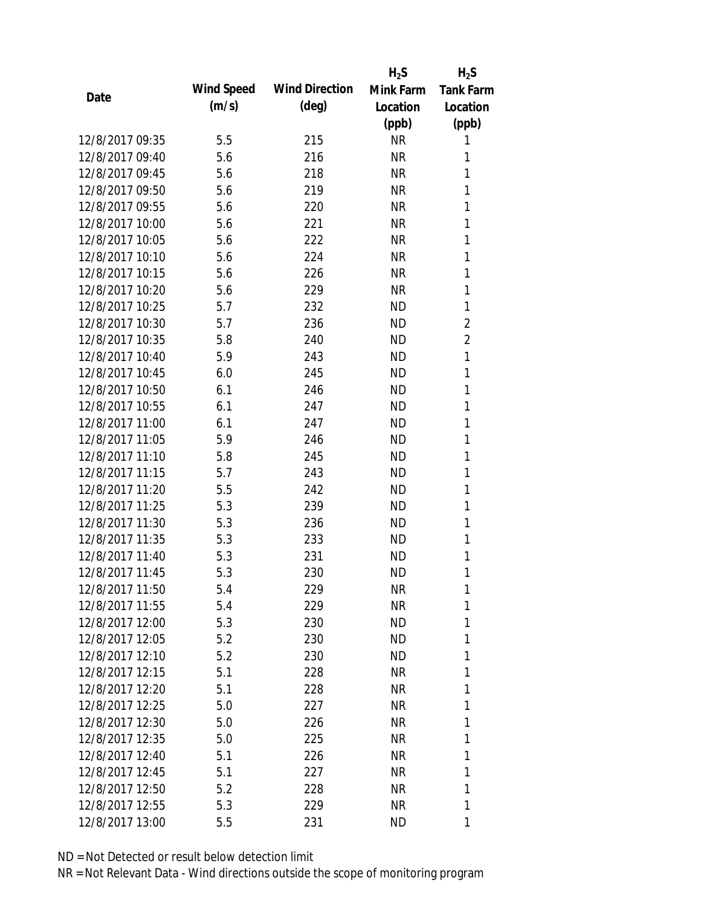| Date | Wind Speed (m/s) | Wind Direction (deg) | $H_2S$ Mink Farm Location (ppb) | $H_2S$ Tank Farm Location (ppb) |
|---|---|---|---|---|
| 12/8/2017 09:35 | 5.5 | 215 | NR | 1 |
| 12/8/2017 09:40 | 5.6 | 216 | NR | 1 |
| 12/8/2017 09:45 | 5.6 | 218 | NR | 1 |
| 12/8/2017 09:50 | 5.6 | 219 | NR | 1 |
| 12/8/2017 09:55 | 5.6 | 220 | NR | 1 |
| 12/8/2017 10:00 | 5.6 | 221 | NR | 1 |
| 12/8/2017 10:05 | 5.6 | 222 | NR | 1 |
| 12/8/2017 10:10 | 5.6 | 224 | NR | 1 |
| 12/8/2017 10:15 | 5.6 | 226 | NR | 1 |
| 12/8/2017 10:20 | 5.6 | 229 | NR | 1 |
| 12/8/2017 10:25 | 5.7 | 232 | ND | 1 |
| 12/8/2017 10:30 | 5.7 | 236 | ND | 2 |
| 12/8/2017 10:35 | 5.8 | 240 | ND | 2 |
| 12/8/2017 10:40 | 5.9 | 243 | ND | 1 |
| 12/8/2017 10:45 | 6.0 | 245 | ND | 1 |
| 12/8/2017 10:50 | 6.1 | 246 | ND | 1 |
| 12/8/2017 10:55 | 6.1 | 247 | ND | 1 |
| 12/8/2017 11:00 | 6.1 | 247 | ND | 1 |
| 12/8/2017 11:05 | 5.9 | 246 | ND | 1 |
| 12/8/2017 11:10 | 5.8 | 245 | ND | 1 |
| 12/8/2017 11:15 | 5.7 | 243 | ND | 1 |
| 12/8/2017 11:20 | 5.5 | 242 | ND | 1 |
| 12/8/2017 11:25 | 5.3 | 239 | ND | 1 |
| 12/8/2017 11:30 | 5.3 | 236 | ND | 1 |
| 12/8/2017 11:35 | 5.3 | 233 | ND | 1 |
| 12/8/2017 11:40 | 5.3 | 231 | ND | 1 |
| 12/8/2017 11:45 | 5.3 | 230 | ND | 1 |
| 12/8/2017 11:50 | 5.4 | 229 | NR | 1 |
| 12/8/2017 11:55 | 5.4 | 229 | NR | 1 |
| 12/8/2017 12:00 | 5.3 | 230 | ND | 1 |
| 12/8/2017 12:05 | 5.2 | 230 | ND | 1 |
| 12/8/2017 12:10 | 5.2 | 230 | ND | 1 |
| 12/8/2017 12:15 | 5.1 | 228 | NR | 1 |
| 12/8/2017 12:20 | 5.1 | 228 | NR | 1 |
| 12/8/2017 12:25 | 5.0 | 227 | NR | 1 |
| 12/8/2017 12:30 | 5.0 | 226 | NR | 1 |
| 12/8/2017 12:35 | 5.0 | 225 | NR | 1 |
| 12/8/2017 12:40 | 5.1 | 226 | NR | 1 |
| 12/8/2017 12:45 | 5.1 | 227 | NR | 1 |
| 12/8/2017 12:50 | 5.2 | 228 | NR | 1 |
| 12/8/2017 12:55 | 5.3 | 229 | NR | 1 |
| 12/8/2017 13:00 | 5.5 | 231 | ND | 1 |

ND = Not Detected or result below detection limit

NR = Not Relevant Data - Wind directions outside the scope of monitoring program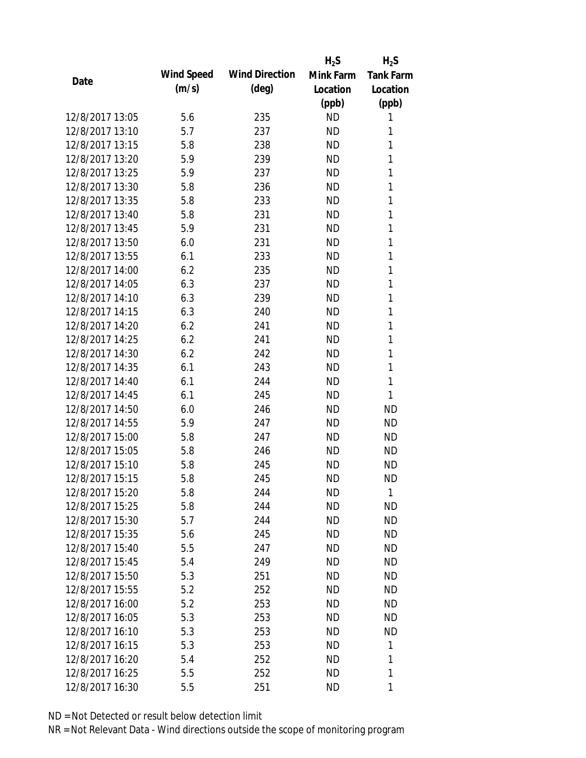| Date | Wind Speed (m/s) | Wind Direction (deg) | $H_2S$ Mink Farm Location (ppb) | $H_2S$ Tank Farm Location (ppb) |
|---|---|---|---|---|
| 12/8/2017 13:05 | 5.6 | 235 | ND | 1 |
| 12/8/2017 13:10 | 5.7 | 237 | ND | 1 |
| 12/8/2017 13:15 | 5.8 | 238 | ND | 1 |
| 12/8/2017 13:20 | 5.9 | 239 | ND | 1 |
| 12/8/2017 13:25 | 5.9 | 237 | ND | 1 |
| 12/8/2017 13:30 | 5.8 | 236 | ND | 1 |
| 12/8/2017 13:35 | 5.8 | 233 | ND | 1 |
| 12/8/2017 13:40 | 5.8 | 231 | ND | 1 |
| 12/8/2017 13:45 | 5.9 | 231 | ND | 1 |
| 12/8/2017 13:50 | 6.0 | 231 | ND | 1 |
| 12/8/2017 13:55 | 6.1 | 233 | ND | 1 |
| 12/8/2017 14:00 | 6.2 | 235 | ND | 1 |
| 12/8/2017 14:05 | 6.3 | 237 | ND | 1 |
| 12/8/2017 14:10 | 6.3 | 239 | ND | 1 |
| 12/8/2017 14:15 | 6.3 | 240 | ND | 1 |
| 12/8/2017 14:20 | 6.2 | 241 | ND | 1 |
| 12/8/2017 14:25 | 6.2 | 241 | ND | 1 |
| 12/8/2017 14:30 | 6.2 | 242 | ND | 1 |
| 12/8/2017 14:35 | 6.1 | 243 | ND | 1 |
| 12/8/2017 14:40 | 6.1 | 244 | ND | 1 |
| 12/8/2017 14:45 | 6.1 | 245 | ND | 1 |
| 12/8/2017 14:50 | 6.0 | 246 | ND | ND |
| 12/8/2017 14:55 | 5.9 | 247 | ND | ND |
| 12/8/2017 15:00 | 5.8 | 247 | ND | ND |
| 12/8/2017 15:05 | 5.8 | 246 | ND | ND |
| 12/8/2017 15:10 | 5.8 | 245 | ND | ND |
| 12/8/2017 15:15 | 5.8 | 245 | ND | ND |
| 12/8/2017 15:20 | 5.8 | 244 | ND | 1 |
| 12/8/2017 15:25 | 5.8 | 244 | ND | ND |
| 12/8/2017 15:30 | 5.7 | 244 | ND | ND |
| 12/8/2017 15:35 | 5.6 | 245 | ND | ND |
| 12/8/2017 15:40 | 5.5 | 247 | ND | ND |
| 12/8/2017 15:45 | 5.4 | 249 | ND | ND |
| 12/8/2017 15:50 | 5.3 | 251 | ND | ND |
| 12/8/2017 15:55 | 5.2 | 252 | ND | ND |
| 12/8/2017 16:00 | 5.2 | 253 | ND | ND |
| 12/8/2017 16:05 | 5.3 | 253 | ND | ND |
| 12/8/2017 16:10 | 5.3 | 253 | ND | ND |
| 12/8/2017 16:15 | 5.3 | 253 | ND | 1 |
| 12/8/2017 16:20 | 5.4 | 252 | ND | 1 |
| 12/8/2017 16:25 | 5.5 | 252 | ND | 1 |
| 12/8/2017 16:30 | 5.5 | 251 | ND | 1 |

ND = Not Detected or result below detection limit

NR = Not Relevant Data - Wind directions outside the scope of monitoring program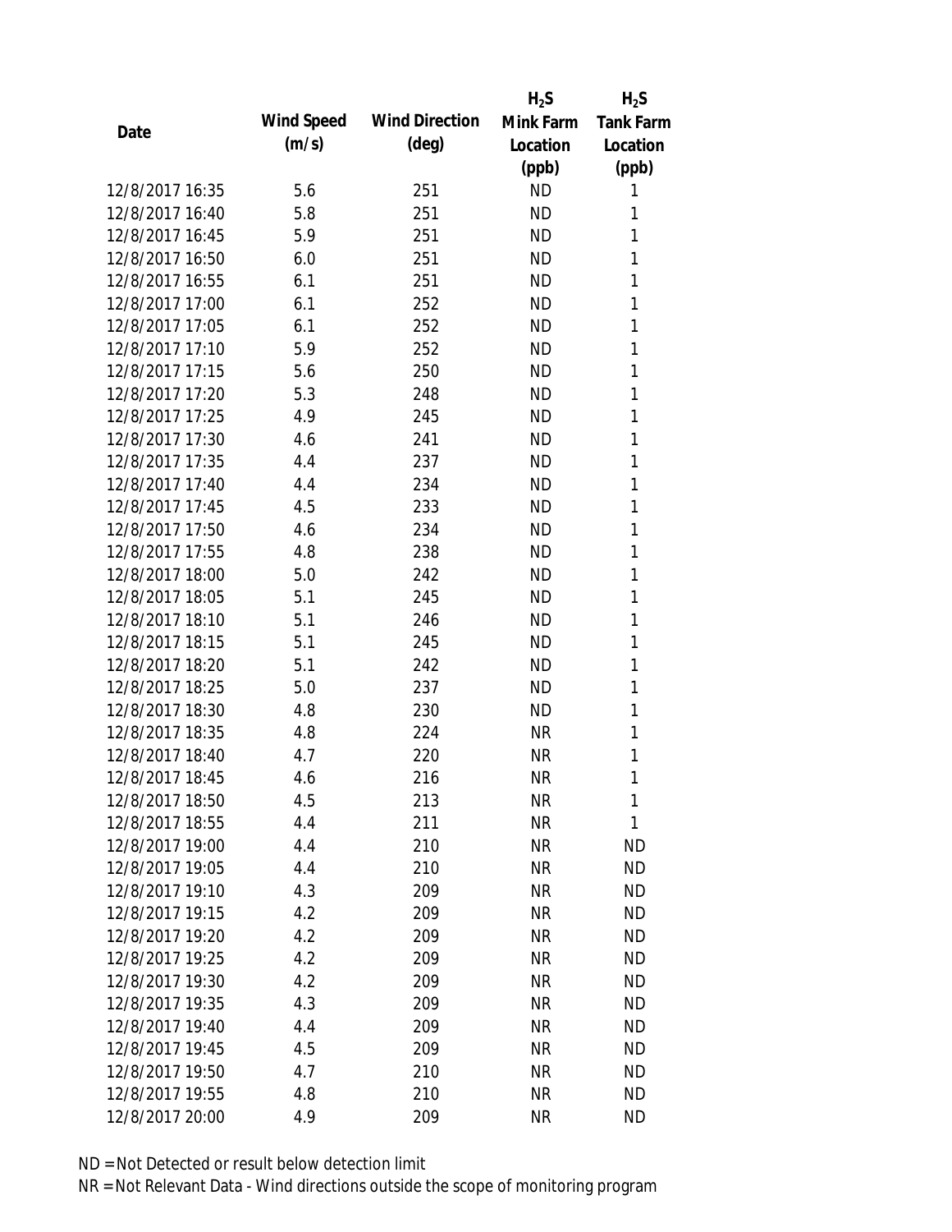| Date | Wind Speed (m/s) | Wind Direction (deg) | $H_2S$ Mink Farm Location (ppb) | $H_2S$ Tank Farm Location (ppb) |
|---|---|---|---|---|
| 12/8/2017 16:35 | 5.6 | 251 | ND | 1 |
| 12/8/2017 16:40 | 5.8 | 251 | ND | 1 |
| 12/8/2017 16:45 | 5.9 | 251 | ND | 1 |
| 12/8/2017 16:50 | 6.0 | 251 | ND | 1 |
| 12/8/2017 16:55 | 6.1 | 251 | ND | 1 |
| 12/8/2017 17:00 | 6.1 | 252 | ND | 1 |
| 12/8/2017 17:05 | 6.1 | 252 | ND | 1 |
| 12/8/2017 17:10 | 5.9 | 252 | ND | 1 |
| 12/8/2017 17:15 | 5.6 | 250 | ND | 1 |
| 12/8/2017 17:20 | 5.3 | 248 | ND | 1 |
| 12/8/2017 17:25 | 4.9 | 245 | ND | 1 |
| 12/8/2017 17:30 | 4.6 | 241 | ND | 1 |
| 12/8/2017 17:35 | 4.4 | 237 | ND | 1 |
| 12/8/2017 17:40 | 4.4 | 234 | ND | 1 |
| 12/8/2017 17:45 | 4.5 | 233 | ND | 1 |
| 12/8/2017 17:50 | 4.6 | 234 | ND | 1 |
| 12/8/2017 17:55 | 4.8 | 238 | ND | 1 |
| 12/8/2017 18:00 | 5.0 | 242 | ND | 1 |
| 12/8/2017 18:05 | 5.1 | 245 | ND | 1 |
| 12/8/2017 18:10 | 5.1 | 246 | ND | 1 |
| 12/8/2017 18:15 | 5.1 | 245 | ND | 1 |
| 12/8/2017 18:20 | 5.1 | 242 | ND | 1 |
| 12/8/2017 18:25 | 5.0 | 237 | ND | 1 |
| 12/8/2017 18:30 | 4.8 | 230 | ND | 1 |
| 12/8/2017 18:35 | 4.8 | 224 | NR | 1 |
| 12/8/2017 18:40 | 4.7 | 220 | NR | 1 |
| 12/8/2017 18:45 | 4.6 | 216 | NR | 1 |
| 12/8/2017 18:50 | 4.5 | 213 | NR | 1 |
| 12/8/2017 18:55 | 4.4 | 211 | NR | 1 |
| 12/8/2017 19:00 | 4.4 | 210 | NR | ND |
| 12/8/2017 19:05 | 4.4 | 210 | NR | ND |
| 12/8/2017 19:10 | 4.3 | 209 | NR | ND |
| 12/8/2017 19:15 | 4.2 | 209 | NR | ND |
| 12/8/2017 19:20 | 4.2 | 209 | NR | ND |
| 12/8/2017 19:25 | 4.2 | 209 | NR | ND |
| 12/8/2017 19:30 | 4.2 | 209 | NR | ND |
| 12/8/2017 19:35 | 4.3 | 209 | NR | ND |
| 12/8/2017 19:40 | 4.4 | 209 | NR | ND |
| 12/8/2017 19:45 | 4.5 | 209 | NR | ND |
| 12/8/2017 19:50 | 4.7 | 210 | NR | ND |
| 12/8/2017 19:55 | 4.8 | 210 | NR | ND |
| 12/8/2017 20:00 | 4.9 | 209 | NR | ND |

ND = Not Detected or result below detection limit

NR = Not Relevant Data - Wind directions outside the scope of monitoring program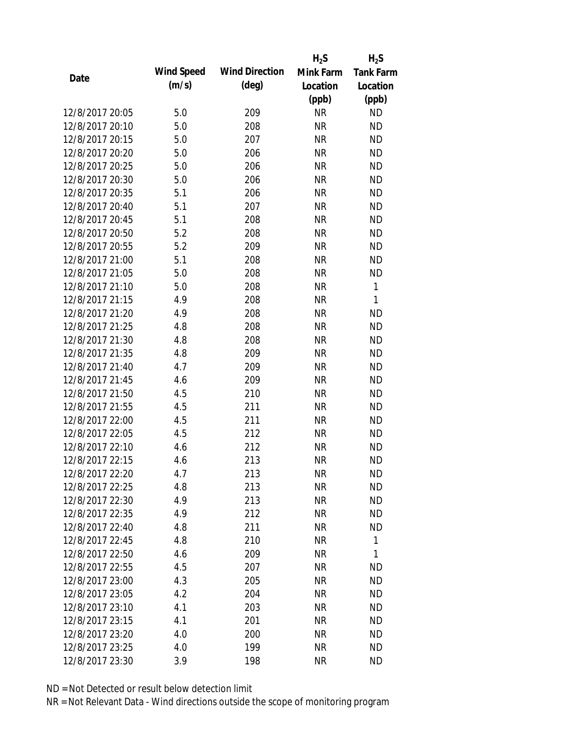| Date | Wind Speed (m/s) | Wind Direction (deg) | $H_2S$ Mink Farm Location (ppb) | $H_2S$ Tank Farm Location (ppb) |
|---|---|---|---|---|
| 12/8/2017 20:05 | 5.0 | 209 | NR | ND |
| 12/8/2017 20:10 | 5.0 | 208 | NR | ND |
| 12/8/2017 20:15 | 5.0 | 207 | NR | ND |
| 12/8/2017 20:20 | 5.0 | 206 | NR | ND |
| 12/8/2017 20:25 | 5.0 | 206 | NR | ND |
| 12/8/2017 20:30 | 5.0 | 206 | NR | ND |
| 12/8/2017 20:35 | 5.1 | 206 | NR | ND |
| 12/8/2017 20:40 | 5.1 | 207 | NR | ND |
| 12/8/2017 20:45 | 5.1 | 208 | NR | ND |
| 12/8/2017 20:50 | 5.2 | 208 | NR | ND |
| 12/8/2017 20:55 | 5.2 | 209 | NR | ND |
| 12/8/2017 21:00 | 5.1 | 208 | NR | ND |
| 12/8/2017 21:05 | 5.0 | 208 | NR | ND |
| 12/8/2017 21:10 | 5.0 | 208 | NR | 1 |
| 12/8/2017 21:15 | 4.9 | 208 | NR | 1 |
| 12/8/2017 21:20 | 4.9 | 208 | NR | ND |
| 12/8/2017 21:25 | 4.8 | 208 | NR | ND |
| 12/8/2017 21:30 | 4.8 | 208 | NR | ND |
| 12/8/2017 21:35 | 4.8 | 209 | NR | ND |
| 12/8/2017 21:40 | 4.7 | 209 | NR | ND |
| 12/8/2017 21:45 | 4.6 | 209 | NR | ND |
| 12/8/2017 21:50 | 4.5 | 210 | NR | ND |
| 12/8/2017 21:55 | 4.5 | 211 | NR | ND |
| 12/8/2017 22:00 | 4.5 | 211 | NR | ND |
| 12/8/2017 22:05 | 4.5 | 212 | NR | ND |
| 12/8/2017 22:10 | 4.6 | 212 | NR | ND |
| 12/8/2017 22:15 | 4.6 | 213 | NR | ND |
| 12/8/2017 22:20 | 4.7 | 213 | NR | ND |
| 12/8/2017 22:25 | 4.8 | 213 | NR | ND |
| 12/8/2017 22:30 | 4.9 | 213 | NR | ND |
| 12/8/2017 22:35 | 4.9 | 212 | NR | ND |
| 12/8/2017 22:40 | 4.8 | 211 | NR | ND |
| 12/8/2017 22:45 | 4.8 | 210 | NR | 1 |
| 12/8/2017 22:50 | 4.6 | 209 | NR | 1 |
| 12/8/2017 22:55 | 4.5 | 207 | NR | ND |
| 12/8/2017 23:00 | 4.3 | 205 | NR | ND |
| 12/8/2017 23:05 | 4.2 | 204 | NR | ND |
| 12/8/2017 23:10 | 4.1 | 203 | NR | ND |
| 12/8/2017 23:15 | 4.1 | 201 | NR | ND |
| 12/8/2017 23:20 | 4.0 | 200 | NR | ND |
| 12/8/2017 23:25 | 4.0 | 199 | NR | ND |
| 12/8/2017 23:30 | 3.9 | 198 | NR | ND |

ND = Not Detected or result below detection limit

NR = Not Relevant Data - Wind directions outside the scope of monitoring program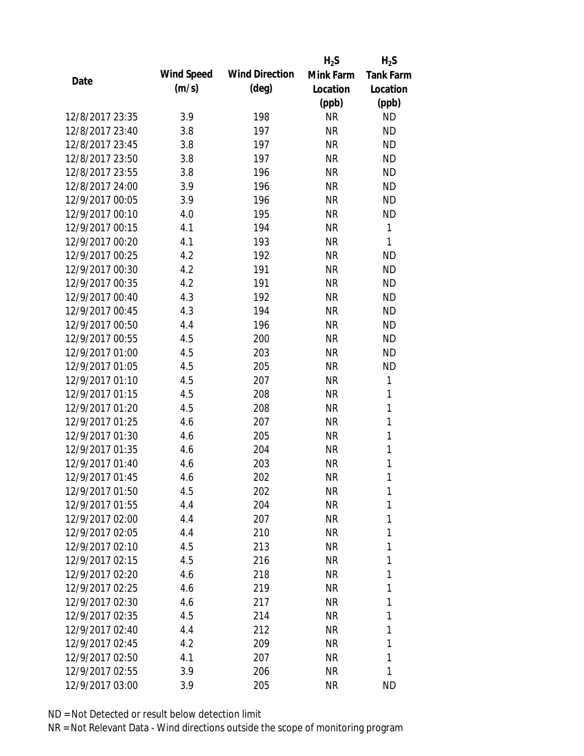| Date | Wind Speed (m/s) | Wind Direction (deg) | $H_2S$ Mink Farm Location (ppb) | $H_2S$ Tank Farm Location (ppb) |
|---|---|---|---|---|
| 12/8/2017 23:35 | 3.9 | 198 | NR | ND |
| 12/8/2017 23:40 | 3.8 | 197 | NR | ND |
| 12/8/2017 23:45 | 3.8 | 197 | NR | ND |
| 12/8/2017 23:50 | 3.8 | 197 | NR | ND |
| 12/8/2017 23:55 | 3.8 | 196 | NR | ND |
| 12/8/2017 24:00 | 3.9 | 196 | NR | ND |
| 12/9/2017 00:05 | 3.9 | 196 | NR | ND |
| 12/9/2017 00:10 | 4.0 | 195 | NR | ND |
| 12/9/2017 00:15 | 4.1 | 194 | NR | 1 |
| 12/9/2017 00:20 | 4.1 | 193 | NR | 1 |
| 12/9/2017 00:25 | 4.2 | 192 | NR | ND |
| 12/9/2017 00:30 | 4.2 | 191 | NR | ND |
| 12/9/2017 00:35 | 4.2 | 191 | NR | ND |
| 12/9/2017 00:40 | 4.3 | 192 | NR | ND |
| 12/9/2017 00:45 | 4.3 | 194 | NR | ND |
| 12/9/2017 00:50 | 4.4 | 196 | NR | ND |
| 12/9/2017 00:55 | 4.5 | 200 | NR | ND |
| 12/9/2017 01:00 | 4.5 | 203 | NR | ND |
| 12/9/2017 01:05 | 4.5 | 205 | NR | ND |
| 12/9/2017 01:10 | 4.5 | 207 | NR | 1 |
| 12/9/2017 01:15 | 4.5 | 208 | NR | 1 |
| 12/9/2017 01:20 | 4.5 | 208 | NR | 1 |
| 12/9/2017 01:25 | 4.6 | 207 | NR | 1 |
| 12/9/2017 01:30 | 4.6 | 205 | NR | 1 |
| 12/9/2017 01:35 | 4.6 | 204 | NR | 1 |
| 12/9/2017 01:40 | 4.6 | 203 | NR | 1 |
| 12/9/2017 01:45 | 4.6 | 202 | NR | 1 |
| 12/9/2017 01:50 | 4.5 | 202 | NR | 1 |
| 12/9/2017 01:55 | 4.4 | 204 | NR | 1 |
| 12/9/2017 02:00 | 4.4 | 207 | NR | 1 |
| 12/9/2017 02:05 | 4.4 | 210 | NR | 1 |
| 12/9/2017 02:10 | 4.5 | 213 | NR | 1 |
| 12/9/2017 02:15 | 4.5 | 216 | NR | 1 |
| 12/9/2017 02:20 | 4.6 | 218 | NR | 1 |
| 12/9/2017 02:25 | 4.6 | 219 | NR | 1 |
| 12/9/2017 02:30 | 4.6 | 217 | NR | 1 |
| 12/9/2017 02:35 | 4.5 | 214 | NR | 1 |
| 12/9/2017 02:40 | 4.4 | 212 | NR | 1 |
| 12/9/2017 02:45 | 4.2 | 209 | NR | 1 |
| 12/9/2017 02:50 | 4.1 | 207 | NR | 1 |
| 12/9/2017 02:55 | 3.9 | 206 | NR | 1 |
| 12/9/2017 03:00 | 3.9 | 205 | NR | ND |

ND = Not Detected or result below detection limit

NR = Not Relevant Data - Wind directions outside the scope of monitoring program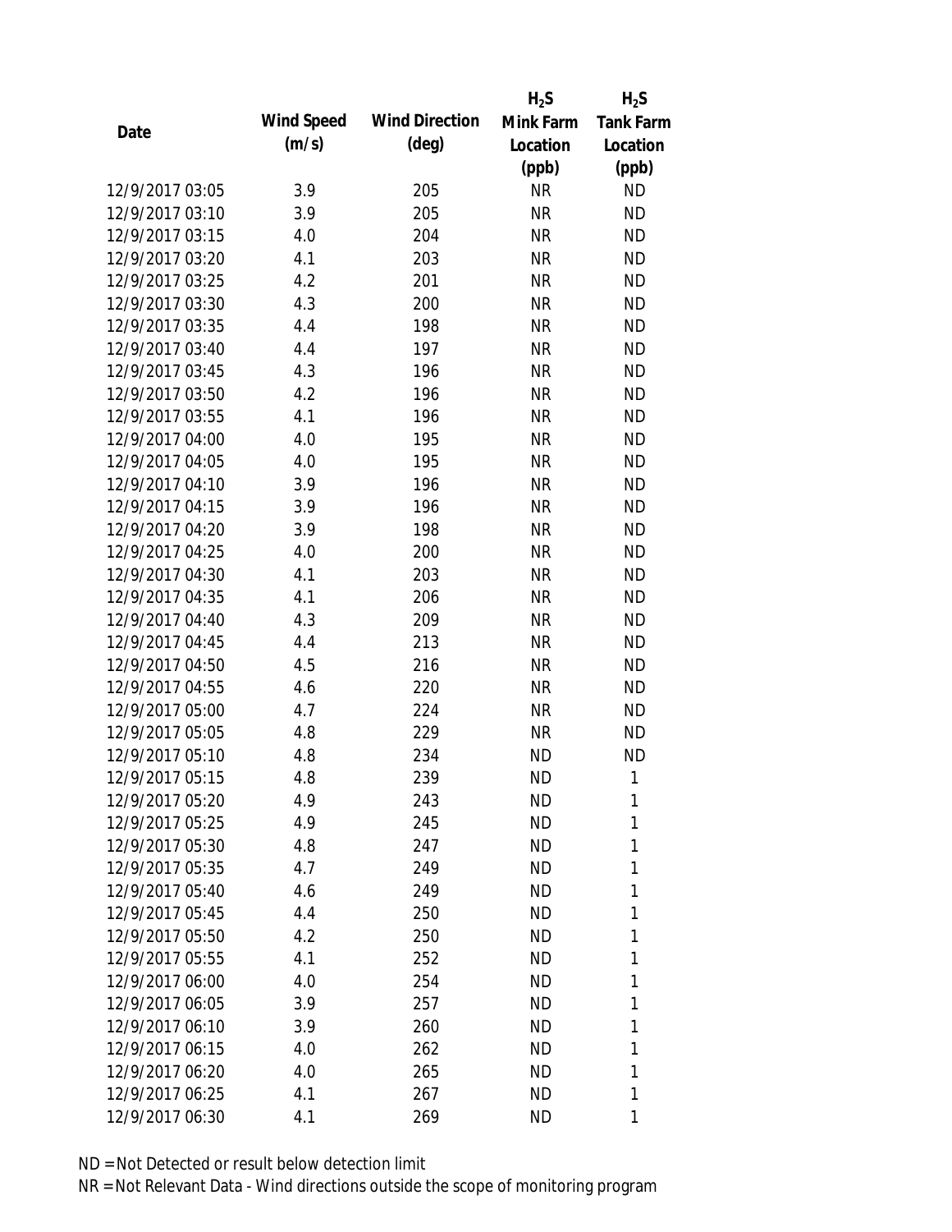| Date | Wind Speed (m/s) | Wind Direction (deg) | $H_2S$ Mink Farm Location (ppb) | $H_2S$ Tank Farm Location (ppb) |
|---|---|---|---|---|
| 12/9/2017 03:05 | 3.9 | 205 | NR | ND |
| 12/9/2017 03:10 | 3.9 | 205 | NR | ND |
| 12/9/2017 03:15 | 4.0 | 204 | NR | ND |
| 12/9/2017 03:20 | 4.1 | 203 | NR | ND |
| 12/9/2017 03:25 | 4.2 | 201 | NR | ND |
| 12/9/2017 03:30 | 4.3 | 200 | NR | ND |
| 12/9/2017 03:35 | 4.4 | 198 | NR | ND |
| 12/9/2017 03:40 | 4.4 | 197 | NR | ND |
| 12/9/2017 03:45 | 4.3 | 196 | NR | ND |
| 12/9/2017 03:50 | 4.2 | 196 | NR | ND |
| 12/9/2017 03:55 | 4.1 | 196 | NR | ND |
| 12/9/2017 04:00 | 4.0 | 195 | NR | ND |
| 12/9/2017 04:05 | 4.0 | 195 | NR | ND |
| 12/9/2017 04:10 | 3.9 | 196 | NR | ND |
| 12/9/2017 04:15 | 3.9 | 196 | NR | ND |
| 12/9/2017 04:20 | 3.9 | 198 | NR | ND |
| 12/9/2017 04:25 | 4.0 | 200 | NR | ND |
| 12/9/2017 04:30 | 4.1 | 203 | NR | ND |
| 12/9/2017 04:35 | 4.1 | 206 | NR | ND |
| 12/9/2017 04:40 | 4.3 | 209 | NR | ND |
| 12/9/2017 04:45 | 4.4 | 213 | NR | ND |
| 12/9/2017 04:50 | 4.5 | 216 | NR | ND |
| 12/9/2017 04:55 | 4.6 | 220 | NR | ND |
| 12/9/2017 05:00 | 4.7 | 224 | NR | ND |
| 12/9/2017 05:05 | 4.8 | 229 | NR | ND |
| 12/9/2017 05:10 | 4.8 | 234 | ND | ND |
| 12/9/2017 05:15 | 4.8 | 239 | ND | 1 |
| 12/9/2017 05:20 | 4.9 | 243 | ND | 1 |
| 12/9/2017 05:25 | 4.9 | 245 | ND | 1 |
| 12/9/2017 05:30 | 4.8 | 247 | ND | 1 |
| 12/9/2017 05:35 | 4.7 | 249 | ND | 1 |
| 12/9/2017 05:40 | 4.6 | 249 | ND | 1 |
| 12/9/2017 05:45 | 4.4 | 250 | ND | 1 |
| 12/9/2017 05:50 | 4.2 | 250 | ND | 1 |
| 12/9/2017 05:55 | 4.1 | 252 | ND | 1 |
| 12/9/2017 06:00 | 4.0 | 254 | ND | 1 |
| 12/9/2017 06:05 | 3.9 | 257 | ND | 1 |
| 12/9/2017 06:10 | 3.9 | 260 | ND | 1 |
| 12/9/2017 06:15 | 4.0 | 262 | ND | 1 |
| 12/9/2017 06:20 | 4.0 | 265 | ND | 1 |
| 12/9/2017 06:25 | 4.1 | 267 | ND | 1 |
| 12/9/2017 06:30 | 4.1 | 269 | ND | 1 |

ND = Not Detected or result below detection limit

NR = Not Relevant Data - Wind directions outside the scope of monitoring program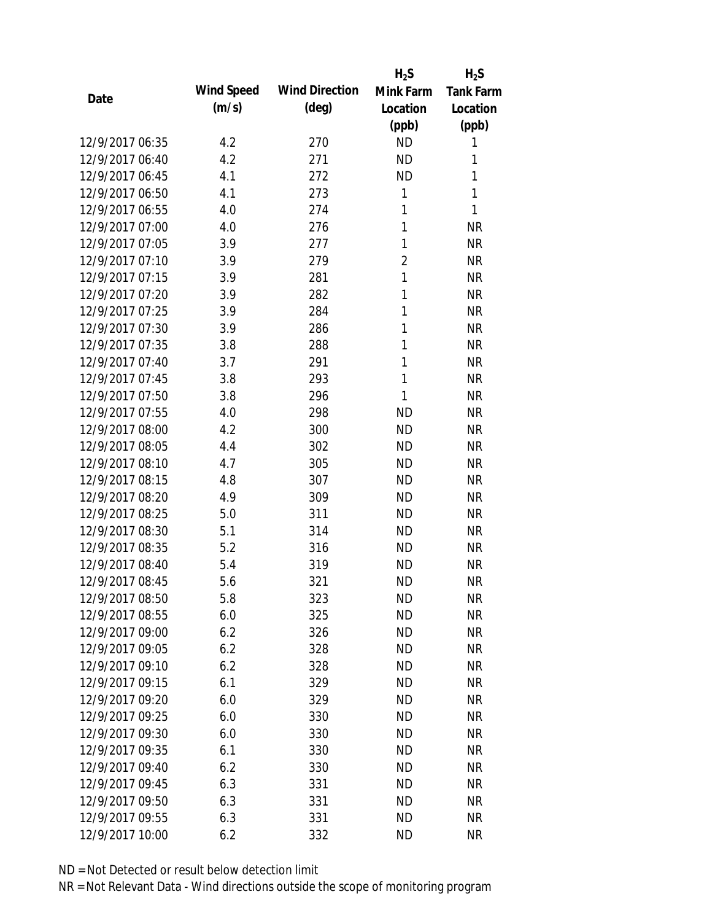| Date | Wind Speed (m/s) | Wind Direction (deg) | $H_2S$ Mink Farm Location (ppb) | $H_2S$ Tank Farm Location (ppb) |
|---|---|---|---|---|
| 12/9/2017 06:35 | 4.2 | 270 | ND | 1 |
| 12/9/2017 06:40 | 4.2 | 271 | ND | 1 |
| 12/9/2017 06:45 | 4.1 | 272 | ND | 1 |
| 12/9/2017 06:50 | 4.1 | 273 | 1 | 1 |
| 12/9/2017 06:55 | 4.0 | 274 | 1 | 1 |
| 12/9/2017 07:00 | 4.0 | 276 | 1 | NR |
| 12/9/2017 07:05 | 3.9 | 277 | 1 | NR |
| 12/9/2017 07:10 | 3.9 | 279 | 2 | NR |
| 12/9/2017 07:15 | 3.9 | 281 | 1 | NR |
| 12/9/2017 07:20 | 3.9 | 282 | 1 | NR |
| 12/9/2017 07:25 | 3.9 | 284 | 1 | NR |
| 12/9/2017 07:30 | 3.9 | 286 | 1 | NR |
| 12/9/2017 07:35 | 3.8 | 288 | 1 | NR |
| 12/9/2017 07:40 | 3.7 | 291 | 1 | NR |
| 12/9/2017 07:45 | 3.8 | 293 | 1 | NR |
| 12/9/2017 07:50 | 3.8 | 296 | 1 | NR |
| 12/9/2017 07:55 | 4.0 | 298 | ND | NR |
| 12/9/2017 08:00 | 4.2 | 300 | ND | NR |
| 12/9/2017 08:05 | 4.4 | 302 | ND | NR |
| 12/9/2017 08:10 | 4.7 | 305 | ND | NR |
| 12/9/2017 08:15 | 4.8 | 307 | ND | NR |
| 12/9/2017 08:20 | 4.9 | 309 | ND | NR |
| 12/9/2017 08:25 | 5.0 | 311 | ND | NR |
| 12/9/2017 08:30 | 5.1 | 314 | ND | NR |
| 12/9/2017 08:35 | 5.2 | 316 | ND | NR |
| 12/9/2017 08:40 | 5.4 | 319 | ND | NR |
| 12/9/2017 08:45 | 5.6 | 321 | ND | NR |
| 12/9/2017 08:50 | 5.8 | 323 | ND | NR |
| 12/9/2017 08:55 | 6.0 | 325 | ND | NR |
| 12/9/2017 09:00 | 6.2 | 326 | ND | NR |
| 12/9/2017 09:05 | 6.2 | 328 | ND | NR |
| 12/9/2017 09:10 | 6.2 | 328 | ND | NR |
| 12/9/2017 09:15 | 6.1 | 329 | ND | NR |
| 12/9/2017 09:20 | 6.0 | 329 | ND | NR |
| 12/9/2017 09:25 | 6.0 | 330 | ND | NR |
| 12/9/2017 09:30 | 6.0 | 330 | ND | NR |
| 12/9/2017 09:35 | 6.1 | 330 | ND | NR |
| 12/9/2017 09:40 | 6.2 | 330 | ND | NR |
| 12/9/2017 09:45 | 6.3 | 331 | ND | NR |
| 12/9/2017 09:50 | 6.3 | 331 | ND | NR |
| 12/9/2017 09:55 | 6.3 | 331 | ND | NR |
| 12/9/2017 10:00 | 6.2 | 332 | ND | NR |

ND = Not Detected or result below detection limit

NR = Not Relevant Data - Wind directions outside the scope of monitoring program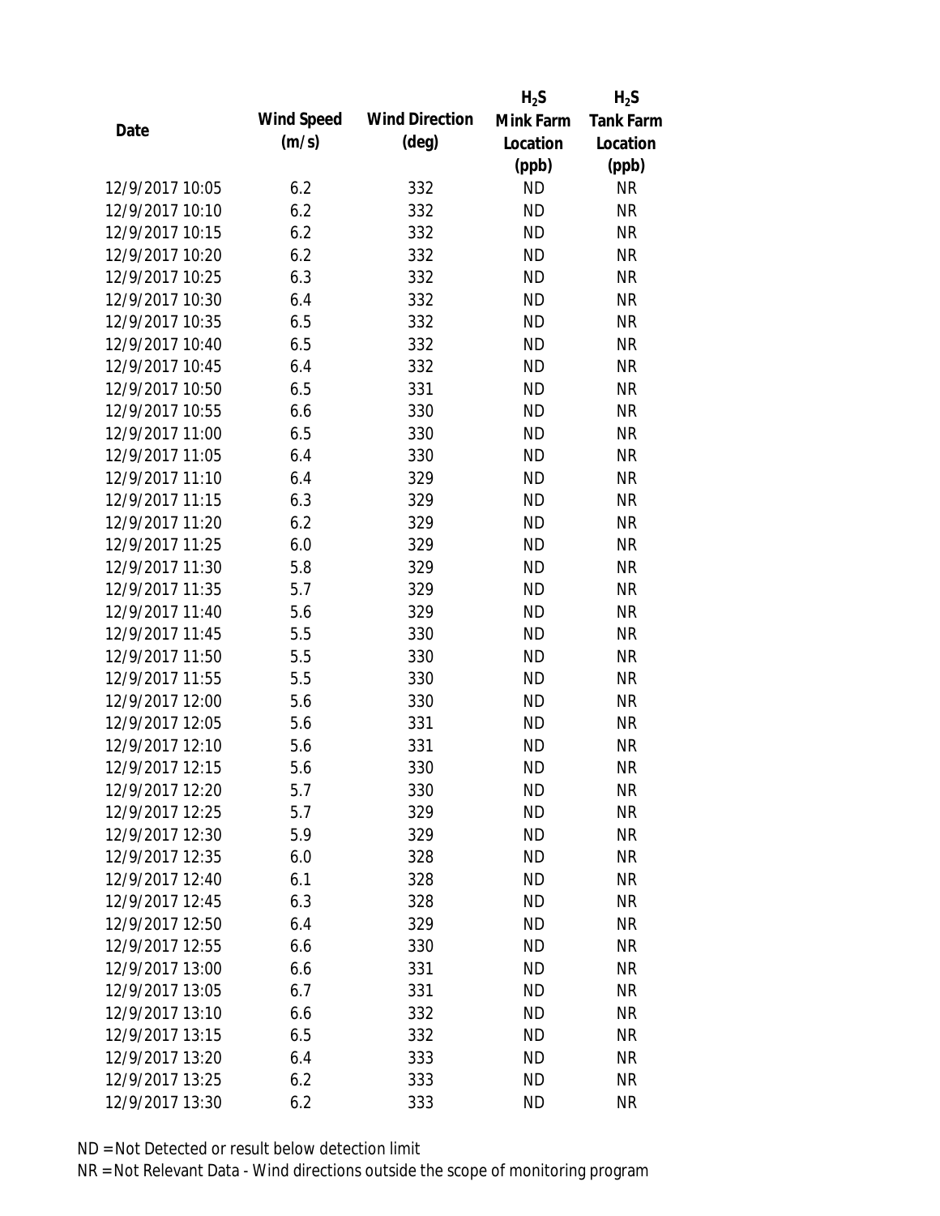| Date | Wind Speed (m/s) | Wind Direction (deg) | $H_2S$ Mink Farm Location (ppb) | $H_2S$ Tank Farm Location (ppb) |
|---|---|---|---|---|
| 12/9/2017 10:05 | 6.2 | 332 | ND | NR |
| 12/9/2017 10:10 | 6.2 | 332 | ND | NR |
| 12/9/2017 10:15 | 6.2 | 332 | ND | NR |
| 12/9/2017 10:20 | 6.2 | 332 | ND | NR |
| 12/9/2017 10:25 | 6.3 | 332 | ND | NR |
| 12/9/2017 10:30 | 6.4 | 332 | ND | NR |
| 12/9/2017 10:35 | 6.5 | 332 | ND | NR |
| 12/9/2017 10:40 | 6.5 | 332 | ND | NR |
| 12/9/2017 10:45 | 6.4 | 332 | ND | NR |
| 12/9/2017 10:50 | 6.5 | 331 | ND | NR |
| 12/9/2017 10:55 | 6.6 | 330 | ND | NR |
| 12/9/2017 11:00 | 6.5 | 330 | ND | NR |
| 12/9/2017 11:05 | 6.4 | 330 | ND | NR |
| 12/9/2017 11:10 | 6.4 | 329 | ND | NR |
| 12/9/2017 11:15 | 6.3 | 329 | ND | NR |
| 12/9/2017 11:20 | 6.2 | 329 | ND | NR |
| 12/9/2017 11:25 | 6.0 | 329 | ND | NR |
| 12/9/2017 11:30 | 5.8 | 329 | ND | NR |
| 12/9/2017 11:35 | 5.7 | 329 | ND | NR |
| 12/9/2017 11:40 | 5.6 | 329 | ND | NR |
| 12/9/2017 11:45 | 5.5 | 330 | ND | NR |
| 12/9/2017 11:50 | 5.5 | 330 | ND | NR |
| 12/9/2017 11:55 | 5.5 | 330 | ND | NR |
| 12/9/2017 12:00 | 5.6 | 330 | ND | NR |
| 12/9/2017 12:05 | 5.6 | 331 | ND | NR |
| 12/9/2017 12:10 | 5.6 | 331 | ND | NR |
| 12/9/2017 12:15 | 5.6 | 330 | ND | NR |
| 12/9/2017 12:20 | 5.7 | 330 | ND | NR |
| 12/9/2017 12:25 | 5.7 | 329 | ND | NR |
| 12/9/2017 12:30 | 5.9 | 329 | ND | NR |
| 12/9/2017 12:35 | 6.0 | 328 | ND | NR |
| 12/9/2017 12:40 | 6.1 | 328 | ND | NR |
| 12/9/2017 12:45 | 6.3 | 328 | ND | NR |
| 12/9/2017 12:50 | 6.4 | 329 | ND | NR |
| 12/9/2017 12:55 | 6.6 | 330 | ND | NR |
| 12/9/2017 13:00 | 6.6 | 331 | ND | NR |
| 12/9/2017 13:05 | 6.7 | 331 | ND | NR |
| 12/9/2017 13:10 | 6.6 | 332 | ND | NR |
| 12/9/2017 13:15 | 6.5 | 332 | ND | NR |
| 12/9/2017 13:20 | 6.4 | 333 | ND | NR |
| 12/9/2017 13:25 | 6.2 | 333 | ND | NR |
| 12/9/2017 13:30 | 6.2 | 333 | ND | NR |

ND = Not Detected or result below detection limit

NR = Not Relevant Data - Wind directions outside the scope of monitoring program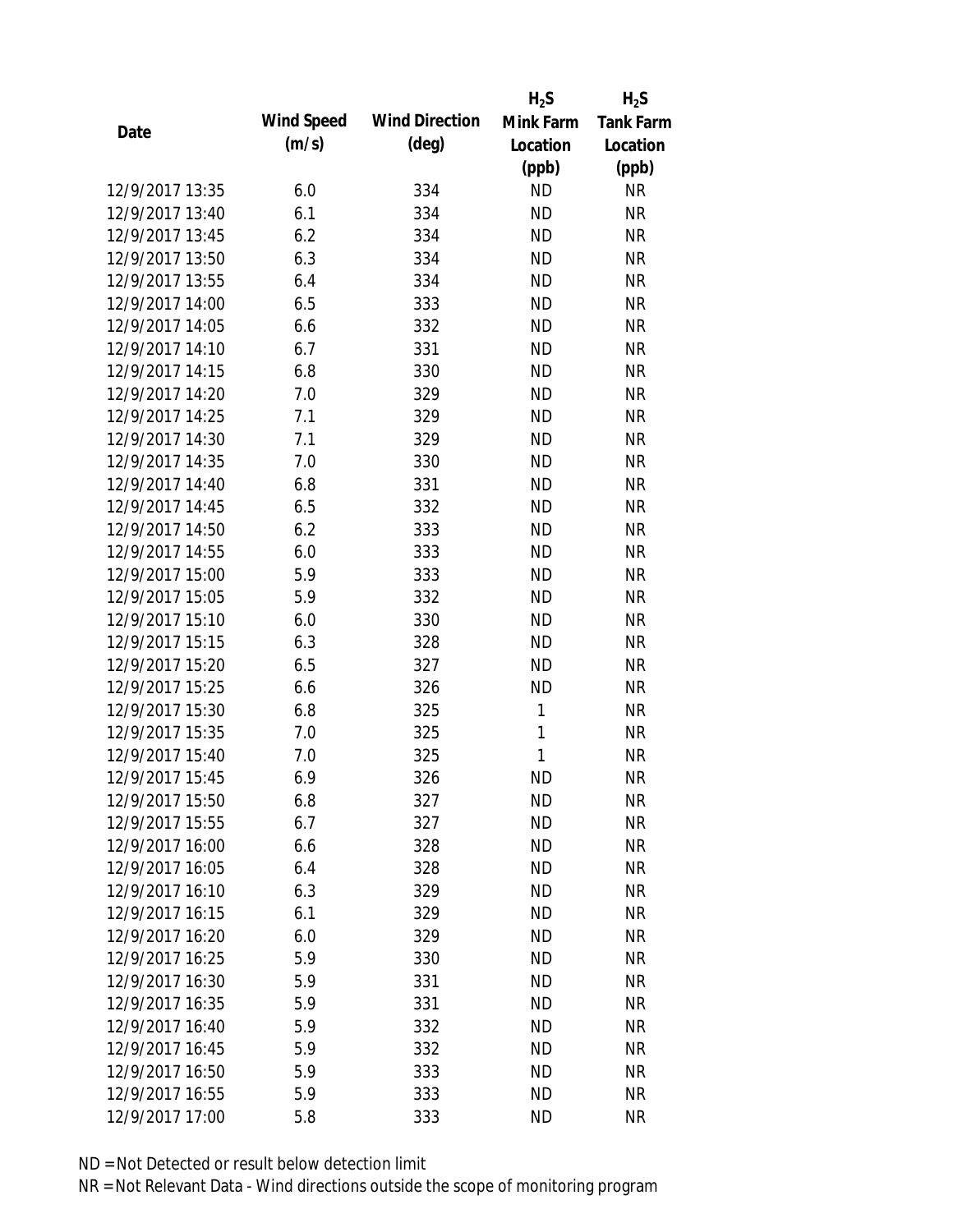| Date | Wind Speed (m/s) | Wind Direction (deg) | $H_2S$ Mink Farm Location (ppb) | $H_2S$ Tank Farm Location (ppb) |
|---|---|---|---|---|
| 12/9/2017 13:35 | 6.0 | 334 | ND | NR |
| 12/9/2017 13:40 | 6.1 | 334 | ND | NR |
| 12/9/2017 13:45 | 6.2 | 334 | ND | NR |
| 12/9/2017 13:50 | 6.3 | 334 | ND | NR |
| 12/9/2017 13:55 | 6.4 | 334 | ND | NR |
| 12/9/2017 14:00 | 6.5 | 333 | ND | NR |
| 12/9/2017 14:05 | 6.6 | 332 | ND | NR |
| 12/9/2017 14:10 | 6.7 | 331 | ND | NR |
| 12/9/2017 14:15 | 6.8 | 330 | ND | NR |
| 12/9/2017 14:20 | 7.0 | 329 | ND | NR |
| 12/9/2017 14:25 | 7.1 | 329 | ND | NR |
| 12/9/2017 14:30 | 7.1 | 329 | ND | NR |
| 12/9/2017 14:35 | 7.0 | 330 | ND | NR |
| 12/9/2017 14:40 | 6.8 | 331 | ND | NR |
| 12/9/2017 14:45 | 6.5 | 332 | ND | NR |
| 12/9/2017 14:50 | 6.2 | 333 | ND | NR |
| 12/9/2017 14:55 | 6.0 | 333 | ND | NR |
| 12/9/2017 15:00 | 5.9 | 333 | ND | NR |
| 12/9/2017 15:05 | 5.9 | 332 | ND | NR |
| 12/9/2017 15:10 | 6.0 | 330 | ND | NR |
| 12/9/2017 15:15 | 6.3 | 328 | ND | NR |
| 12/9/2017 15:20 | 6.5 | 327 | ND | NR |
| 12/9/2017 15:25 | 6.6 | 326 | ND | NR |
| 12/9/2017 15:30 | 6.8 | 325 | 1 | NR |
| 12/9/2017 15:35 | 7.0 | 325 | 1 | NR |
| 12/9/2017 15:40 | 7.0 | 325 | 1 | NR |
| 12/9/2017 15:45 | 6.9 | 326 | ND | NR |
| 12/9/2017 15:50 | 6.8 | 327 | ND | NR |
| 12/9/2017 15:55 | 6.7 | 327 | ND | NR |
| 12/9/2017 16:00 | 6.6 | 328 | ND | NR |
| 12/9/2017 16:05 | 6.4 | 328 | ND | NR |
| 12/9/2017 16:10 | 6.3 | 329 | ND | NR |
| 12/9/2017 16:15 | 6.1 | 329 | ND | NR |
| 12/9/2017 16:20 | 6.0 | 329 | ND | NR |
| 12/9/2017 16:25 | 5.9 | 330 | ND | NR |
| 12/9/2017 16:30 | 5.9 | 331 | ND | NR |
| 12/9/2017 16:35 | 5.9 | 331 | ND | NR |
| 12/9/2017 16:40 | 5.9 | 332 | ND | NR |
| 12/9/2017 16:45 | 5.9 | 332 | ND | NR |
| 12/9/2017 16:50 | 5.9 | 333 | ND | NR |
| 12/9/2017 16:55 | 5.9 | 333 | ND | NR |
| 12/9/2017 17:00 | 5.8 | 333 | ND | NR |

ND = Not Detected or result below detection limit

NR = Not Relevant Data - Wind directions outside the scope of monitoring program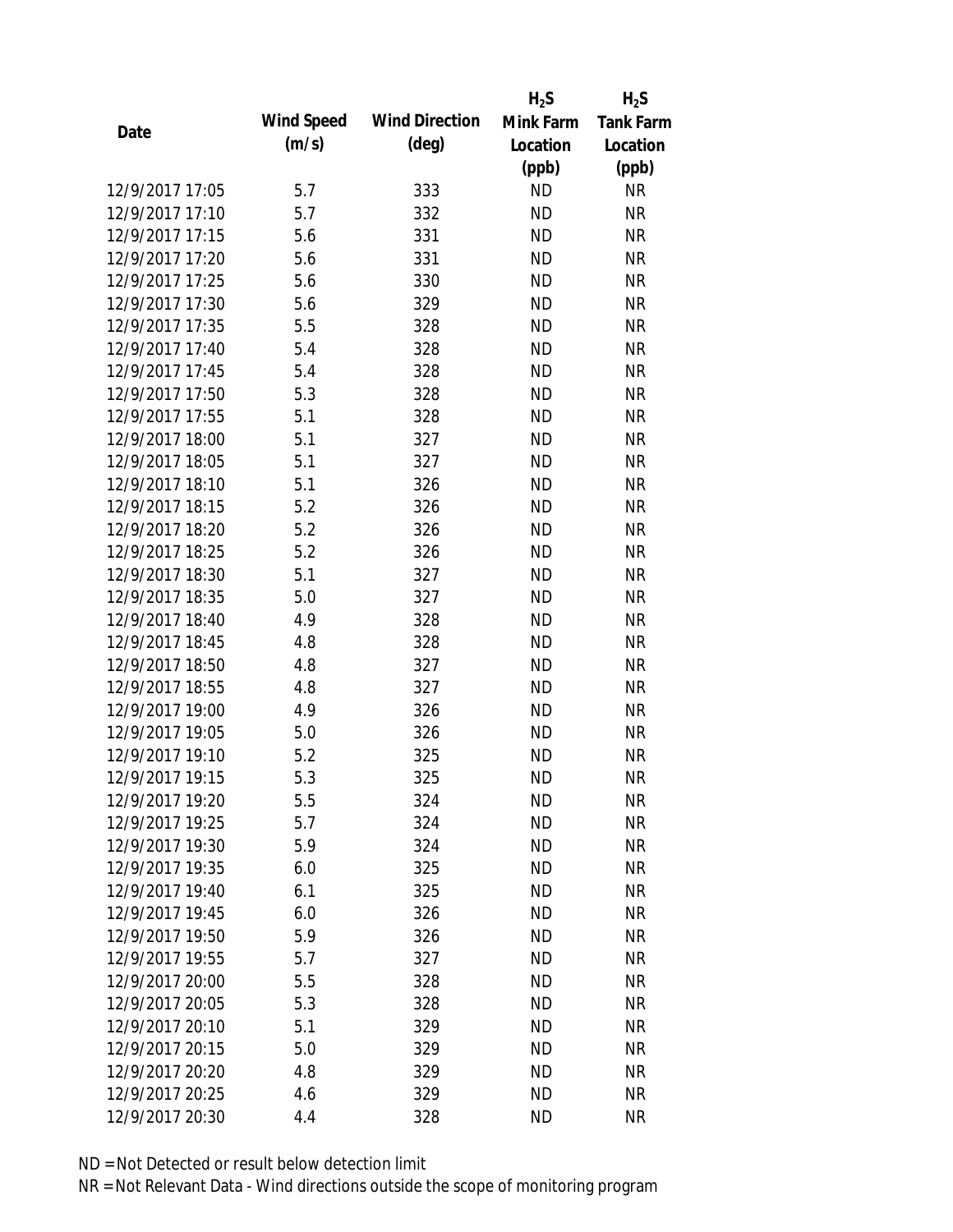| Date | Wind Speed (m/s) | Wind Direction (deg) | $H_2S$ Mink Farm Location (ppb) | $H_2S$ Tank Farm Location (ppb) |
|---|---|---|---|---|
| 12/9/2017 17:05 | 5.7 | 333 | ND | NR |
| 12/9/2017 17:10 | 5.7 | 332 | ND | NR |
| 12/9/2017 17:15 | 5.6 | 331 | ND | NR |
| 12/9/2017 17:20 | 5.6 | 331 | ND | NR |
| 12/9/2017 17:25 | 5.6 | 330 | ND | NR |
| 12/9/2017 17:30 | 5.6 | 329 | ND | NR |
| 12/9/2017 17:35 | 5.5 | 328 | ND | NR |
| 12/9/2017 17:40 | 5.4 | 328 | ND | NR |
| 12/9/2017 17:45 | 5.4 | 328 | ND | NR |
| 12/9/2017 17:50 | 5.3 | 328 | ND | NR |
| 12/9/2017 17:55 | 5.1 | 328 | ND | NR |
| 12/9/2017 18:00 | 5.1 | 327 | ND | NR |
| 12/9/2017 18:05 | 5.1 | 327 | ND | NR |
| 12/9/2017 18:10 | 5.1 | 326 | ND | NR |
| 12/9/2017 18:15 | 5.2 | 326 | ND | NR |
| 12/9/2017 18:20 | 5.2 | 326 | ND | NR |
| 12/9/2017 18:25 | 5.2 | 326 | ND | NR |
| 12/9/2017 18:30 | 5.1 | 327 | ND | NR |
| 12/9/2017 18:35 | 5.0 | 327 | ND | NR |
| 12/9/2017 18:40 | 4.9 | 328 | ND | NR |
| 12/9/2017 18:45 | 4.8 | 328 | ND | NR |
| 12/9/2017 18:50 | 4.8 | 327 | ND | NR |
| 12/9/2017 18:55 | 4.8 | 327 | ND | NR |
| 12/9/2017 19:00 | 4.9 | 326 | ND | NR |
| 12/9/2017 19:05 | 5.0 | 326 | ND | NR |
| 12/9/2017 19:10 | 5.2 | 325 | ND | NR |
| 12/9/2017 19:15 | 5.3 | 325 | ND | NR |
| 12/9/2017 19:20 | 5.5 | 324 | ND | NR |
| 12/9/2017 19:25 | 5.7 | 324 | ND | NR |
| 12/9/2017 19:30 | 5.9 | 324 | ND | NR |
| 12/9/2017 19:35 | 6.0 | 325 | ND | NR |
| 12/9/2017 19:40 | 6.1 | 325 | ND | NR |
| 12/9/2017 19:45 | 6.0 | 326 | ND | NR |
| 12/9/2017 19:50 | 5.9 | 326 | ND | NR |
| 12/9/2017 19:55 | 5.7 | 327 | ND | NR |
| 12/9/2017 20:00 | 5.5 | 328 | ND | NR |
| 12/9/2017 20:05 | 5.3 | 328 | ND | NR |
| 12/9/2017 20:10 | 5.1 | 329 | ND | NR |
| 12/9/2017 20:15 | 5.0 | 329 | ND | NR |
| 12/9/2017 20:20 | 4.8 | 329 | ND | NR |
| 12/9/2017 20:25 | 4.6 | 329 | ND | NR |
| 12/9/2017 20:30 | 4.4 | 328 | ND | NR |

ND = Not Detected or result below detection limit

NR = Not Relevant Data - Wind directions outside the scope of monitoring program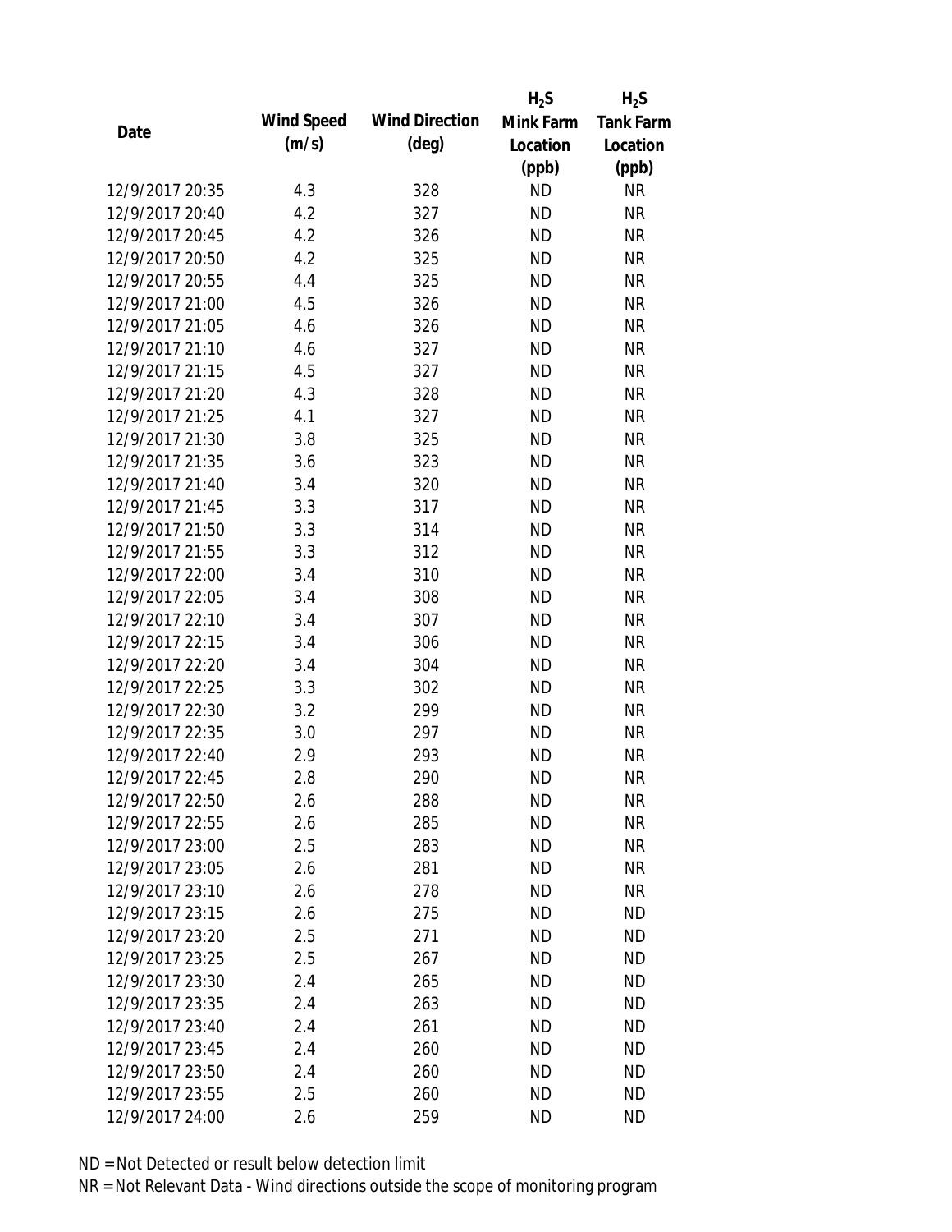| Date | Wind Speed (m/s) | Wind Direction (deg) | $H_2S$ Mink Farm Location (ppb) | $H_2S$ Tank Farm Location (ppb) |
|---|---|---|---|---|
| 12/9/2017 20:35 | 4.3 | 328 | ND | NR |
| 12/9/2017 20:40 | 4.2 | 327 | ND | NR |
| 12/9/2017 20:45 | 4.2 | 326 | ND | NR |
| 12/9/2017 20:50 | 4.2 | 325 | ND | NR |
| 12/9/2017 20:55 | 4.4 | 325 | ND | NR |
| 12/9/2017 21:00 | 4.5 | 326 | ND | NR |
| 12/9/2017 21:05 | 4.6 | 326 | ND | NR |
| 12/9/2017 21:10 | 4.6 | 327 | ND | NR |
| 12/9/2017 21:15 | 4.5 | 327 | ND | NR |
| 12/9/2017 21:20 | 4.3 | 328 | ND | NR |
| 12/9/2017 21:25 | 4.1 | 327 | ND | NR |
| 12/9/2017 21:30 | 3.8 | 325 | ND | NR |
| 12/9/2017 21:35 | 3.6 | 323 | ND | NR |
| 12/9/2017 21:40 | 3.4 | 320 | ND | NR |
| 12/9/2017 21:45 | 3.3 | 317 | ND | NR |
| 12/9/2017 21:50 | 3.3 | 314 | ND | NR |
| 12/9/2017 21:55 | 3.3 | 312 | ND | NR |
| 12/9/2017 22:00 | 3.4 | 310 | ND | NR |
| 12/9/2017 22:05 | 3.4 | 308 | ND | NR |
| 12/9/2017 22:10 | 3.4 | 307 | ND | NR |
| 12/9/2017 22:15 | 3.4 | 306 | ND | NR |
| 12/9/2017 22:20 | 3.4 | 304 | ND | NR |
| 12/9/2017 22:25 | 3.3 | 302 | ND | NR |
| 12/9/2017 22:30 | 3.2 | 299 | ND | NR |
| 12/9/2017 22:35 | 3.0 | 297 | ND | NR |
| 12/9/2017 22:40 | 2.9 | 293 | ND | NR |
| 12/9/2017 22:45 | 2.8 | 290 | ND | NR |
| 12/9/2017 22:50 | 2.6 | 288 | ND | NR |
| 12/9/2017 22:55 | 2.6 | 285 | ND | NR |
| 12/9/2017 23:00 | 2.5 | 283 | ND | NR |
| 12/9/2017 23:05 | 2.6 | 281 | ND | NR |
| 12/9/2017 23:10 | 2.6 | 278 | ND | NR |
| 12/9/2017 23:15 | 2.6 | 275 | ND | ND |
| 12/9/2017 23:20 | 2.5 | 271 | ND | ND |
| 12/9/2017 23:25 | 2.5 | 267 | ND | ND |
| 12/9/2017 23:30 | 2.4 | 265 | ND | ND |
| 12/9/2017 23:35 | 2.4 | 263 | ND | ND |
| 12/9/2017 23:40 | 2.4 | 261 | ND | ND |
| 12/9/2017 23:45 | 2.4 | 260 | ND | ND |
| 12/9/2017 23:50 | 2.4 | 260 | ND | ND |
| 12/9/2017 23:55 | 2.5 | 260 | ND | ND |
| 12/9/2017 24:00 | 2.6 | 259 | ND | ND |

ND = Not Detected or result below detection limit

NR = Not Relevant Data - Wind directions outside the scope of monitoring program